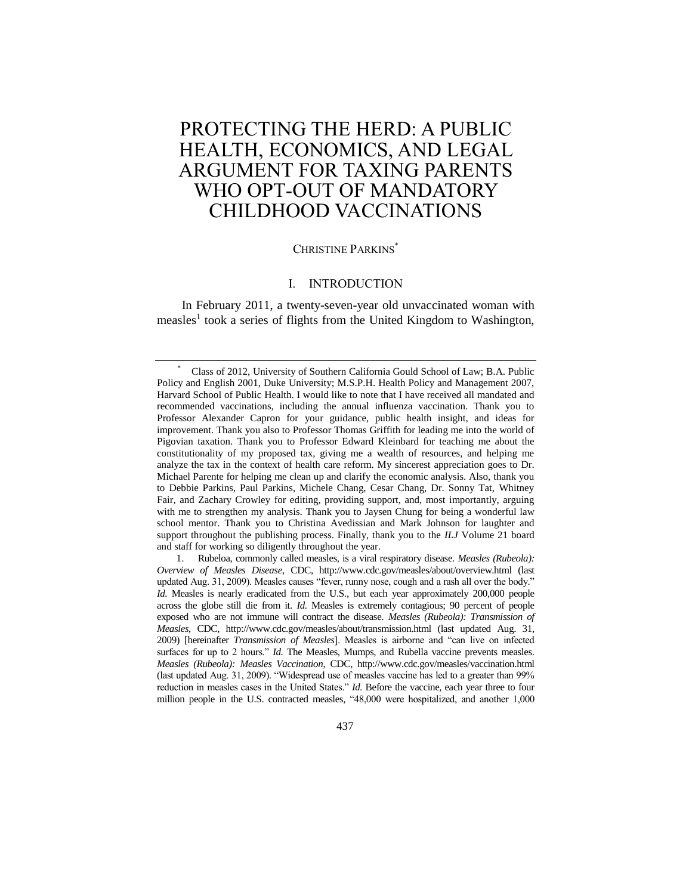# PROTECTING THE HERD: A PUBLIC HEALTH, ECONOMICS, AND LEGAL ARGUMENT FOR TAXING PARENTS WHO OPT-OUT OF MANDATORY CHILDHOOD VACCINATIONS

CHRISTINE PARKINS[*]

## I. INTRODUCTION

In February 2011, a twenty-seven-year old unvaccinated woman with measles[1] took a series of flights from the United Kingdom to Washington,

---

[*] Class of 2012, University of Southern California Gould School of Law; B.A. Public Policy and English 2001, Duke University; M.S.P.H. Health Policy and Management 2007, Harvard School of Public Health. I would like to note that I have received all mandated and recommended vaccinations, including the annual influenza vaccination. Thank you to Professor Alexander Capron for your guidance, public health insight, and ideas for improvement. Thank you also to Professor Thomas Griffith for leading me into the world of Pigovian taxation. Thank you to Professor Edward Kleinbard for teaching me about the constitutionality of my proposed tax, giving me a wealth of resources, and helping me analyze the tax in the context of health care reform. My sincerest appreciation goes to Dr. Michael Parente for helping me clean up and clarify the economic analysis. Also, thank you to Debbie Parkins, Paul Parkins, Michele Chang, Cesar Chang, Dr. Sonny Tat, Whitney Fair, and Zachary Crowley for editing, providing support, and, most importantly, arguing with me to strengthen my analysis. Thank you to Jaysen Chung for being a wonderful law school mentor. Thank you to Christina Avedissian and Mark Johnson for laughter and support throughout the publishing process. Finally, thank you to the *ILJ* Volume 21 board and staff for working so diligently throughout the year.

1. Rubeloa, commonly called measles, is a viral respiratory disease. *Measles (Rubeola): Overview of Measles Disease*, CDC, http://www.cdc.gov/measles/about/overview.html (last updated Aug. 31, 2009). Measles causes "fever, runny nose, cough and a rash all over the body." *Id.* Measles is nearly eradicated from the U.S., but each year approximately 200,000 people across the globe still die from it. *Id.* Measles is extremely contagious; 90 percent of people exposed who are not immune will contract the disease. *Measles (Rubeola): Transmission of Measles*, CDC, http://www.cdc.gov/measles/about/transmission.html (last updated Aug. 31, 2009) [hereinafter *Transmission of Measles*]. Measles is airborne and "can live on infected surfaces for up to 2 hours." *Id.* The Measles, Mumps, and Rubella vaccine prevents measles. *Measles (Rubeola): Measles Vaccination*, CDC, http://www.cdc.gov/measles/vaccination.html (last updated Aug. 31, 2009). "Widespread use of measles vaccine has led to a greater than 99% reduction in measles cases in the United States." *Id.* Before the vaccine, each year three to four million people in the U.S. contracted measles, "48,000 were hospitalized, and another 1,000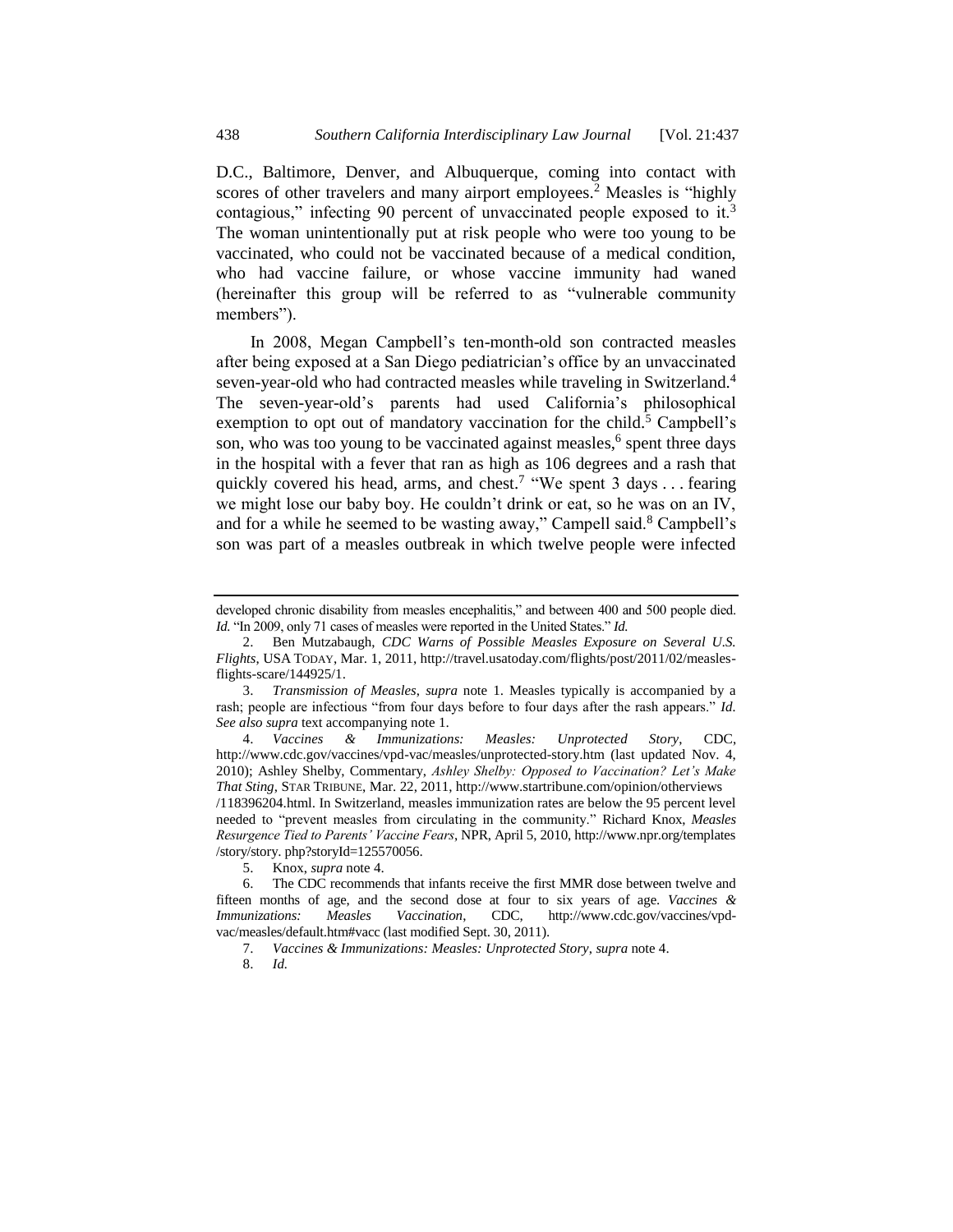D.C., Baltimore, Denver, and Albuquerque, coming into contact with scores of other travelers and many airport employees.[2] Measles is "highly contagious," infecting 90 percent of unvaccinated people exposed to it.[3] The woman unintentionally put at risk people who were too young to be vaccinated, who could not be vaccinated because of a medical condition, who had vaccine failure, or whose vaccine immunity had waned (hereinafter this group will be referred to as "vulnerable community members").

In 2008, Megan Campbell's ten-month-old son contracted measles after being exposed at a San Diego pediatrician's office by an unvaccinated seven-year-old who had contracted measles while traveling in Switzerland.[4] The seven-year-old's parents had used California's philosophical exemption to opt out of mandatory vaccination for the child.[5] Campbell's son, who was too young to be vaccinated against measles,[6] spent three days in the hospital with a fever that ran as high as 106 degrees and a rash that quickly covered his head, arms, and chest.[7] "We spent 3 days . . . fearing we might lose our baby boy. He couldn't drink or eat, so he was on an IV, and for a while he seemed to be wasting away," Campell said.[8] Campbell's son was part of a measles outbreak in which twelve people were infected

---

developed chronic disability from measles encephalitis," and between 400 and 500 people died. *Id.* "In 2009, only 71 cases of measles were reported in the United States." *Id.*

2. Ben Mutzabaugh, *CDC Warns of Possible Measles Exposure on Several U.S. Flights*, USA TODAY, Mar. 1, 2011, http://travel.usatoday.com/flights/post/2011/02/measles-flights-scare/144925/1.

3. *Transmission of Measles*, *supra* note 1. Measles typically is accompanied by a rash; people are infectious "from four days before to four days after the rash appears." *Id. See also supra* text accompanying note 1.

4. *Vaccines & Immunizations: Measles: Unprotected Story*, CDC, http://www.cdc.gov/vaccines/vpd-vac/measles/unprotected-story.htm (last updated Nov. 4, 2010); Ashley Shelby, Commentary, *Ashley Shelby: Opposed to Vaccination? Let's Make That Sting*, STAR TRIBUNE, Mar. 22, 2011, http://www.startribune.com/opinion/otherviews /118396204.html. In Switzerland, measles immunization rates are below the 95 percent level needed to "prevent measles from circulating in the community." Richard Knox, *Measles Resurgence Tied to Parents' Vaccine Fears*, NPR, April 5, 2010, http://www.npr.org/templates /story/story. php?storyId=125570056.

5. Knox, *supra* note 4.

6. The CDC recommends that infants receive the first MMR dose between twelve and fifteen months of age, and the second dose at four to six years of age. *Vaccines & Immunizations: Measles Vaccination*, CDC, http://www.cdc.gov/vaccines/vpd-vac/measles/default.htm#vacc (last modified Sept. 30, 2011).

7. *Vaccines & Immunizations: Measles: Unprotected Story*, *supra* note 4.

8. *Id.*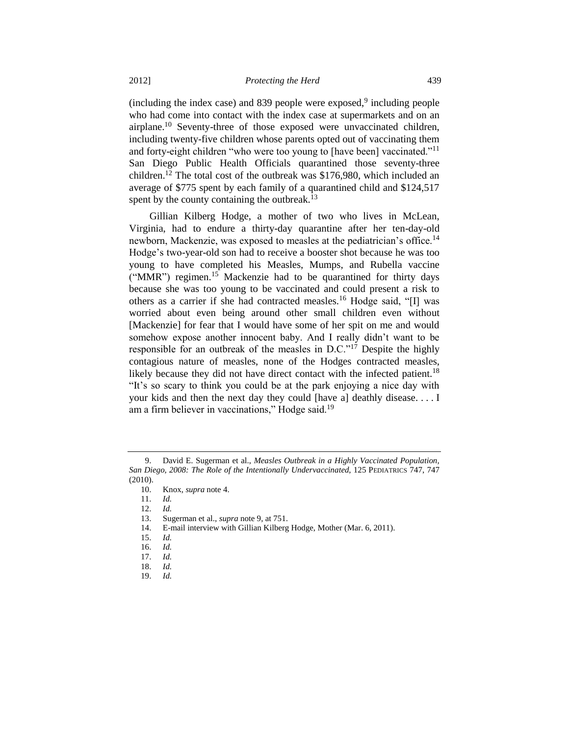(including the index case) and 839 people were exposed,[9] including people who had come into contact with the index case at supermarkets and on an airplane.[10] Seventy-three of those exposed were unvaccinated children, including twenty-five children whose parents opted out of vaccinating them and forty-eight children "who were too young to [have been] vaccinated."[11] San Diego Public Health Officials quarantined those seventy-three children.[12] The total cost of the outbreak was $176,980, which included an average of $775 spent by each family of a quarantined child and $124,517 spent by the county containing the outbreak.[13]

Gillian Kilberg Hodge, a mother of two who lives in McLean, Virginia, had to endure a thirty-day quarantine after her ten-day-old newborn, Mackenzie, was exposed to measles at the pediatrician's office.[14] Hodge's two-year-old son had to receive a booster shot because he was too young to have completed his Measles, Mumps, and Rubella vaccine ("MMR") regimen.[15] Mackenzie had to be quarantined for thirty days because she was too young to be vaccinated and could present a risk to others as a carrier if she had contracted measles.[16] Hodge said, "[I] was worried about even being around other small children even without [Mackenzie] for fear that I would have some of her spit on me and would somehow expose another innocent baby. And I really didn't want to be responsible for an outbreak of the measles in D.C."[17] Despite the highly contagious nature of measles, none of the Hodges contracted measles, likely because they did not have direct contact with the infected patient.[18] "It's so scary to think you could be at the park enjoying a nice day with your kids and then the next day they could [have a] deathly disease. . . . I am a firm believer in vaccinations," Hodge said.[19]

---

9. David E. Sugerman et al., *Measles Outbreak in a Highly Vaccinated Population, San Diego, 2008: The Role of the Intentionally Undervaccinated*, 125 PEDIATRICS 747, 747 (2010).
10. Knox, *supra* note 4.
11. *Id.*
12. *Id.*
13. Sugerman et al., *supra* note 9, at 751.
14. E-mail interview with Gillian Kilberg Hodge, Mother (Mar. 6, 2011).
15. *Id.*
16. *Id.*
17. *Id.*
18. *Id.*
19. *Id.*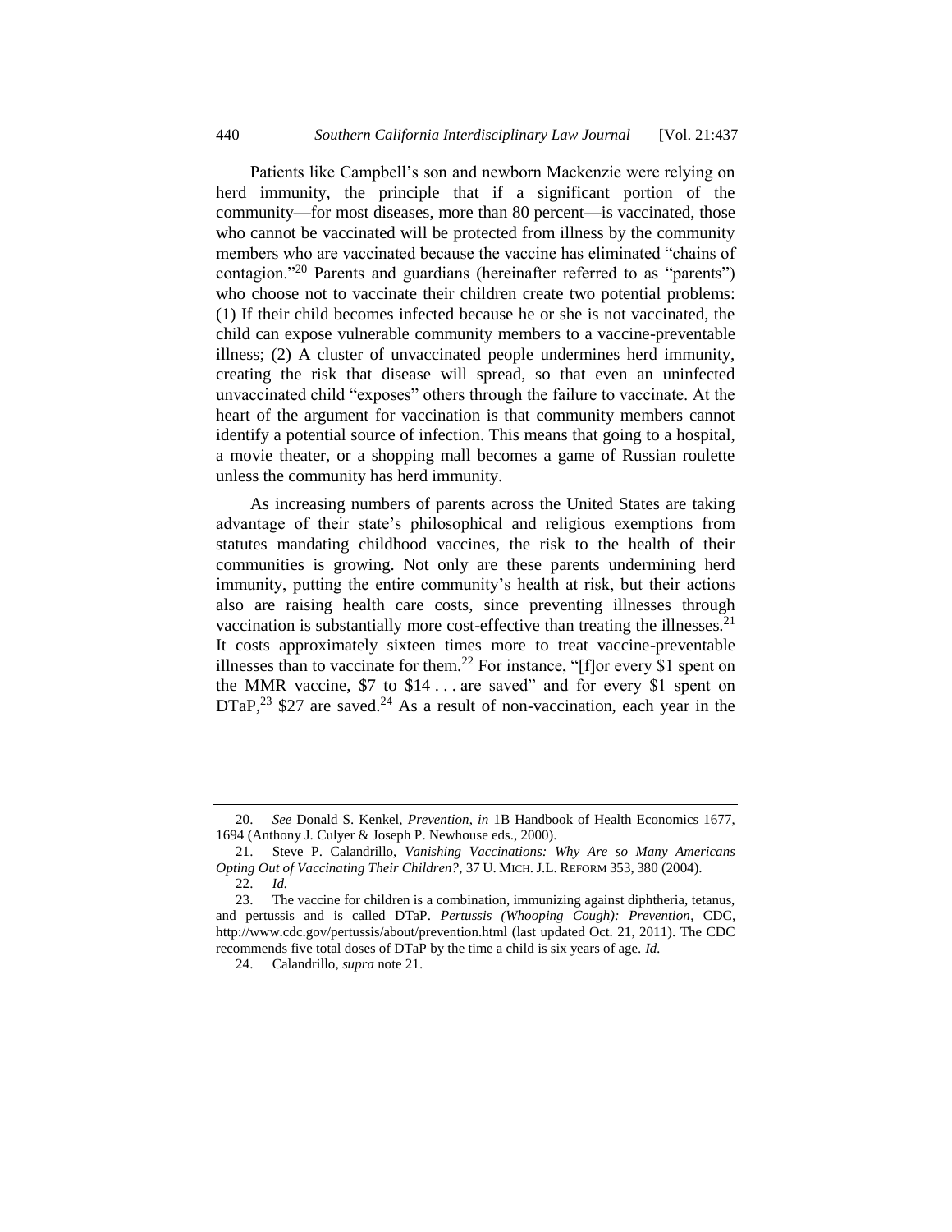Patients like Campbell's son and newborn Mackenzie were relying on herd immunity, the principle that if a significant portion of the community—for most diseases, more than 80 percent—is vaccinated, those who cannot be vaccinated will be protected from illness by the community members who are vaccinated because the vaccine has eliminated "chains of contagion."[20] Parents and guardians (hereinafter referred to as "parents") who choose not to vaccinate their children create two potential problems: (1) If their child becomes infected because he or she is not vaccinated, the child can expose vulnerable community members to a vaccine-preventable illness; (2) A cluster of unvaccinated people undermines herd immunity, creating the risk that disease will spread, so that even an uninfected unvaccinated child "exposes" others through the failure to vaccinate. At the heart of the argument for vaccination is that community members cannot identify a potential source of infection. This means that going to a hospital, a movie theater, or a shopping mall becomes a game of Russian roulette unless the community has herd immunity.

As increasing numbers of parents across the United States are taking advantage of their state's philosophical and religious exemptions from statutes mandating childhood vaccines, the risk to the health of their communities is growing. Not only are these parents undermining herd immunity, putting the entire community's health at risk, but their actions also are raising health care costs, since preventing illnesses through vaccination is substantially more cost-effective than treating the illnesses.[21] It costs approximately sixteen times more to treat vaccine-preventable illnesses than to vaccinate for them.[22] For instance, "[f]or every $1 spent on the MMR vaccine, $7 to $14 . . . are saved" and for every $1 spent on DTaP,[23] $27 are saved.[24] As a result of non-vaccination, each year in the

---

20. *See* Donald S. Kenkel, *Prevention*, *in* 1B Handbook of Health Economics 1677, 1694 (Anthony J. Culyer & Joseph P. Newhouse eds., 2000).

21. Steve P. Calandrillo, *Vanishing Vaccinations: Why Are so Many Americans Opting Out of Vaccinating Their Children?*, 37 U. MICH. J.L. REFORM 353, 380 (2004).

22. *Id.*

23. The vaccine for children is a combination, immunizing against diphtheria, tetanus, and pertussis and is called DTaP. *Pertussis (Whooping Cough): Prevention*, CDC, http://www.cdc.gov/pertussis/about/prevention.html (last updated Oct. 21, 2011). The CDC recommends five total doses of DTaP by the time a child is six years of age. *Id.*

24. Calandrillo, *supra* note 21.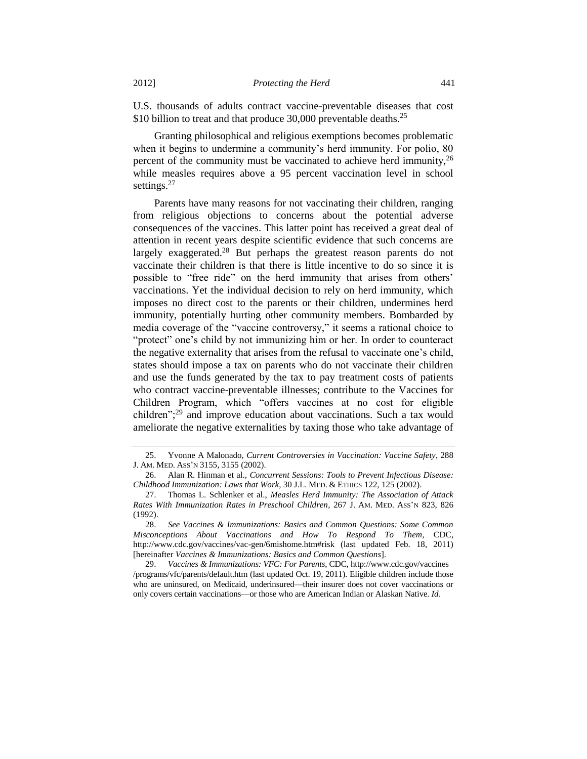U.S. thousands of adults contract vaccine-preventable diseases that cost $10 billion to treat and that produce 30,000 preventable deaths.[25]

Granting philosophical and religious exemptions becomes problematic when it begins to undermine a community's herd immunity. For polio, 80 percent of the community must be vaccinated to achieve herd immunity,[26] while measles requires above a 95 percent vaccination level in school settings.[27]

Parents have many reasons for not vaccinating their children, ranging from religious objections to concerns about the potential adverse consequences of the vaccines. This latter point has received a great deal of attention in recent years despite scientific evidence that such concerns are largely exaggerated.[28] But perhaps the greatest reason parents do not vaccinate their children is that there is little incentive to do so since it is possible to "free ride" on the herd immunity that arises from others' vaccinations. Yet the individual decision to rely on herd immunity, which imposes no direct cost to the parents or their children, undermines herd immunity, potentially hurting other community members. Bombarded by media coverage of the "vaccine controversy," it seems a rational choice to "protect" one's child by not immunizing him or her. In order to counteract the negative externality that arises from the refusal to vaccinate one's child, states should impose a tax on parents who do not vaccinate their children and use the funds generated by the tax to pay treatment costs of patients who contract vaccine-preventable illnesses; contribute to the Vaccines for Children Program, which "offers vaccines at no cost for eligible children";[29] and improve education about vaccinations. Such a tax would ameliorate the negative externalities by taxing those who take advantage of

---

25. Yvonne A Malonado, *Current Controversies in Vaccination: Vaccine Safety*, 288 J. AM. MED. ASS'N 3155, 3155 (2002).

26. Alan R. Hinman et al., *Concurrent Sessions: Tools to Prevent Infectious Disease: Childhood Immunization: Laws that Work*, 30 J.L. MED. & ETHICS 122, 125 (2002).

27. Thomas L. Schlenker et al., *Measles Herd Immunity: The Association of Attack Rates With Immunization Rates in Preschool Children*, 267 J. AM. MED. ASS'N 823, 826 (1992).

28. *See Vaccines & Immunizations: Basics and Common Questions: Some Common Misconceptions About Vaccinations and How To Respond To Them*, CDC, http://www.cdc.gov/vaccines/vac-gen/6mishome.htm#risk (last updated Feb. 18, 2011) [hereinafter *Vaccines & Immunizations: Basics and Common Questions*].

29. *Vaccines & Immunizations: VFC: For Parents*, CDC, http://www.cdc.gov/vaccines/programs/vfc/parents/default.htm (last updated Oct. 19, 2011). Eligible children include those who are uninsured, on Medicaid, underinsured—their insurer does not cover vaccinations or only covers certain vaccinations—or those who are American Indian or Alaskan Native. *Id.*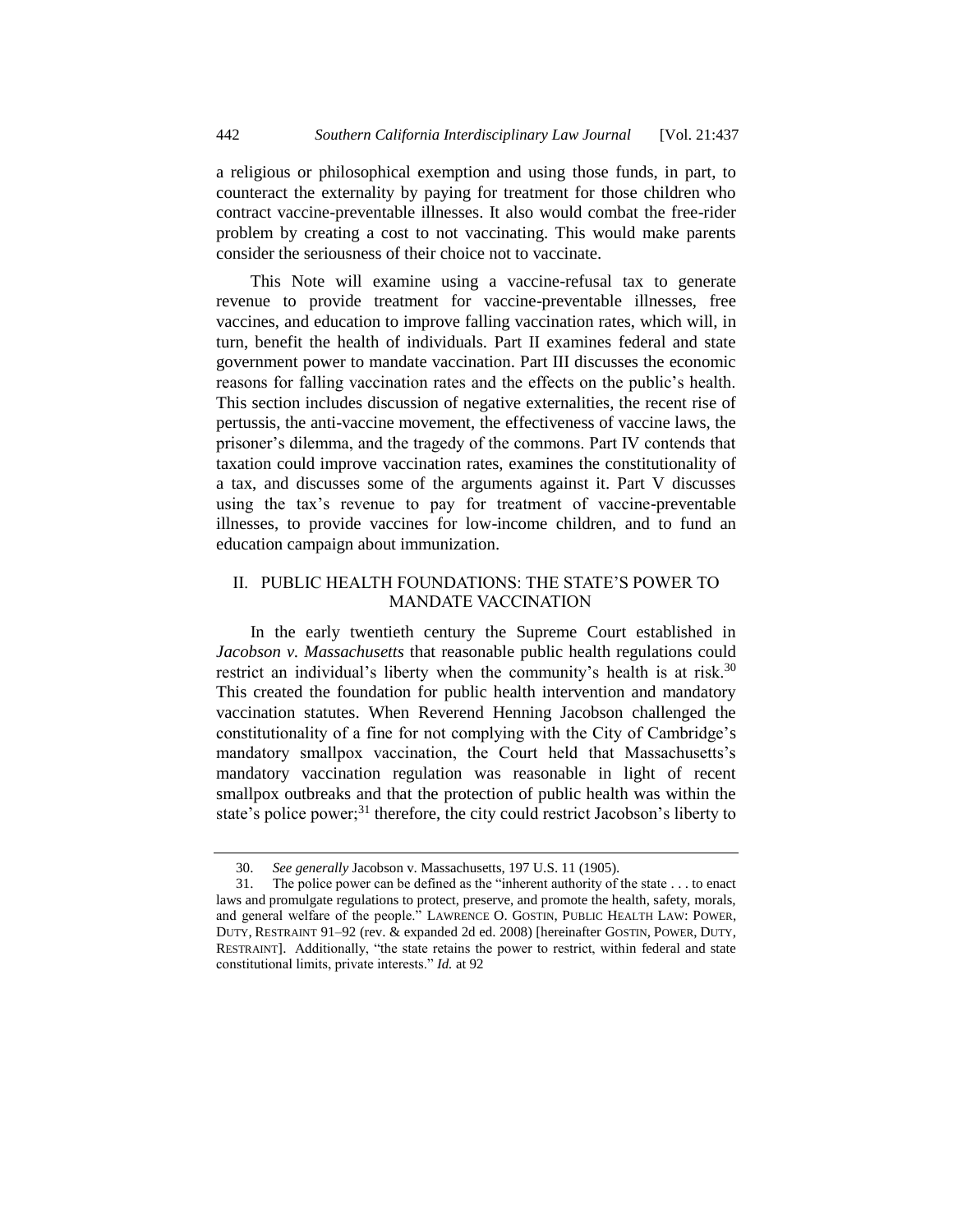a religious or philosophical exemption and using those funds, in part, to counteract the externality by paying for treatment for those children who contract vaccine-preventable illnesses. It also would combat the free-rider problem by creating a cost to not vaccinating. This would make parents consider the seriousness of their choice not to vaccinate.

This Note will examine using a vaccine-refusal tax to generate revenue to provide treatment for vaccine-preventable illnesses, free vaccines, and education to improve falling vaccination rates, which will, in turn, benefit the health of individuals. Part II examines federal and state government power to mandate vaccination. Part III discusses the economic reasons for falling vaccination rates and the effects on the public's health. This section includes discussion of negative externalities, the recent rise of pertussis, the anti-vaccine movement, the effectiveness of vaccine laws, the prisoner's dilemma, and the tragedy of the commons. Part IV contends that taxation could improve vaccination rates, examines the constitutionality of a tax, and discusses some of the arguments against it. Part V discusses using the tax's revenue to pay for treatment of vaccine-preventable illnesses, to provide vaccines for low-income children, and to fund an education campaign about immunization.

## II. PUBLIC HEALTH FOUNDATIONS: THE STATE'S POWER TO MANDATE VACCINATION

In the early twentieth century the Supreme Court established in *Jacobson v. Massachusetts* that reasonable public health regulations could restrict an individual's liberty when the community's health is at risk.[30] This created the foundation for public health intervention and mandatory vaccination statutes. When Reverend Henning Jacobson challenged the constitutionality of a fine for not complying with the City of Cambridge's mandatory smallpox vaccination, the Court held that Massachusetts's mandatory vaccination regulation was reasonable in light of recent smallpox outbreaks and that the protection of public health was within the state's police power;[31] therefore, the city could restrict Jacobson's liberty to

---

30. *See generally* Jacobson v. Massachusetts, 197 U.S. 11 (1905).

31. The police power can be defined as the "inherent authority of the state . . . to enact laws and promulgate regulations to protect, preserve, and promote the health, safety, morals, and general welfare of the people." LAWRENCE O. GOSTIN, PUBLIC HEALTH LAW: POWER, DUTY, RESTRAINT 91–92 (rev. & expanded 2d ed. 2008) [hereinafter GOSTIN, POWER, DUTY, RESTRAINT]. Additionally, "the state retains the power to restrict, within federal and state constitutional limits, private interests." *Id.* at 92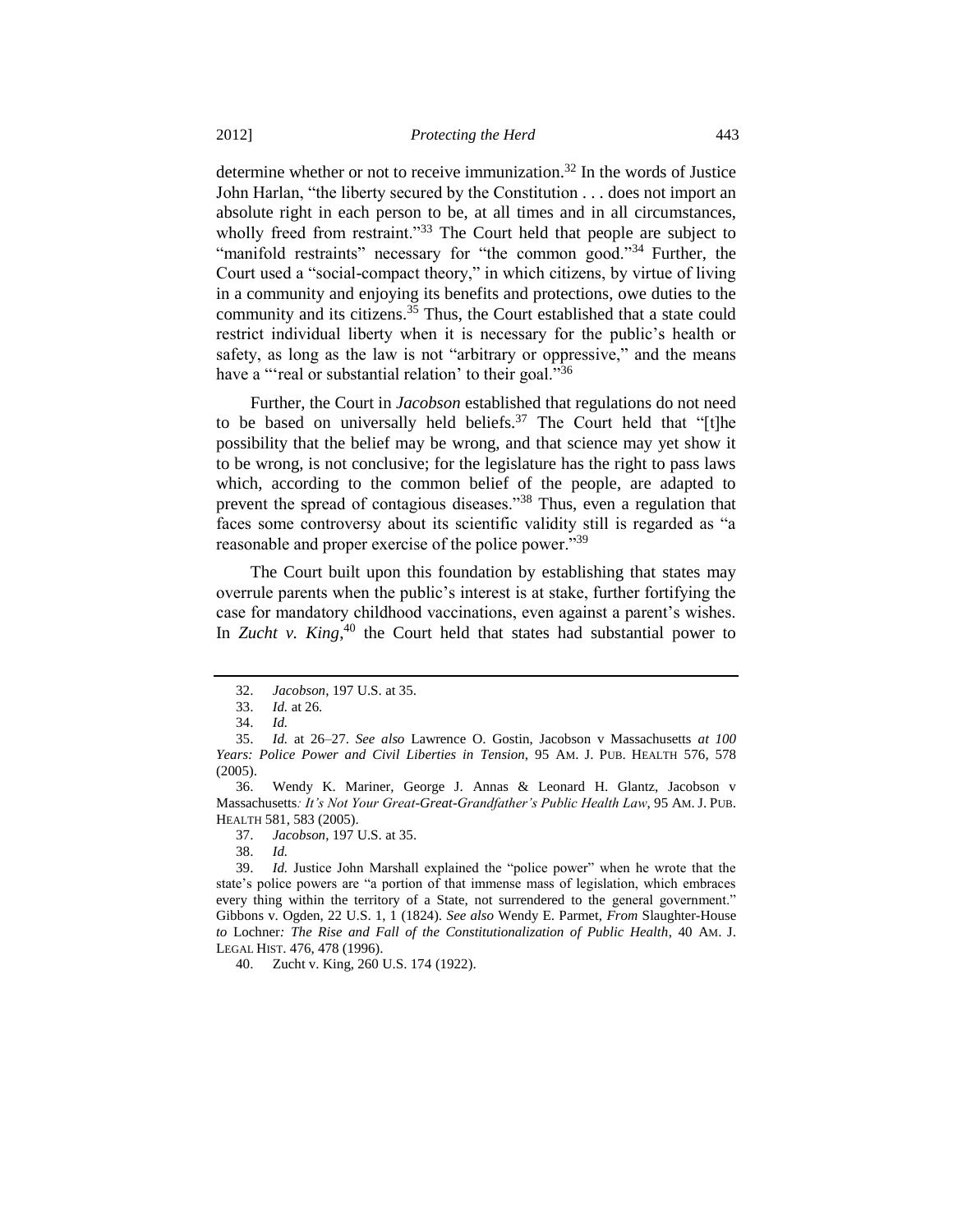determine whether or not to receive immunization.[32] In the words of Justice John Harlan, "the liberty secured by the Constitution . . . does not import an absolute right in each person to be, at all times and in all circumstances, wholly freed from restraint."[33] The Court held that people are subject to "manifold restraints" necessary for "the common good."[34] Further, the Court used a "social-compact theory," in which citizens, by virtue of living in a community and enjoying its benefits and protections, owe duties to the community and its citizens.[35] Thus, the Court established that a state could restrict individual liberty when it is necessary for the public's health or safety, as long as the law is not "arbitrary or oppressive," and the means have a "'real or substantial relation' to their goal."[36]

Further, the Court in *Jacobson* established that regulations do not need to be based on universally held beliefs.[37] The Court held that "[t]he possibility that the belief may be wrong, and that science may yet show it to be wrong, is not conclusive; for the legislature has the right to pass laws which, according to the common belief of the people, are adapted to prevent the spread of contagious diseases."[38] Thus, even a regulation that faces some controversy about its scientific validity still is regarded as "a reasonable and proper exercise of the police power."[39]

The Court built upon this foundation by establishing that states may overrule parents when the public's interest is at stake, further fortifying the case for mandatory childhood vaccinations, even against a parent's wishes. In *Zucht v. King*,[40] the Court held that states had substantial power to

---

32. *Jacobson*, 197 U.S. at 35.

33. *Id.* at 26.

34. *Id.*

35. *Id.* at 26–27. *See also* Lawrence O. Gostin, Jacobson v Massachusetts *at 100 Years: Police Power and Civil Liberties in Tension*, 95 AM. J. PUB. HEALTH 576, 578 (2005).

36. Wendy K. Mariner, George J. Annas & Leonard H. Glantz, Jacobson v Massachusetts*: It's Not Your Great-Great-Grandfather's Public Health Law*, 95 AM. J. PUB. HEALTH 581, 583 (2005).

37. *Jacobson*, 197 U.S. at 35.

38. *Id.*

39. *Id.* Justice John Marshall explained the "police power" when he wrote that the state's police powers are "a portion of that immense mass of legislation, which embraces every thing within the territory of a State, not surrendered to the general government." Gibbons v. Ogden, 22 U.S. 1, 1 (1824). *See also* Wendy E. Parmet, *From* Slaughter-House *to* Lochner*: The Rise and Fall of the Constitutionalization of Public Health*, 40 AM. J. LEGAL HIST. 476, 478 (1996).

40. Zucht v. King, 260 U.S. 174 (1922).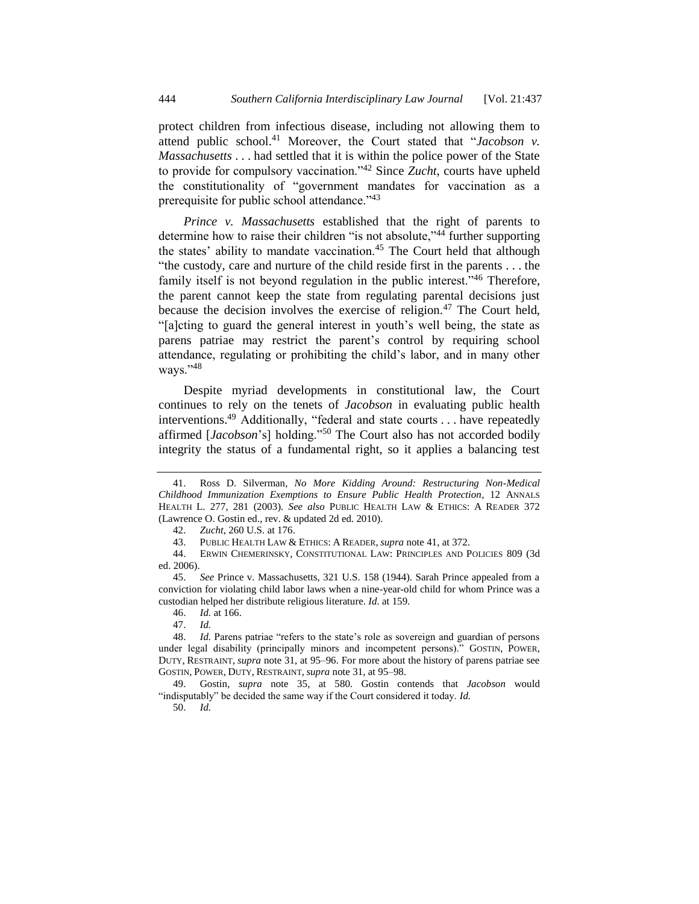protect children from infectious disease, including not allowing them to attend public school.[41] Moreover, the Court stated that "*Jacobson v. Massachusetts* . . . had settled that it is within the police power of the State to provide for compulsory vaccination."[42] Since *Zucht*, courts have upheld the constitutionality of "government mandates for vaccination as a prerequisite for public school attendance."[43]

*Prince v. Massachusetts* established that the right of parents to determine how to raise their children "is not absolute,"[44] further supporting the states' ability to mandate vaccination.[45] The Court held that although "the custody, care and nurture of the child reside first in the parents . . . the family itself is not beyond regulation in the public interest."[46] Therefore, the parent cannot keep the state from regulating parental decisions just because the decision involves the exercise of religion.[47] The Court held, "[a]cting to guard the general interest in youth's well being, the state as parens patriae may restrict the parent's control by requiring school attendance, regulating or prohibiting the child's labor, and in many other ways."[48]

Despite myriad developments in constitutional law, the Court continues to rely on the tenets of *Jacobson* in evaluating public health interventions.[49] Additionally, "federal and state courts . . . have repeatedly affirmed [*Jacobson*'s] holding."[50] The Court also has not accorded bodily integrity the status of a fundamental right, so it applies a balancing test

---

41. Ross D. Silverman, *No More Kidding Around: Restructuring Non-Medical Childhood Immunization Exemptions to Ensure Public Health Protection*, 12 ANNALS HEALTH L. 277, 281 (2003). *See also* PUBLIC HEALTH LAW & ETHICS: A READER 372 (Lawrence O. Gostin ed., rev. & updated 2d ed. 2010).

42. *Zucht*, 260 U.S. at 176.

43. PUBLIC HEALTH LAW & ETHICS: A READER, *supra* note 41, at 372.

44. ERWIN CHEMERINSKY, CONSTITUTIONAL LAW: PRINCIPLES AND POLICIES 809 (3d ed. 2006).

45. *See* Prince v. Massachusetts, 321 U.S. 158 (1944). Sarah Prince appealed from a conviction for violating child labor laws when a nine-year-old child for whom Prince was a custodian helped her distribute religious literature. *Id.* at 159.

46. *Id.* at 166.

47. *Id.*

48. *Id.* Parens patriae "refers to the state's role as sovereign and guardian of persons under legal disability (principally minors and incompetent persons)." GOSTIN, POWER, DUTY, RESTRAINT, *supra* note 31, at 95–96. For more about the history of parens patriae see GOSTIN, POWER, DUTY, RESTRAINT, *supra* note 31, at 95–98.

49. Gostin, *supra* note 35, at 580. Gostin contends that *Jacobson* would "indisputably" be decided the same way if the Court considered it today. *Id.*

50. *Id.*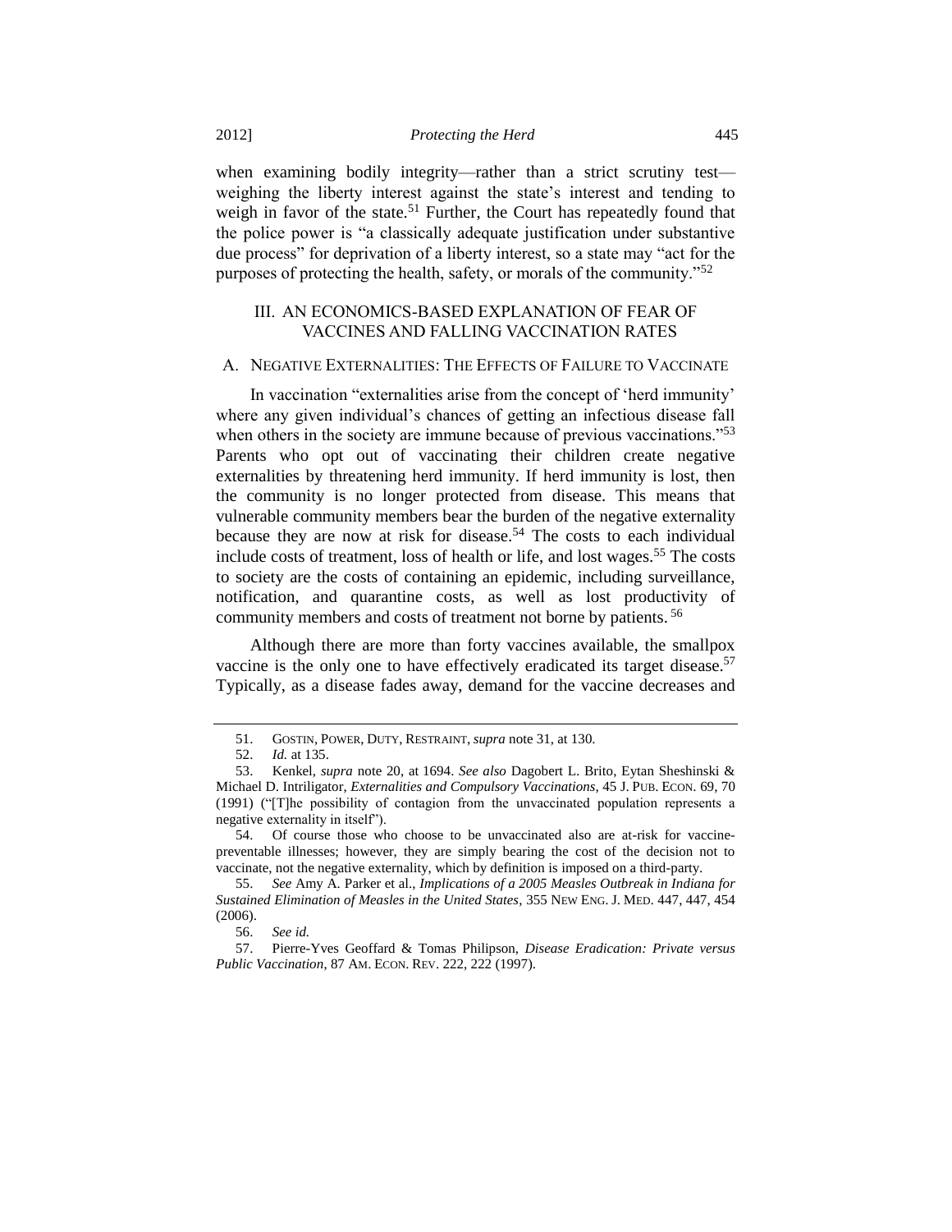when examining bodily integrity—rather than a strict scrutiny test—weighing the liberty interest against the state's interest and tending to weigh in favor of the state.[51] Further, the Court has repeatedly found that the police power is "a classically adequate justification under substantive due process" for deprivation of a liberty interest, so a state may "act for the purposes of protecting the health, safety, or morals of the community."[52]

## III. AN ECONOMICS-BASED EXPLANATION OF FEAR OF VACCINES AND FALLING VACCINATION RATES

### A. NEGATIVE EXTERNALITIES: THE EFFECTS OF FAILURE TO VACCINATE

In vaccination "externalities arise from the concept of 'herd immunity' where any given individual's chances of getting an infectious disease fall when others in the society are immune because of previous vaccinations."[53] Parents who opt out of vaccinating their children create negative externalities by threatening herd immunity. If herd immunity is lost, then the community is no longer protected from disease. This means that vulnerable community members bear the burden of the negative externality because they are now at risk for disease.[54] The costs to each individual include costs of treatment, loss of health or life, and lost wages.[55] The costs to society are the costs of containing an epidemic, including surveillance, notification, and quarantine costs, as well as lost productivity of community members and costs of treatment not borne by patients.[56]

Although there are more than forty vaccines available, the smallpox vaccine is the only one to have effectively eradicated its target disease.[57] Typically, as a disease fades away, demand for the vaccine decreases and

---

51. GOSTIN, POWER, DUTY, RESTRAINT, *supra* note 31, at 130.

52. *Id.* at 135.

53. Kenkel, *supra* note 20, at 1694. *See also* Dagobert L. Brito, Eytan Sheshinski & Michael D. Intriligator, *Externalities and Compulsory Vaccinations*, 45 J. PUB. ECON. 69, 70 (1991) ("[T]he possibility of contagion from the unvaccinated population represents a negative externality in itself").

54. Of course those who choose to be unvaccinated also are at-risk for vaccine-preventable illnesses; however, they are simply bearing the cost of the decision not to vaccinate, not the negative externality, which by definition is imposed on a third-party.

55. *See* Amy A. Parker et al., *Implications of a 2005 Measles Outbreak in Indiana for Sustained Elimination of Measles in the United States*, 355 NEW ENG. J. MED. 447, 447, 454 (2006).

56. *See id.*

57. Pierre-Yves Geoffard & Tomas Philipson, *Disease Eradication: Private versus Public Vaccination*, 87 AM. ECON. REV. 222, 222 (1997).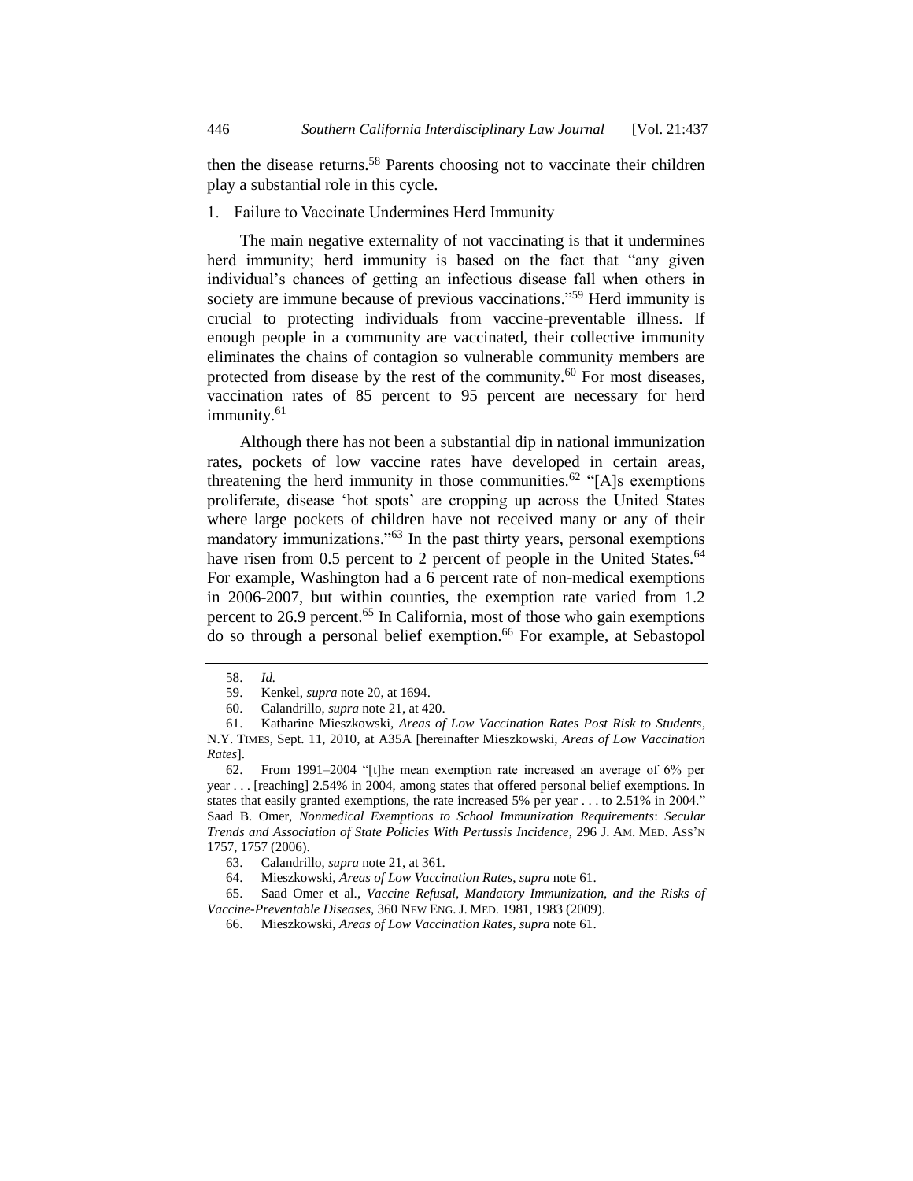then the disease returns.[58] Parents choosing not to vaccinate their children play a substantial role in this cycle.

### 1. Failure to Vaccinate Undermines Herd Immunity

The main negative externality of not vaccinating is that it undermines herd immunity; herd immunity is based on the fact that "any given individual's chances of getting an infectious disease fall when others in society are immune because of previous vaccinations."[59] Herd immunity is crucial to protecting individuals from vaccine-preventable illness. If enough people in a community are vaccinated, their collective immunity eliminates the chains of contagion so vulnerable community members are protected from disease by the rest of the community.[60] For most diseases, vaccination rates of 85 percent to 95 percent are necessary for herd immunity.[61]

Although there has not been a substantial dip in national immunization rates, pockets of low vaccine rates have developed in certain areas, threatening the herd immunity in those communities.[62] "[A]s exemptions proliferate, disease 'hot spots' are cropping up across the United States where large pockets of children have not received many or any of their mandatory immunizations."[63] In the past thirty years, personal exemptions have risen from 0.5 percent to 2 percent of people in the United States.[64] For example, Washington had a 6 percent rate of non-medical exemptions in 2006-2007, but within counties, the exemption rate varied from 1.2 percent to 26.9 percent.[65] In California, most of those who gain exemptions do so through a personal belief exemption.[66] For example, at Sebastopol

---

58. *Id.*

59. Kenkel, *supra* note 20, at 1694.

60. Calandrillo, *supra* note 21, at 420.

61. Katharine Mieszkowski, *Areas of Low Vaccination Rates Post Risk to Students*, N.Y. TIMES, Sept. 11, 2010, at A35A [hereinafter Mieszkowski, *Areas of Low Vaccination Rates*].

62. From 1991–2004 "[t]he mean exemption rate increased an average of 6% per year . . . [reaching] 2.54% in 2004, among states that offered personal belief exemptions. In states that easily granted exemptions, the rate increased 5% per year . . . to 2.51% in 2004." Saad B. Omer, *Nonmedical Exemptions to School Immunization Requirements*: *Secular Trends and Association of State Policies With Pertussis Incidence*, 296 J. AM. MED. ASS'N 1757, 1757 (2006).

63. Calandrillo, *supra* note 21, at 361.

64. Mieszkowski, *Areas of Low Vaccination Rates*, *supra* note 61.

65. Saad Omer et al., *Vaccine Refusal, Mandatory Immunization, and the Risks of Vaccine-Preventable Diseases*, 360 NEW ENG. J. MED. 1981, 1983 (2009).

66. Mieszkowski, *Areas of Low Vaccination Rates*, *supra* note 61.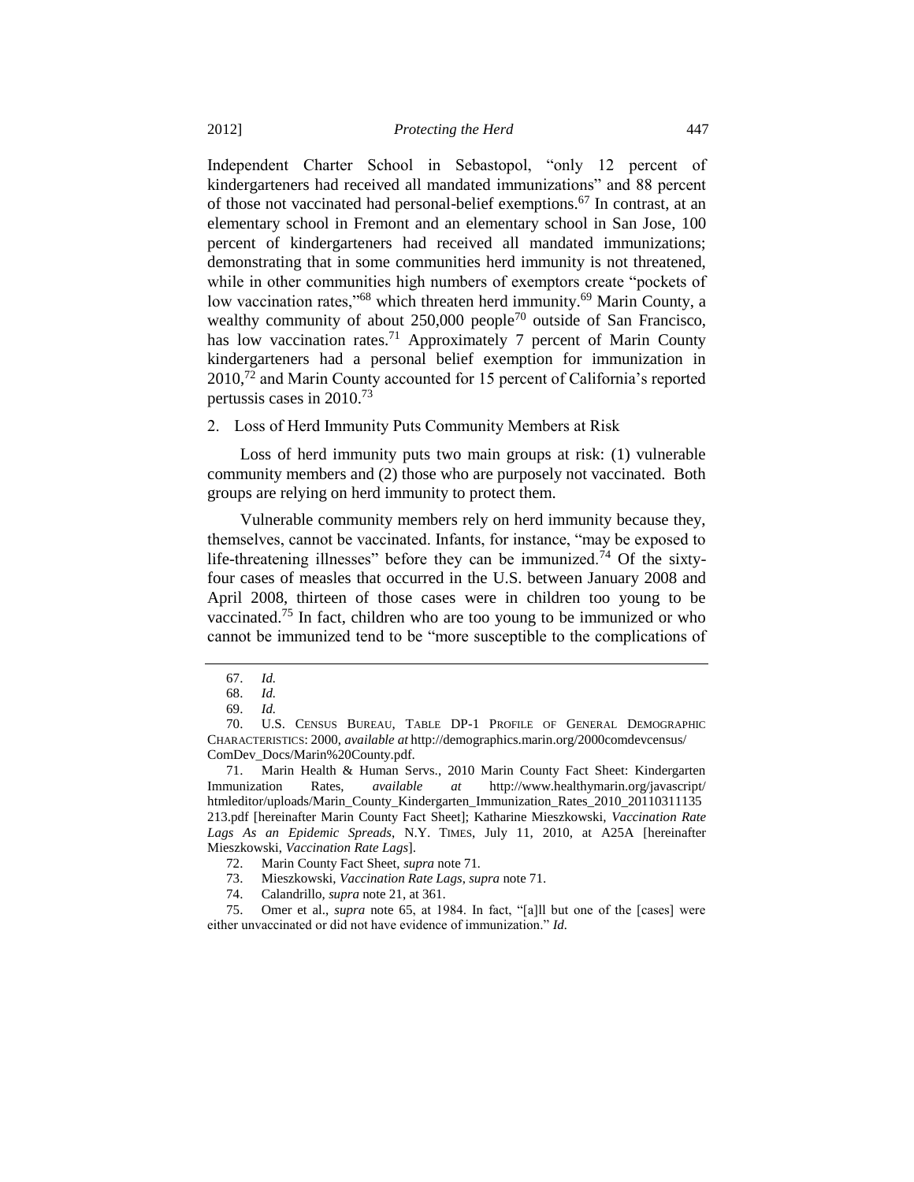Independent Charter School in Sebastopol, "only 12 percent of kindergarteners had received all mandated immunizations" and 88 percent of those not vaccinated had personal-belief exemptions.[67] In contrast, at an elementary school in Fremont and an elementary school in San Jose, 100 percent of kindergarteners had received all mandated immunizations; demonstrating that in some communities herd immunity is not threatened, while in other communities high numbers of exemptors create "pockets of low vaccination rates,"[68] which threaten herd immunity.[69] Marin County, a wealthy community of about 250,000 people[70] outside of San Francisco, has low vaccination rates.[71] Approximately 7 percent of Marin County kindergarteners had a personal belief exemption for immunization in 2010,[72] and Marin County accounted for 15 percent of California's reported pertussis cases in 2010.[73]

2. Loss of Herd Immunity Puts Community Members at Risk

Loss of herd immunity puts two main groups at risk: (1) vulnerable community members and (2) those who are purposely not vaccinated. Both groups are relying on herd immunity to protect them.

Vulnerable community members rely on herd immunity because they, themselves, cannot be vaccinated. Infants, for instance, "may be exposed to life-threatening illnesses" before they can be immunized.[74] Of the sixty-four cases of measles that occurred in the U.S. between January 2008 and April 2008, thirteen of those cases were in children too young to be vaccinated.[75] In fact, children who are too young to be immunized or who cannot be immunized tend to be "more susceptible to the complications of

---

67. *Id.*

68. *Id.*

69. *Id.*

70. U.S. CENSUS BUREAU, TABLE DP-1 PROFILE OF GENERAL DEMOGRAPHIC CHARACTERISTICS: 2000, *available at* http://demographics.marin.org/2000comdevcensus/ComDev_Docs/Marin%20County.pdf.

71. Marin Health & Human Servs., 2010 Marin County Fact Sheet: Kindergarten Immunization Rates, *available at* http://www.healthymarin.org/javascript/htmleditor/uploads/Marin_County_Kindergarten_Immunization_Rates_2010_20110311135213.pdf [hereinafter Marin County Fact Sheet]; Katharine Mieszkowski, *Vaccination Rate Lags As an Epidemic Spreads*, N.Y. TIMES, July 11, 2010, at A25A [hereinafter Mieszkowski, *Vaccination Rate Lags*].

72. Marin County Fact Sheet, *supra* note 71.

73. Mieszkowski, *Vaccination Rate Lags*, *supra* note 71.

74. Calandrillo, *supra* note 21, at 361.

75. Omer et al., *supra* note 65, at 1984. In fact, "[a]ll but one of the [cases] were either unvaccinated or did not have evidence of immunization." *Id.*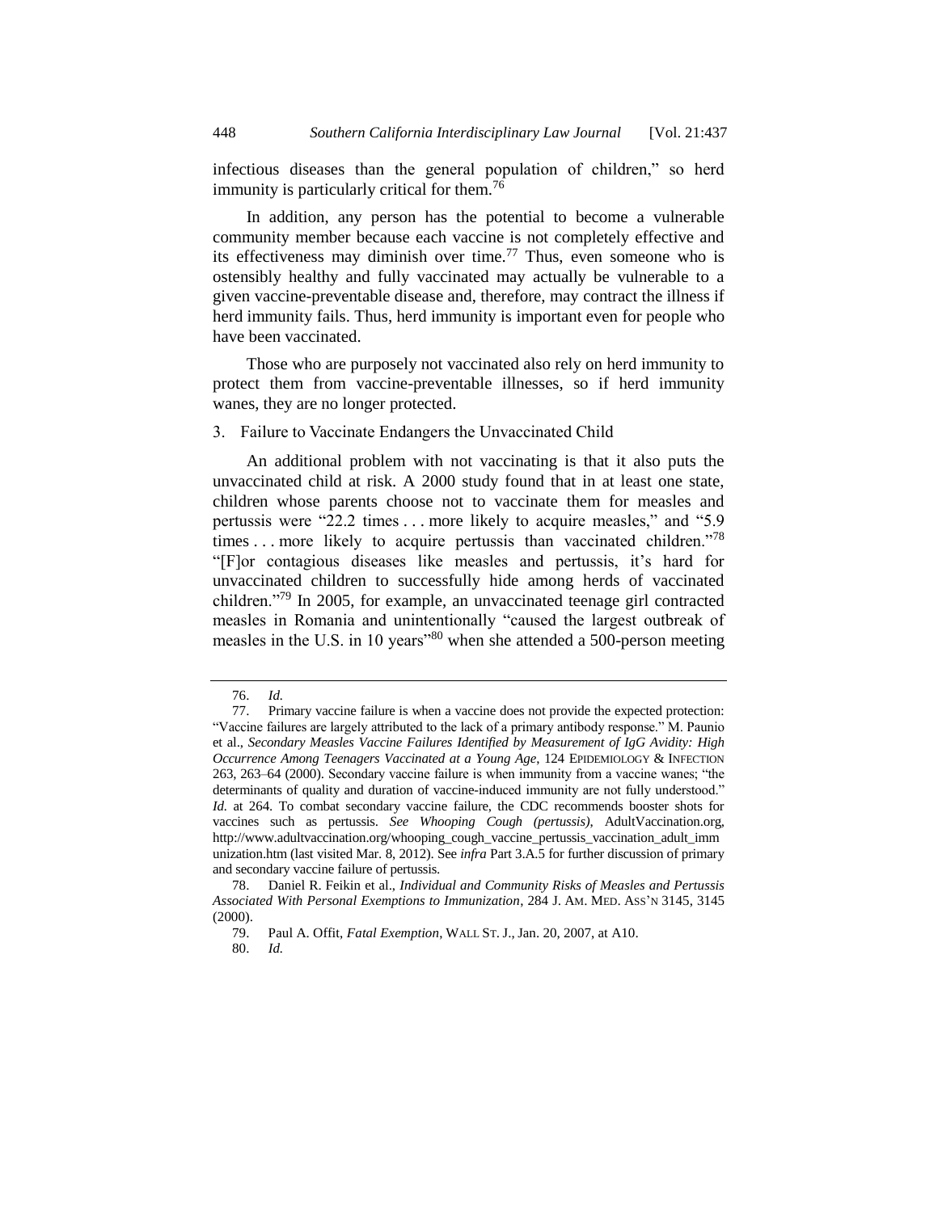infectious diseases than the general population of children," so herd immunity is particularly critical for them.[76]

In addition, any person has the potential to become a vulnerable community member because each vaccine is not completely effective and its effectiveness may diminish over time.[77] Thus, even someone who is ostensibly healthy and fully vaccinated may actually be vulnerable to a given vaccine-preventable disease and, therefore, may contract the illness if herd immunity fails. Thus, herd immunity is important even for people who have been vaccinated.

Those who are purposely not vaccinated also rely on herd immunity to protect them from vaccine-preventable illnesses, so if herd immunity wanes, they are no longer protected.

### 3. Failure to Vaccinate Endangers the Unvaccinated Child

An additional problem with not vaccinating is that it also puts the unvaccinated child at risk. A 2000 study found that in at least one state, children whose parents choose not to vaccinate them for measles and pertussis were "22.2 times . . . more likely to acquire measles," and "5.9 times . . . more likely to acquire pertussis than vaccinated children."[78] "[F]or contagious diseases like measles and pertussis, it's hard for unvaccinated children to successfully hide among herds of vaccinated children."[79] In 2005, for example, an unvaccinated teenage girl contracted measles in Romania and unintentionally "caused the largest outbreak of measles in the U.S. in 10 years"[80] when she attended a 500-person meeting

---

76. *Id.*

77. Primary vaccine failure is when a vaccine does not provide the expected protection: "Vaccine failures are largely attributed to the lack of a primary antibody response." M. Paunio et al., *Secondary Measles Vaccine Failures Identified by Measurement of IgG Avidity: High Occurrence Among Teenagers Vaccinated at a Young Age*, 124 EPIDEMIOLOGY & INFECTION 263, 263–64 (2000). Secondary vaccine failure is when immunity from a vaccine wanes; "the determinants of quality and duration of vaccine-induced immunity are not fully understood." *Id.* at 264. To combat secondary vaccine failure, the CDC recommends booster shots for vaccines such as pertussis. *See Whooping Cough (pertussis)*, AdultVaccination.org, http://www.adultvaccination.org/whooping_cough_vaccine_pertussis_vaccination_adult_immunization.htm (last visited Mar. 8, 2012). See *infra* Part 3.A.5 for further discussion of primary and secondary vaccine failure of pertussis.

78. Daniel R. Feikin et al., *Individual and Community Risks of Measles and Pertussis Associated With Personal Exemptions to Immunization*, 284 J. AM. MED. ASS'N 3145, 3145 (2000).

79. Paul A. Offit, *Fatal Exemption*, WALL ST. J., Jan. 20, 2007, at A10.

80. *Id.*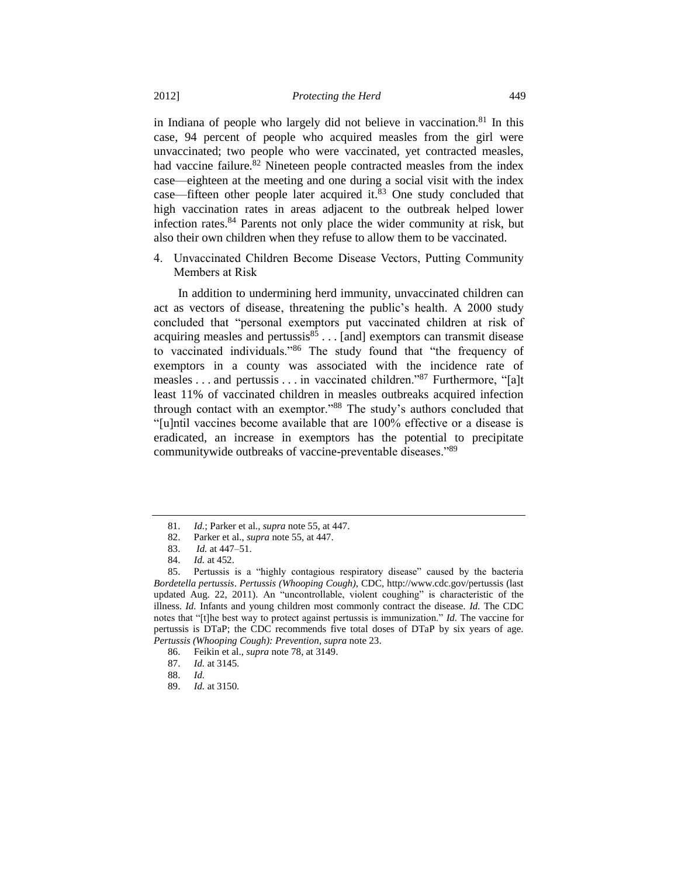in Indiana of people who largely did not believe in vaccination.[81] In this case, 94 percent of people who acquired measles from the girl were unvaccinated; two people who were vaccinated, yet contracted measles, had vaccine failure.[82] Nineteen people contracted measles from the index case—eighteen at the meeting and one during a social visit with the index case—fifteen other people later acquired it.[83] One study concluded that high vaccination rates in areas adjacent to the outbreak helped lower infection rates.[84] Parents not only place the wider community at risk, but also their own children when they refuse to allow them to be vaccinated.

4. Unvaccinated Children Become Disease Vectors, Putting Community Members at Risk

In addition to undermining herd immunity, unvaccinated children can act as vectors of disease, threatening the public's health. A 2000 study concluded that "personal exemptors put vaccinated children at risk of acquiring measles and pertussis[85] . . . [and] exemptors can transmit disease to vaccinated individuals."[86] The study found that "the frequency of exemptors in a county was associated with the incidence rate of measles . . . and pertussis . . . in vaccinated children."[87] Furthermore, "[a]t least 11% of vaccinated children in measles outbreaks acquired infection through contact with an exemptor."[88] The study's authors concluded that "[u]ntil vaccines become available that are 100% effective or a disease is eradicated, an increase in exemptors has the potential to precipitate communitywide outbreaks of vaccine-preventable diseases."[89]

---

81. *Id.*; Parker et al., *supra* note 55, at 447.

82. Parker et al., *supra* note 55, at 447.

83. *Id.* at 447–51.

84. *Id.* at 452.

85. Pertussis is a "highly contagious respiratory disease" caused by the bacteria *Bordetella pertussis*. *Pertussis (Whooping Cough)*, CDC, http://www.cdc.gov/pertussis (last updated Aug. 22, 2011). An "uncontrollable, violent coughing" is characteristic of the illness. *Id.* Infants and young children most commonly contract the disease. *Id.* The CDC notes that "[t]he best way to protect against pertussis is immunization." *Id.* The vaccine for pertussis is DTaP; the CDC recommends five total doses of DTaP by six years of age. *Pertussis (Whooping Cough): Prevention*, *supra* note 23.

86. Feikin et al., *supra* note 78, at 3149.

87. *Id.* at 3145.

88. *Id.*

89. *Id.* at 3150.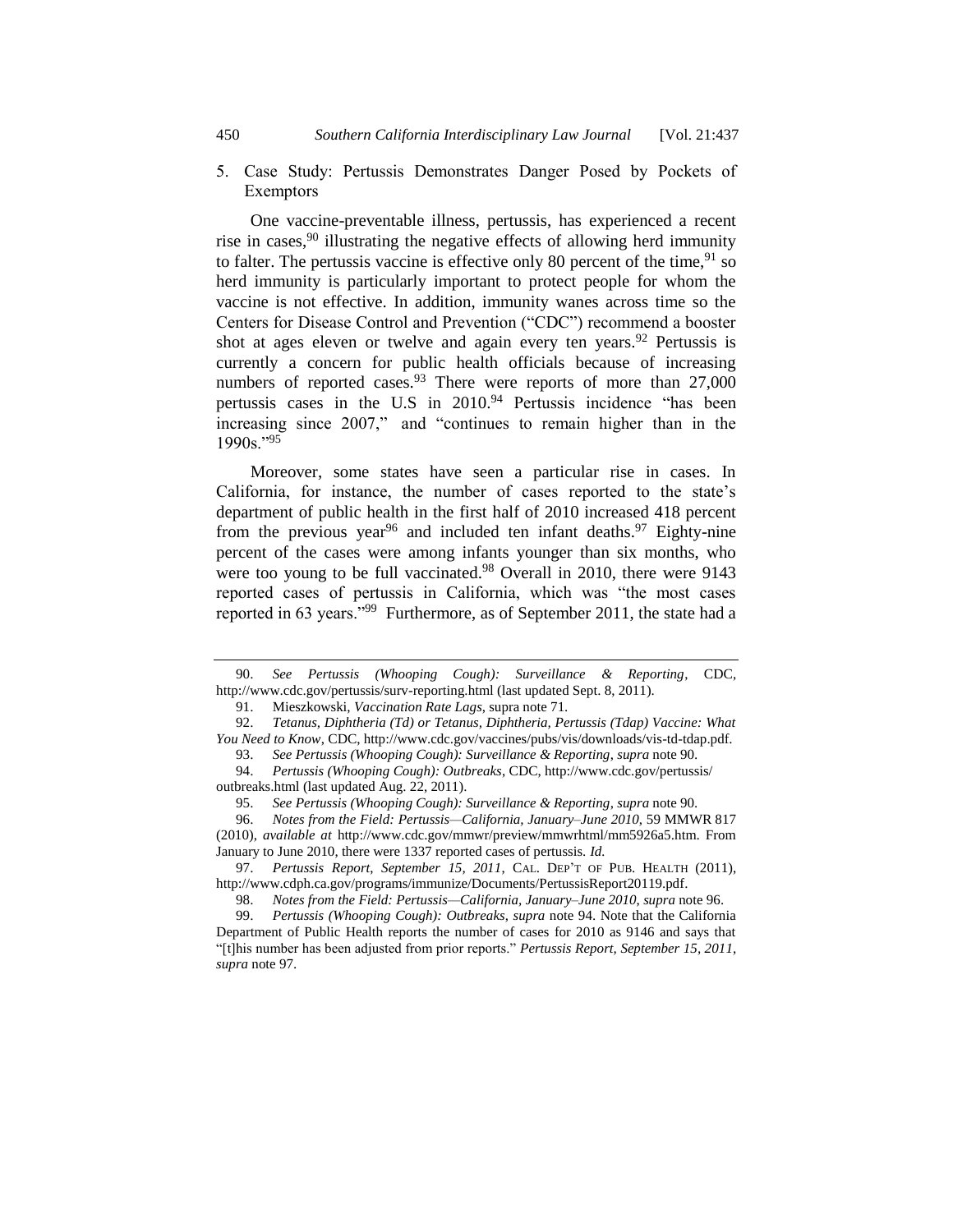### 5. Case Study: Pertussis Demonstrates Danger Posed by Pockets of Exemptors

One vaccine-preventable illness, pertussis, has experienced a recent rise in cases,[90] illustrating the negative effects of allowing herd immunity to falter. The pertussis vaccine is effective only 80 percent of the time,[91] so herd immunity is particularly important to protect people for whom the vaccine is not effective. In addition, immunity wanes across time so the Centers for Disease Control and Prevention ("CDC") recommend a booster shot at ages eleven or twelve and again every ten years.[92] Pertussis is currently a concern for public health officials because of increasing numbers of reported cases.[93] There were reports of more than 27,000 pertussis cases in the U.S in 2010.[94] Pertussis incidence "has been increasing since 2007," and "continues to remain higher than in the 1990s."[95]

Moreover, some states have seen a particular rise in cases. In California, for instance, the number of cases reported to the state's department of public health in the first half of 2010 increased 418 percent from the previous year[96] and included ten infant deaths.[97] Eighty-nine percent of the cases were among infants younger than six months, who were too young to be full vaccinated.[98] Overall in 2010, there were 9143 reported cases of pertussis in California, which was "the most cases reported in 63 years."[99] Furthermore, as of September 2011, the state had a

---

90. *See Pertussis (Whooping Cough): Surveillance & Reporting*, CDC, http://www.cdc.gov/pertussis/surv-reporting.html (last updated Sept. 8, 2011).

91. Mieszkowski, *Vaccination Rate Lags*, supra note 71.

92. *Tetanus, Diphtheria (Td) or Tetanus, Diphtheria, Pertussis (Tdap) Vaccine: What You Need to Know*, CDC, http://www.cdc.gov/vaccines/pubs/vis/downloads/vis-td-tdap.pdf.

93. *See Pertussis (Whooping Cough): Surveillance & Reporting*, *supra* note 90.

94. *Pertussis (Whooping Cough): Outbreaks*, CDC, http://www.cdc.gov/pertussis/outbreaks.html (last updated Aug. 22, 2011).

95. *See Pertussis (Whooping Cough): Surveillance & Reporting*, *supra* note 90.

96. *Notes from the Field: Pertussis—California, January–June 2010*, 59 MMWR 817 (2010), *available at* http://www.cdc.gov/mmwr/preview/mmwrhtml/mm5926a5.htm. From January to June 2010, there were 1337 reported cases of pertussis. *Id.*

97. *Pertussis Report, September 15, 2011*, CAL. DEP'T OF PUB. HEALTH (2011), http://www.cdph.ca.gov/programs/immunize/Documents/PertussisReport20119.pdf.

98. *Notes from the Field: Pertussis—California, January–June 2010*, *supra* note 96.

99. *Pertussis (Whooping Cough): Outbreaks*, *supra* note 94. Note that the California Department of Public Health reports the number of cases for 2010 as 9146 and says that "[t]his number has been adjusted from prior reports." *Pertussis Report, September 15, 2011*, *supra* note 97.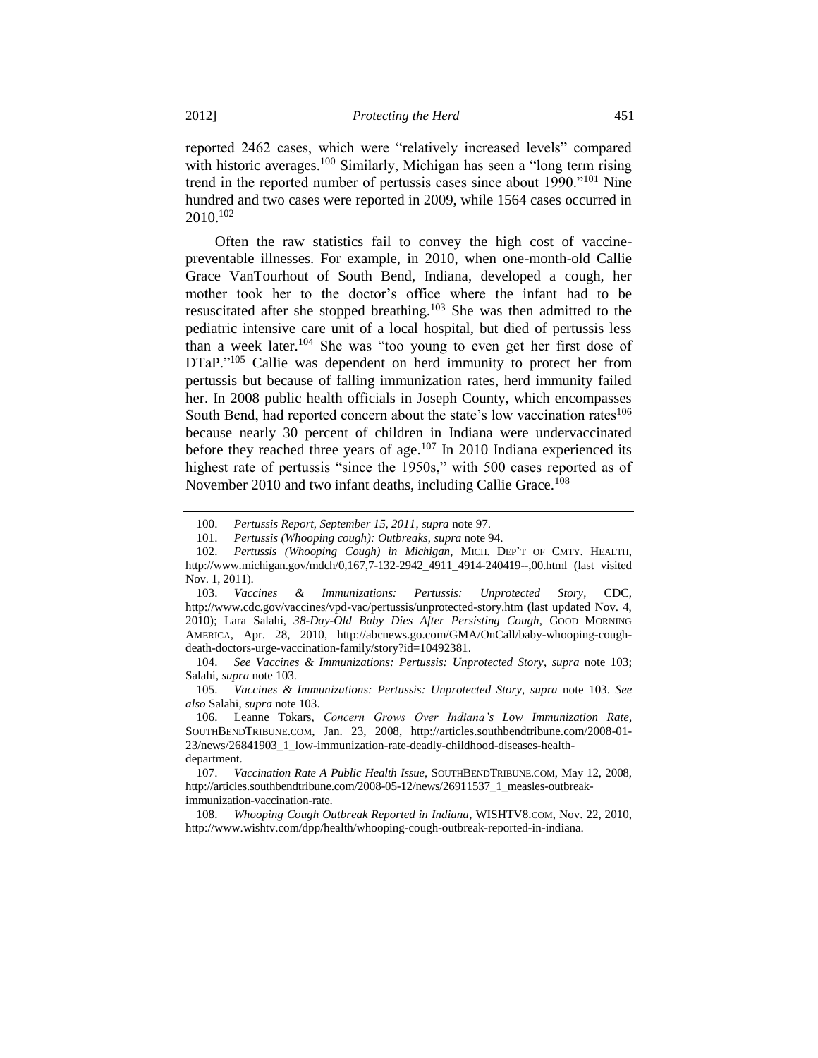reported 2462 cases, which were "relatively increased levels" compared with historic averages.[100] Similarly, Michigan has seen a "long term rising trend in the reported number of pertussis cases since about 1990."[101] Nine hundred and two cases were reported in 2009, while 1564 cases occurred in 2010.[102]

Often the raw statistics fail to convey the high cost of vaccine-preventable illnesses. For example, in 2010, when one-month-old Callie Grace VanTourhout of South Bend, Indiana, developed a cough, her mother took her to the doctor's office where the infant had to be resuscitated after she stopped breathing.[103] She was then admitted to the pediatric intensive care unit of a local hospital, but died of pertussis less than a week later.[104] She was "too young to even get her first dose of DTaP."[105] Callie was dependent on herd immunity to protect her from pertussis but because of falling immunization rates, herd immunity failed her. In 2008 public health officials in Joseph County, which encompasses South Bend, had reported concern about the state's low vaccination rates[106] because nearly 30 percent of children in Indiana were undervaccinated before they reached three years of age.[107] In 2010 Indiana experienced its highest rate of pertussis "since the 1950s," with 500 cases reported as of November 2010 and two infant deaths, including Callie Grace.[108]

---

100. *Pertussis Report, September 15, 2011*, *supra* note 97.

101. *Pertussis (Whooping cough): Outbreaks*, *supra* note 94.

102. *Pertussis (Whooping Cough) in Michigan*, MICH. DEP'T OF CMTY. HEALTH, http://www.michigan.gov/mdch/0,167,7-132-2942_4911_4914-240419--,00.html (last visited Nov. 1, 2011).

103. *Vaccines & Immunizations: Pertussis: Unprotected Story*, CDC, http://www.cdc.gov/vaccines/vpd-vac/pertussis/unprotected-story.htm (last updated Nov. 4, 2010); Lara Salahi, *38-Day-Old Baby Dies After Persisting Cough*, GOOD MORNING AMERICA, Apr. 28, 2010, http://abcnews.go.com/GMA/OnCall/baby-whooping-cough-death-doctors-urge-vaccination-family/story?id=10492381.

104. *See Vaccines & Immunizations: Pertussis: Unprotected Story*, *supra* note 103; Salahi, *supra* note 103.

105. *Vaccines & Immunizations: Pertussis: Unprotected Story*, *supra* note 103. *See also* Salahi, *supra* note 103.

106. Leanne Tokars, *Concern Grows Over Indiana's Low Immunization Rate*, SOUTHBENDTRIBUNE.COM, Jan. 23, 2008, http://articles.southbendtribune.com/2008-01-23/news/26841903_1_low-immunization-rate-deadly-childhood-diseases-health-department.

107. *Vaccination Rate A Public Health Issue*, SOUTHBENDTRIBUNE.COM, May 12, 2008, http://articles.southbendtribune.com/2008-05-12/news/26911537_1_measles-outbreak-immunization-vaccination-rate.

108. *Whooping Cough Outbreak Reported in Indiana*, WISHTV8.COM, Nov. 22, 2010, http://www.wishtv.com/dpp/health/whooping-cough-outbreak-reported-in-indiana.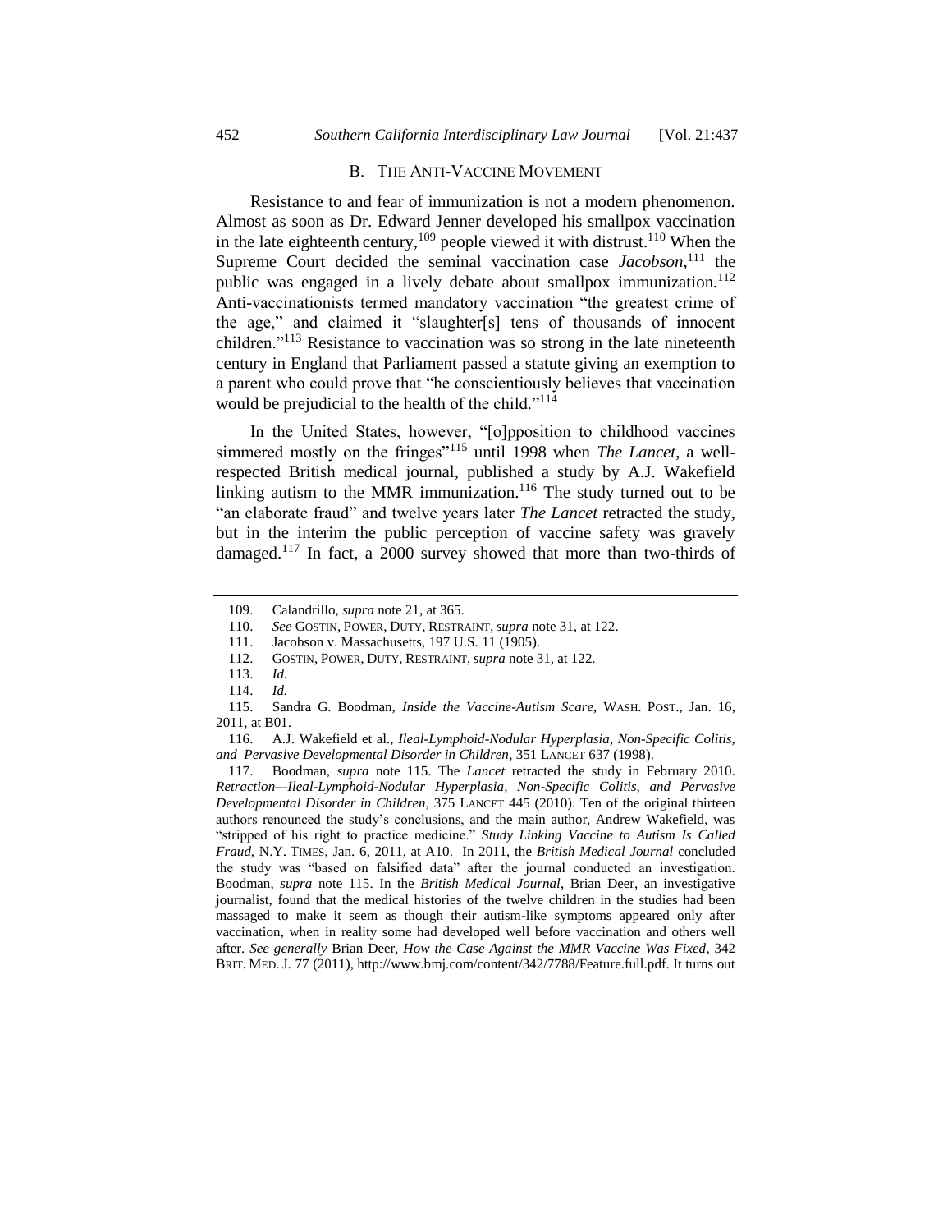### B. The Anti-Vaccine Movement

Resistance to and fear of immunization is not a modern phenomenon. Almost as soon as Dr. Edward Jenner developed his smallpox vaccination in the late eighteenth century,[109] people viewed it with distrust.[110] When the Supreme Court decided the seminal vaccination case *Jacobson*,[111] the public was engaged in a lively debate about smallpox immunization.[112] Anti-vaccinationists termed mandatory vaccination "the greatest crime of the age," and claimed it "slaughter[s] tens of thousands of innocent children."[113] Resistance to vaccination was so strong in the late nineteenth century in England that Parliament passed a statute giving an exemption to a parent who could prove that "he conscientiously believes that vaccination would be prejudicial to the health of the child."[114]

In the United States, however, "[o]pposition to childhood vaccines simmered mostly on the fringes"[115] until 1998 when *The Lancet*, a well-respected British medical journal, published a study by A.J. Wakefield linking autism to the MMR immunization.[116] The study turned out to be "an elaborate fraud" and twelve years later *The Lancet* retracted the study, but in the interim the public perception of vaccine safety was gravely damaged.[117] In fact, a 2000 survey showed that more than two-thirds of

---

109. Calandrillo, *supra* note 21, at 365.

110. *See* GOSTIN, POWER, DUTY, RESTRAINT, *supra* note 31, at 122.

111. Jacobson v. Massachusetts, 197 U.S. 11 (1905).

112. GOSTIN, POWER, DUTY, RESTRAINT, *supra* note 31, at 122.

113. *Id.*

114. *Id.*

115. Sandra G. Boodman, *Inside the Vaccine-Autism Scare*, WASH. POST., Jan. 16, 2011, at B01.

116. A.J. Wakefield et al., *Ileal-Lymphoid-Nodular Hyperplasia, Non-Specific Colitis, and Pervasive Developmental Disorder in Children*, 351 LANCET 637 (1998).

117. Boodman, *supra* note 115. The *Lancet* retracted the study in February 2010. *Retraction—Ileal-Lymphoid-Nodular Hyperplasia, Non-Specific Colitis, and Pervasive Developmental Disorder in Children*, 375 LANCET 445 (2010). Ten of the original thirteen authors renounced the study's conclusions, and the main author, Andrew Wakefield, was "stripped of his right to practice medicine." *Study Linking Vaccine to Autism Is Called Fraud*, N.Y. TIMES, Jan. 6, 2011, at A10. In 2011, the *British Medical Journal* concluded the study was "based on falsified data" after the journal conducted an investigation. Boodman, *supra* note 115. In the *British Medical Journal*, Brian Deer, an investigative journalist, found that the medical histories of the twelve children in the studies had been massaged to make it seem as though their autism-like symptoms appeared only after vaccination, when in reality some had developed well before vaccination and others well after. *See generally* Brian Deer, *How the Case Against the MMR Vaccine Was Fixed*, 342 BRIT. MED. J. 77 (2011), http://www.bmj.com/content/342/7788/Feature.full.pdf. It turns out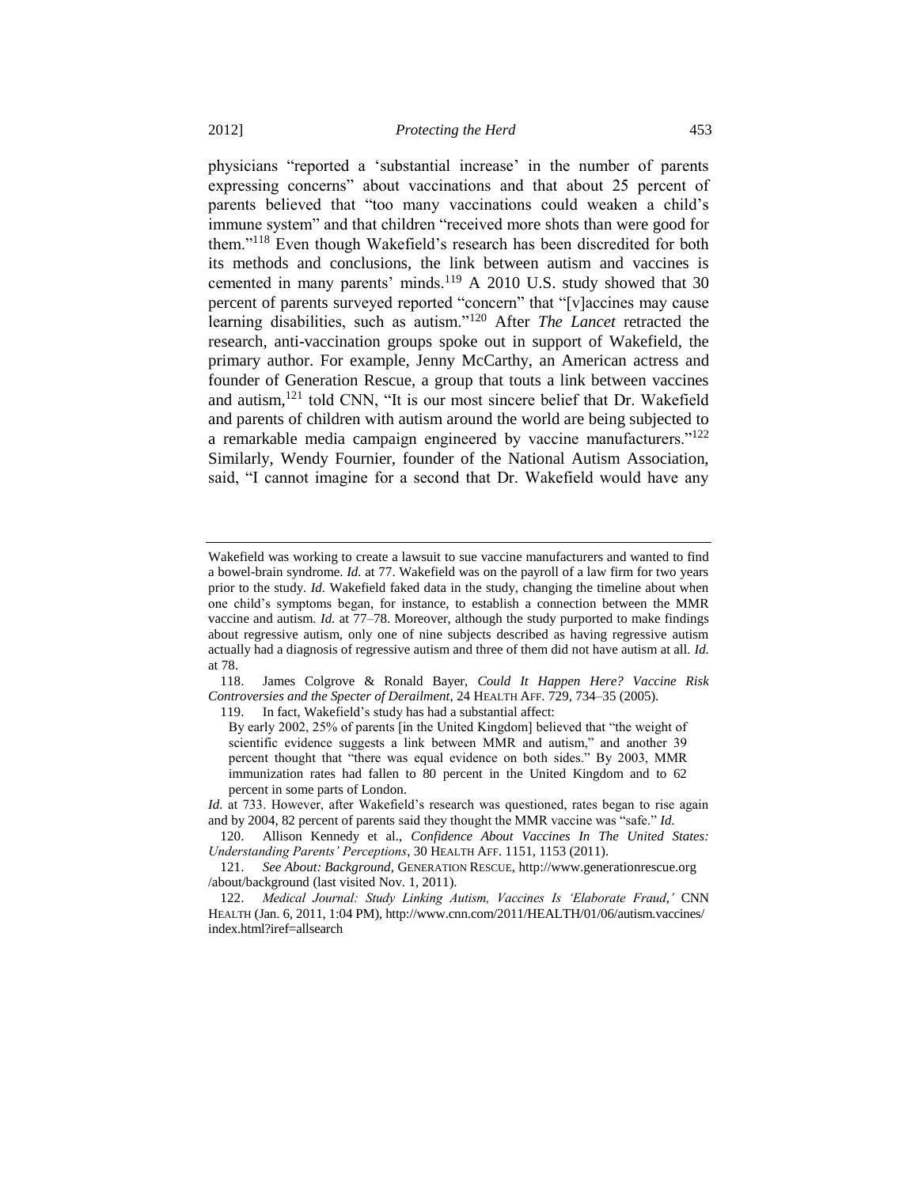physicians "reported a 'substantial increase' in the number of parents expressing concerns" about vaccinations and that about 25 percent of parents believed that "too many vaccinations could weaken a child's immune system" and that children "received more shots than were good for them."[118] Even though Wakefield's research has been discredited for both its methods and conclusions, the link between autism and vaccines is cemented in many parents' minds.[119] A 2010 U.S. study showed that 30 percent of parents surveyed reported "concern" that "[v]accines may cause learning disabilities, such as autism."[120] After *The Lancet* retracted the research, anti-vaccination groups spoke out in support of Wakefield, the primary author. For example, Jenny McCarthy, an American actress and founder of Generation Rescue, a group that touts a link between vaccines and autism,[121] told CNN, "It is our most sincere belief that Dr. Wakefield and parents of children with autism around the world are being subjected to a remarkable media campaign engineered by vaccine manufacturers."[122] Similarly, Wendy Fournier, founder of the National Autism Association, said, "I cannot imagine for a second that Dr. Wakefield would have any

---

Wakefield was working to create a lawsuit to sue vaccine manufacturers and wanted to find a bowel-brain syndrome. *Id.* at 77. Wakefield was on the payroll of a law firm for two years prior to the study. *Id.* Wakefield faked data in the study, changing the timeline about when one child's symptoms began, for instance, to establish a connection between the MMR vaccine and autism. *Id.* at 77–78. Moreover, although the study purported to make findings about regressive autism, only one of nine subjects described as having regressive autism actually had a diagnosis of regressive autism and three of them did not have autism at all. *Id.* at 78.

118. James Colgrove & Ronald Bayer, *Could It Happen Here? Vaccine Risk Controversies and the Specter of Derailment*, 24 HEALTH AFF. 729, 734–35 (2005).

119. In fact, Wakefield's study has had a substantial affect:

> By early 2002, 25% of parents [in the United Kingdom] believed that "the weight of scientific evidence suggests a link between MMR and autism," and another 39 percent thought that "there was equal evidence on both sides." By 2003, MMR immunization rates had fallen to 80 percent in the United Kingdom and to 62 percent in some parts of London.

*Id.* at 733. However, after Wakefield's research was questioned, rates began to rise again and by 2004, 82 percent of parents said they thought the MMR vaccine was "safe." *Id.*

120. Allison Kennedy et al., *Confidence About Vaccines In The United States: Understanding Parents' Perceptions*, 30 HEALTH AFF. 1151, 1153 (2011).

121. *See About: Background*, GENERATION RESCUE, http://www.generationrescue.org /about/background (last visited Nov. 1, 2011).

122. *Medical Journal: Study Linking Autism, Vaccines Is 'Elaborate Fraud*,*'* CNN HEALTH (Jan. 6, 2011, 1:04 PM), http://www.cnn.com/2011/HEALTH/01/06/autism.vaccines/ index.html?iref=allsearch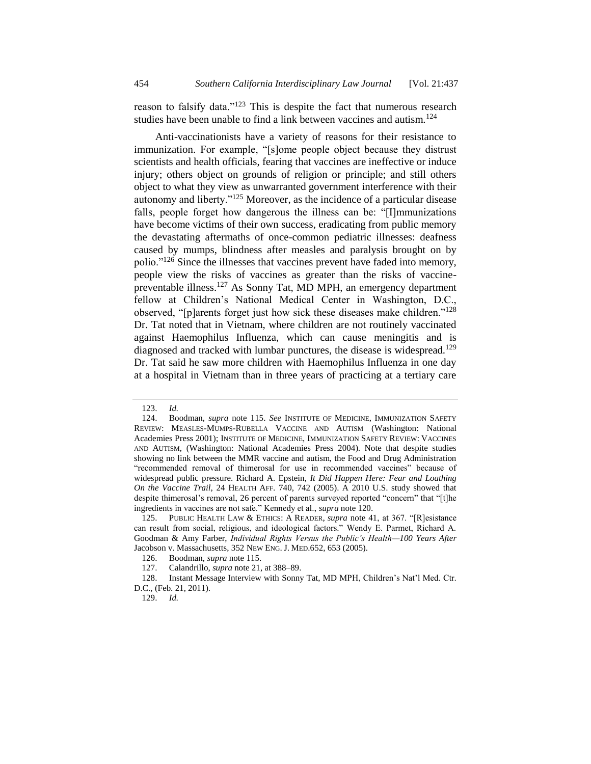reason to falsify data."[123] This is despite the fact that numerous research studies have been unable to find a link between vaccines and autism.[124]

Anti-vaccinationists have a variety of reasons for their resistance to immunization. For example, "[s]ome people object because they distrust scientists and health officials, fearing that vaccines are ineffective or induce injury; others object on grounds of religion or principle; and still others object to what they view as unwarranted government interference with their autonomy and liberty."[125] Moreover, as the incidence of a particular disease falls, people forget how dangerous the illness can be: "[I]mmunizations have become victims of their own success, eradicating from public memory the devastating aftermaths of once-common pediatric illnesses: deafness caused by mumps, blindness after measles and paralysis brought on by polio."[126] Since the illnesses that vaccines prevent have faded into memory, people view the risks of vaccines as greater than the risks of vaccine-preventable illness.[127] As Sonny Tat, MD MPH, an emergency department fellow at Children's National Medical Center in Washington, D.C., observed, "[p]arents forget just how sick these diseases make children."[128] Dr. Tat noted that in Vietnam, where children are not routinely vaccinated against Haemophilus Influenza, which can cause meningitis and is diagnosed and tracked with lumbar punctures, the disease is widespread.[129] Dr. Tat said he saw more children with Haemophilus Influenza in one day at a hospital in Vietnam than in three years of practicing at a tertiary care

---

123. *Id.*

124. Boodman, *supra* note 115. *See* INSTITUTE OF MEDICINE, IMMUNIZATION SAFETY REVIEW: MEASLES-MUMPS-RUBELLA VACCINE AND AUTISM (Washington: National Academies Press 2001); INSTITUTE OF MEDICINE, IMMUNIZATION SAFETY REVIEW: VACCINES AND AUTISM, (Washington: National Academies Press 2004). Note that despite studies showing no link between the MMR vaccine and autism, the Food and Drug Administration "recommended removal of thimerosal for use in recommended vaccines" because of widespread public pressure. Richard A. Epstein, *It Did Happen Here: Fear and Loathing On the Vaccine Trail*, 24 HEALTH AFF. 740, 742 (2005). A 2010 U.S. study showed that despite thimerosal's removal, 26 percent of parents surveyed reported "concern" that "[t]he ingredients in vaccines are not safe." Kennedy et al., *supra* note 120.

125. PUBLIC HEALTH LAW & ETHICS: A READER, *supra* note 41, at 367. "[R]esistance can result from social, religious, and ideological factors." Wendy E. Parmet, Richard A. Goodman & Amy Farber, *Individual Rights Versus the Public's Health—100 Years After* Jacobson v. Massachusetts, 352 NEW ENG. J. MED.652, 653 (2005).

126. Boodman, *supra* note 115.

127. Calandrillo, *supra* note 21, at 388–89.

128. Instant Message Interview with Sonny Tat, MD MPH, Children's Nat'l Med. Ctr. D.C., (Feb. 21, 2011).

129. *Id.*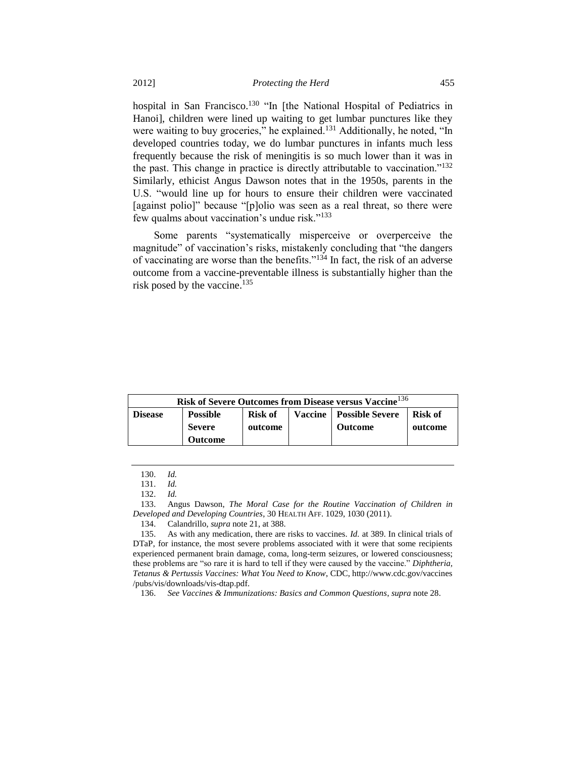hospital in San Francisco.[130] "In [the National Hospital of Pediatrics in Hanoi], children were lined up waiting to get lumbar punctures like they were waiting to buy groceries," he explained.[131] Additionally, he noted, "In developed countries today, we do lumbar punctures in infants much less frequently because the risk of meningitis is so much lower than it was in the past. This change in practice is directly attributable to vaccination."[132] Similarly, ethicist Angus Dawson notes that in the 1950s, parents in the U.S. "would line up for hours to ensure their children were vaccinated [against polio]" because "[p]olio was seen as a real threat, so there were few qualms about vaccination's undue risk."[133]

Some parents "systematically misperceive or overperceive the magnitude" of vaccination's risks, mistakenly concluding that "the dangers of vaccinating are worse than the benefits."[134] In fact, the risk of an adverse outcome from a vaccine-preventable illness is substantially higher than the risk posed by the vaccine.[135]

| **Risk of Severe Outcomes from Disease versus Vaccine**[136] | | | | | |
|---|---|---|---|---|---|
| **Disease** | **Possible Severe Outcome** | **Risk of outcome** | **Vaccine** | **Possible Severe Outcome** | **Risk of outcome** |

130. *Id.*

131. *Id.*

132. *Id.*

133. Angus Dawson, *The Moral Case for the Routine Vaccination of Children in Developed and Developing Countries*, 30 HEALTH AFF. 1029, 1030 (2011).

134. Calandrillo, *supra* note 21, at 388.

135. As with any medication, there are risks to vaccines. *Id.* at 389. In clinical trials of DTaP, for instance, the most severe problems associated with it were that some recipients experienced permanent brain damage, coma, long-term seizures, or lowered consciousness; these problems are "so rare it is hard to tell if they were caused by the vaccine." *Diphtheria, Tetanus & Pertussis Vaccines: What You Need to Know*, CDC, http://www.cdc.gov/vaccines /pubs/vis/downloads/vis-dtap.pdf.

136. *See Vaccines & Immunizations: Basics and Common Questions*, *supra* note 28.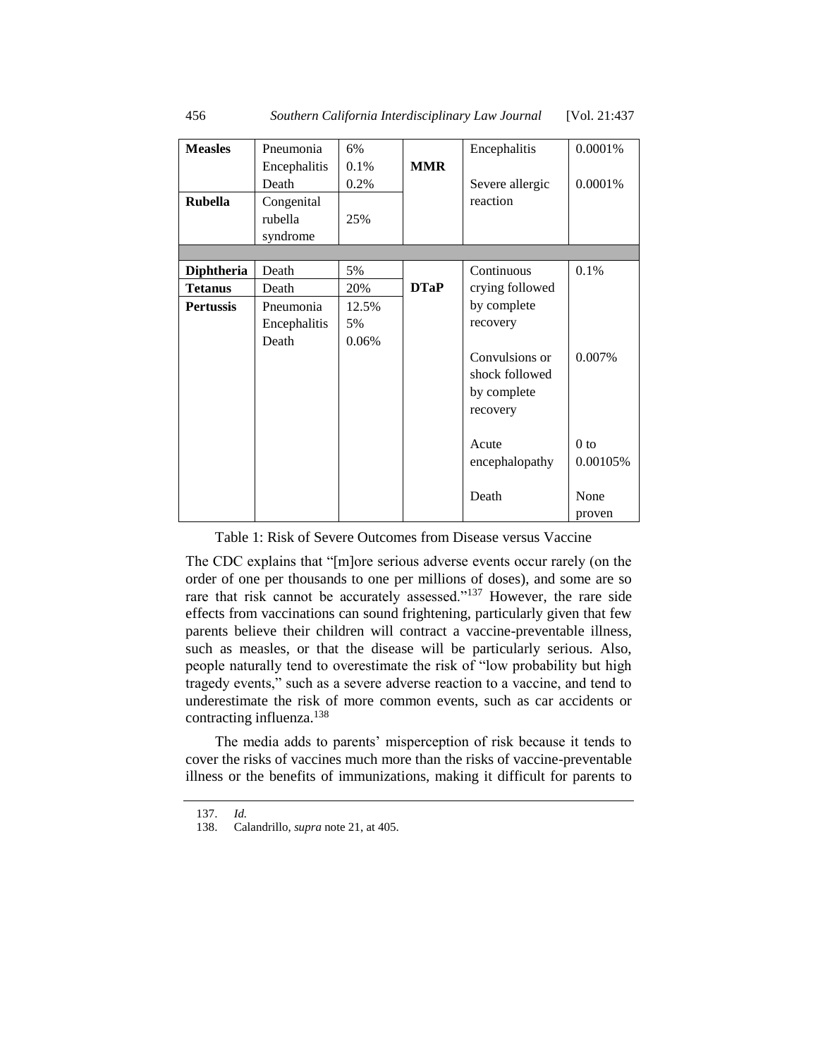| Measles | Pneumonia<br>Encephalitis<br>Death | 6%<br>0.1%<br>0.2% | MMR | Encephalitis<br><br>Severe allergic reaction | 0.0001%<br><br>0.0001% |
|---|---|---|---|---|---|
| **Rubella** | Congenital rubella syndrome | 25% | | | |
| | | | | | |
| **Diphtheria** | Death | 5% | **DTaP** | Continuous crying followed by complete recovery | 0.1% |
| **Tetanus** | Death | 20% | | | |
| **Pertussis** | Pneumonia<br>Encephalitis<br>Death | 12.5%<br>5%<br>0.06% | | | |
| | | | | Convulsions or shock followed by complete recovery | 0.007% |
| | | | | Acute encephalopathy | 0 to 0.00105% |
| | | | | Death | None proven |

Table 1: Risk of Severe Outcomes from Disease versus Vaccine

The CDC explains that "[m]ore serious adverse events occur rarely (on the order of one per thousands to one per millions of doses), and some are so rare that risk cannot be accurately assessed."[137] However, the rare side effects from vaccinations can sound frightening, particularly given that few parents believe their children will contract a vaccine-preventable illness, such as measles, or that the disease will be particularly serious. Also, people naturally tend to overestimate the risk of "low probability but high tragedy events," such as a severe adverse reaction to a vaccine, and tend to underestimate the risk of more common events, such as car accidents or contracting influenza.[138]

The media adds to parents' misperception of risk because it tends to cover the risks of vaccines much more than the risks of vaccine-preventable illness or the benefits of immunizations, making it difficult for parents to

137. *Id.*

138. Calandrillo, *supra* note 21, at 405.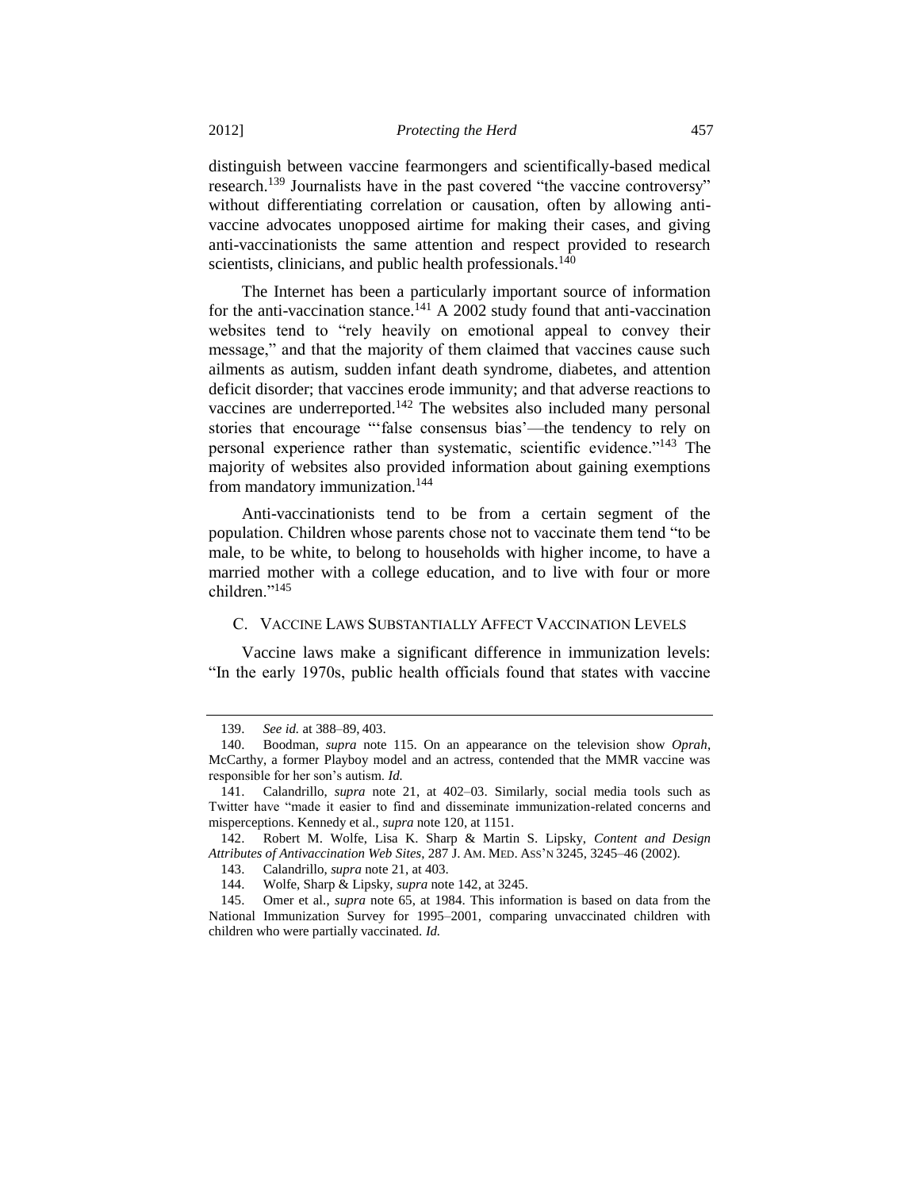distinguish between vaccine fearmongers and scientifically-based medical research.[139] Journalists have in the past covered "the vaccine controversy" without differentiating correlation or causation, often by allowing anti-vaccine advocates unopposed airtime for making their cases, and giving anti-vaccinationists the same attention and respect provided to research scientists, clinicians, and public health professionals.[140]

The Internet has been a particularly important source of information for the anti-vaccination stance.[141] A 2002 study found that anti-vaccination websites tend to "rely heavily on emotional appeal to convey their message," and that the majority of them claimed that vaccines cause such ailments as autism, sudden infant death syndrome, diabetes, and attention deficit disorder; that vaccines erode immunity; and that adverse reactions to vaccines are underreported.[142] The websites also included many personal stories that encourage "'false consensus bias'—the tendency to rely on personal experience rather than systematic, scientific evidence."[143] The majority of websites also provided information about gaining exemptions from mandatory immunization.[144]

Anti-vaccinationists tend to be from a certain segment of the population. Children whose parents chose not to vaccinate them tend "to be male, to be white, to belong to households with higher income, to have a married mother with a college education, and to live with four or more children."[145]

### C. Vaccine Laws Substantially Affect Vaccination Levels

Vaccine laws make a significant difference in immunization levels: "In the early 1970s, public health officials found that states with vaccine

---

139. *See id.* at 388–89, 403.

140. Boodman, *supra* note 115. On an appearance on the television show *Oprah*, McCarthy, a former Playboy model and an actress, contended that the MMR vaccine was responsible for her son's autism. *Id.*

141. Calandrillo, *supra* note 21, at 402–03. Similarly, social media tools such as Twitter have "made it easier to find and disseminate immunization-related concerns and misperceptions. Kennedy et al., *supra* note 120, at 1151.

142. Robert M. Wolfe, Lisa K. Sharp & Martin S. Lipsky, *Content and Design Attributes of Antivaccination Web Sites*, 287 J. AM. MED. ASS'N 3245, 3245–46 (2002).

143. Calandrillo, *supra* note 21, at 403.

144. Wolfe, Sharp & Lipsky, *supra* note 142, at 3245.

145. Omer et al., *supra* note 65, at 1984. This information is based on data from the National Immunization Survey for 1995–2001, comparing unvaccinated children with children who were partially vaccinated. *Id.*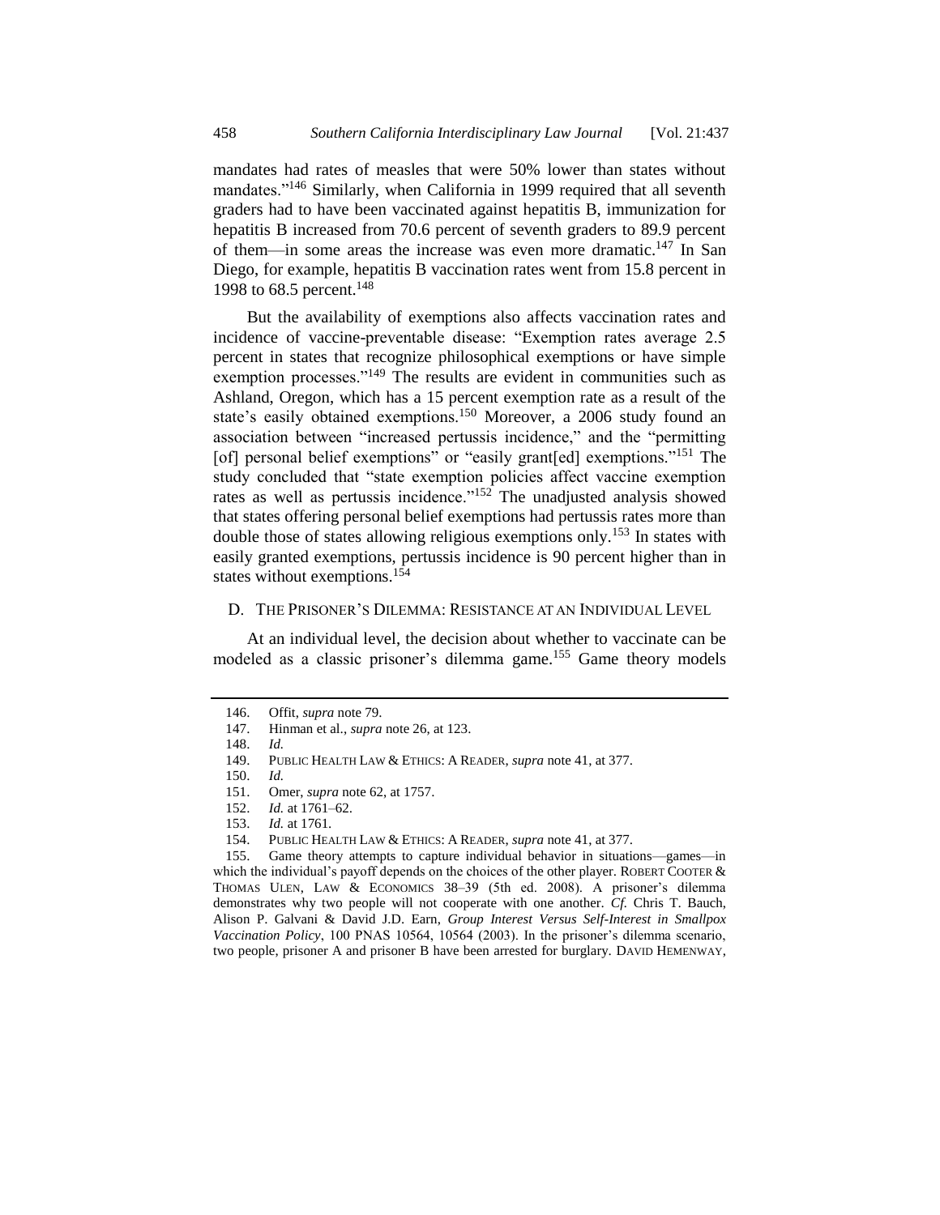mandates had rates of measles that were 50% lower than states without mandates."[146] Similarly, when California in 1999 required that all seventh graders had to have been vaccinated against hepatitis B, immunization for hepatitis B increased from 70.6 percent of seventh graders to 89.9 percent of them—in some areas the increase was even more dramatic.[147] In San Diego, for example, hepatitis B vaccination rates went from 15.8 percent in 1998 to 68.5 percent.[148]

But the availability of exemptions also affects vaccination rates and incidence of vaccine-preventable disease: "Exemption rates average 2.5 percent in states that recognize philosophical exemptions or have simple exemption processes."[149] The results are evident in communities such as Ashland, Oregon, which has a 15 percent exemption rate as a result of the state's easily obtained exemptions.[150] Moreover, a 2006 study found an association between "increased pertussis incidence," and the "permitting [of] personal belief exemptions" or "easily grant[ed] exemptions."[151] The study concluded that "state exemption policies affect vaccine exemption rates as well as pertussis incidence."[152] The unadjusted analysis showed that states offering personal belief exemptions had pertussis rates more than double those of states allowing religious exemptions only.[153] In states with easily granted exemptions, pertussis incidence is 90 percent higher than in states without exemptions.[154]

### D. The Prisoner's Dilemma: Resistance at an Individual Level

At an individual level, the decision about whether to vaccinate can be modeled as a classic prisoner's dilemma game.[155] Game theory models

---

146. Offit, *supra* note 79.

147. Hinman et al., *supra* note 26, at 123.

148. *Id.*

149. Public Health Law & Ethics: A Reader, *supra* note 41, at 377.

150. *Id.*

151. Omer, *supra* note 62, at 1757.

152. *Id.* at 1761–62.

153. *Id.* at 1761.

154. Public Health Law & Ethics: A Reader, *supra* note 41, at 377.

155. Game theory attempts to capture individual behavior in situations—games—in which the individual's payoff depends on the choices of the other player. Robert Cooter & Thomas Ulen, Law & Economics 38–39 (5th ed. 2008). A prisoner's dilemma demonstrates why two people will not cooperate with one another. *Cf.* Chris T. Bauch, Alison P. Galvani & David J.D. Earn, *Group Interest Versus Self-Interest in Smallpox Vaccination Policy*, 100 PNAS 10564, 10564 (2003). In the prisoner's dilemma scenario, two people, prisoner A and prisoner B have been arrested for burglary. David Hemenway,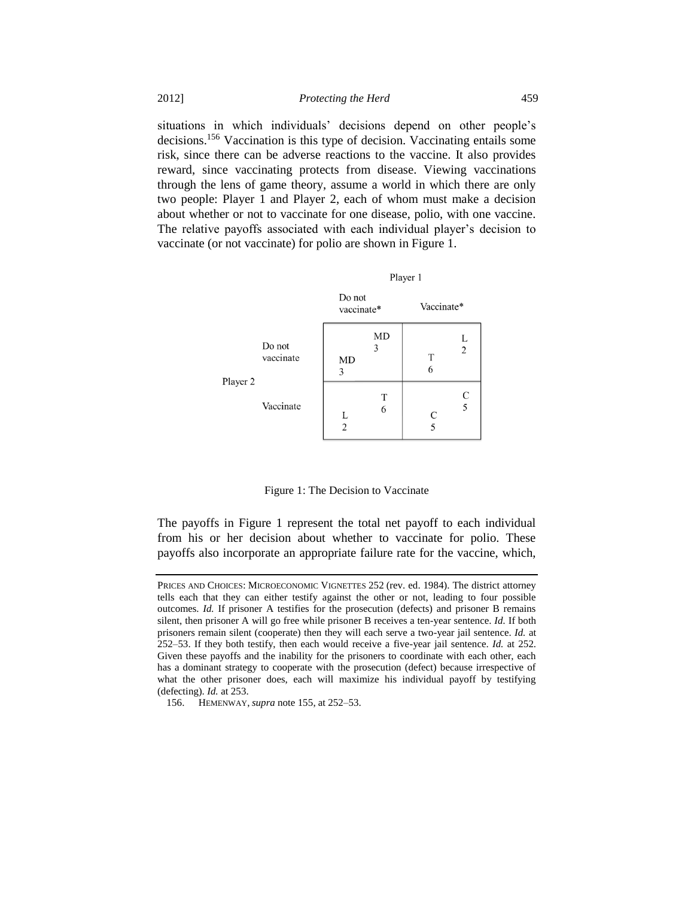situations in which individuals' decisions depend on other people's decisions.[156] Vaccination is this type of decision. Vaccinating entails some risk, since there can be adverse reactions to the vaccine. It also provides reward, since vaccinating protects from disease. Viewing vaccinations through the lens of game theory, assume a world in which there are only two people: Player 1 and Player 2, each of whom must make a decision about whether or not to vaccinate for one disease, polio, with one vaccine. The relative payoffs associated with each individual player's decision to vaccinate (or not vaccinate) for polio are shown in Figure 1.

| | | Player 1 | |
|---|---|---|---|
| | | Do not vaccinate* | Vaccinate* |
| Player 2 | Do not vaccinate | MD 3 / MD 3 | L 2 / T 6 |
| | Vaccinate | T 6 / L 2 | C 5 / C 5 |

Figure 1: The Decision to Vaccinate

The payoffs in Figure 1 represent the total net payoff to each individual from his or her decision about whether to vaccinate for polio. These payoffs also incorporate an appropriate failure rate for the vaccine, which,

---

PRICES AND CHOICES: MICROECONOMIC VIGNETTES 252 (rev. ed. 1984). The district attorney tells each that they can either testify against the other or not, leading to four possible outcomes. *Id.* If prisoner A testifies for the prosecution (defects) and prisoner B remains silent, then prisoner A will go free while prisoner B receives a ten-year sentence. *Id.* If both prisoners remain silent (cooperate) then they will each serve a two-year jail sentence. *Id.* at 252–53. If they both testify, then each would receive a five-year jail sentence. *Id.* at 252. Given these payoffs and the inability for the prisoners to coordinate with each other, each has a dominant strategy to cooperate with the prosecution (defect) because irrespective of what the other prisoner does, each will maximize his individual payoff by testifying (defecting). *Id.* at 253.

156. HEMENWAY, *supra* note 155, at 252–53.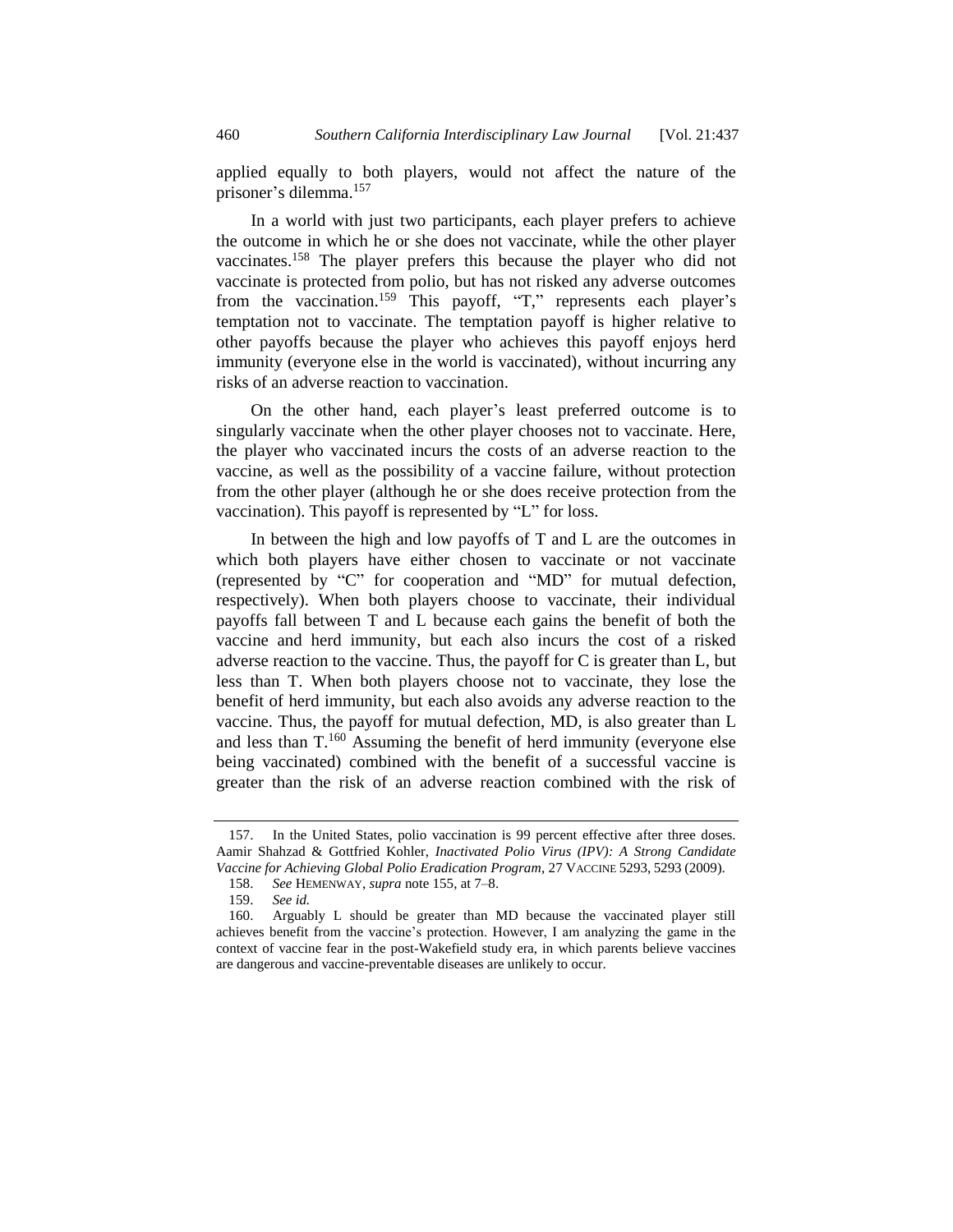applied equally to both players, would not affect the nature of the prisoner's dilemma.[157]

In a world with just two participants, each player prefers to achieve the outcome in which he or she does not vaccinate, while the other player vaccinates.[158] The player prefers this because the player who did not vaccinate is protected from polio, but has not risked any adverse outcomes from the vaccination.[159] This payoff, "T," represents each player's temptation not to vaccinate. The temptation payoff is higher relative to other payoffs because the player who achieves this payoff enjoys herd immunity (everyone else in the world is vaccinated), without incurring any risks of an adverse reaction to vaccination.

On the other hand, each player's least preferred outcome is to singularly vaccinate when the other player chooses not to vaccinate. Here, the player who vaccinated incurs the costs of an adverse reaction to the vaccine, as well as the possibility of a vaccine failure, without protection from the other player (although he or she does receive protection from the vaccination). This payoff is represented by "L" for loss.

In between the high and low payoffs of T and L are the outcomes in which both players have either chosen to vaccinate or not vaccinate (represented by "C" for cooperation and "MD" for mutual defection, respectively). When both players choose to vaccinate, their individual payoffs fall between T and L because each gains the benefit of both the vaccine and herd immunity, but each also incurs the cost of a risked adverse reaction to the vaccine. Thus, the payoff for C is greater than L, but less than T. When both players choose not to vaccinate, they lose the benefit of herd immunity, but each also avoids any adverse reaction to the vaccine. Thus, the payoff for mutual defection, MD, is also greater than L and less than T.[160] Assuming the benefit of herd immunity (everyone else being vaccinated) combined with the benefit of a successful vaccine is greater than the risk of an adverse reaction combined with the risk of

---

157. In the United States, polio vaccination is 99 percent effective after three doses. Aamir Shahzad & Gottfried Kohler, *Inactivated Polio Virus (IPV): A Strong Candidate Vaccine for Achieving Global Polio Eradication Program*, 27 VACCINE 5293, 5293 (2009).

158. *See* HEMENWAY, *supra* note 155, at 7–8.

159. *See id.*

160. Arguably L should be greater than MD because the vaccinated player still achieves benefit from the vaccine's protection. However, I am analyzing the game in the context of vaccine fear in the post-Wakefield study era, in which parents believe vaccines are dangerous and vaccine-preventable diseases are unlikely to occur.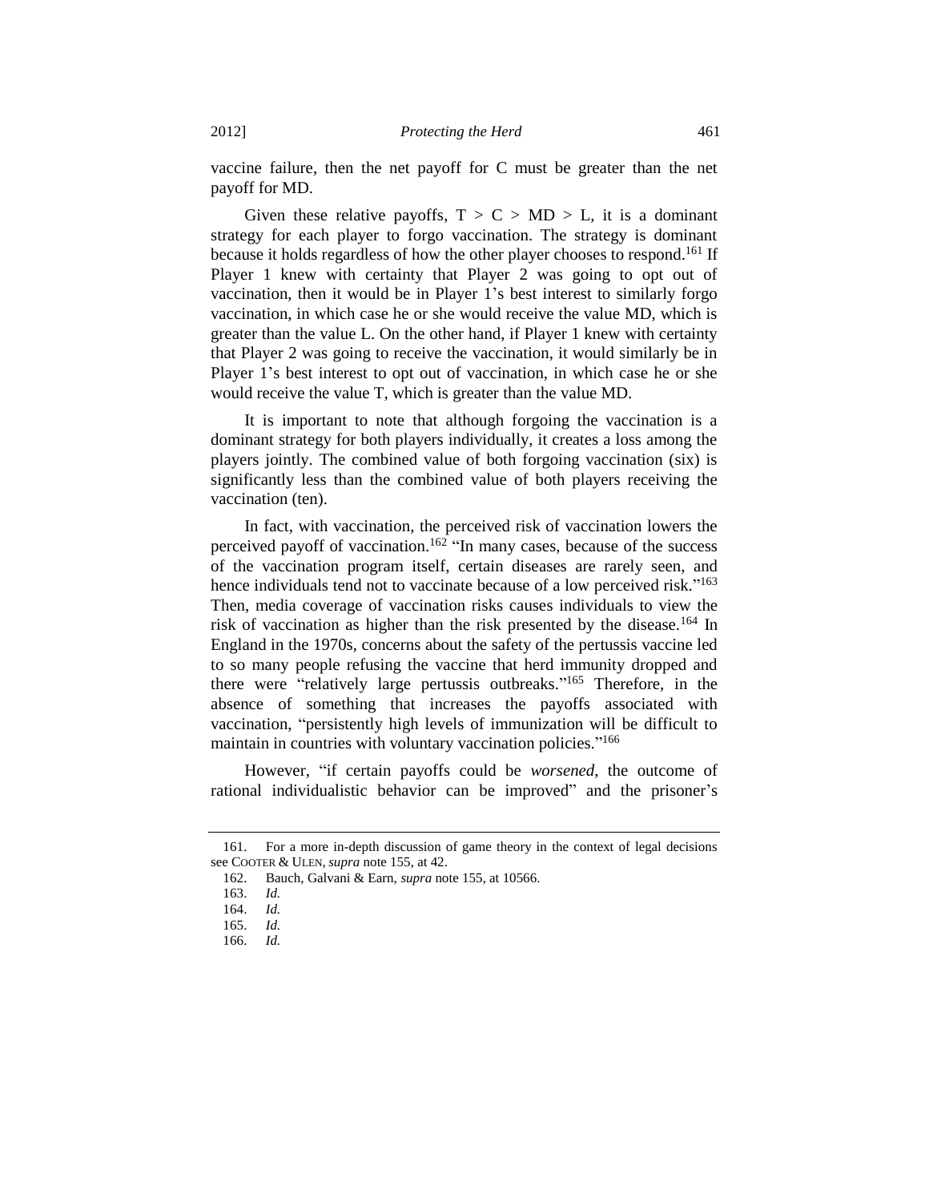vaccine failure, then the net payoff for C must be greater than the net payoff for MD.

Given these relative payoffs, T > C > MD > L, it is a dominant strategy for each player to forgo vaccination. The strategy is dominant because it holds regardless of how the other player chooses to respond.[161] If Player 1 knew with certainty that Player 2 was going to opt out of vaccination, then it would be in Player 1's best interest to similarly forgo vaccination, in which case he or she would receive the value MD, which is greater than the value L. On the other hand, if Player 1 knew with certainty that Player 2 was going to receive the vaccination, it would similarly be in Player 1's best interest to opt out of vaccination, in which case he or she would receive the value T, which is greater than the value MD.

It is important to note that although forgoing the vaccination is a dominant strategy for both players individually, it creates a loss among the players jointly. The combined value of both forgoing vaccination (six) is significantly less than the combined value of both players receiving the vaccination (ten).

In fact, with vaccination, the perceived risk of vaccination lowers the perceived payoff of vaccination.[162] "In many cases, because of the success of the vaccination program itself, certain diseases are rarely seen, and hence individuals tend not to vaccinate because of a low perceived risk."[163] Then, media coverage of vaccination risks causes individuals to view the risk of vaccination as higher than the risk presented by the disease.[164] In England in the 1970s, concerns about the safety of the pertussis vaccine led to so many people refusing the vaccine that herd immunity dropped and there were "relatively large pertussis outbreaks."[165] Therefore, in the absence of something that increases the payoffs associated with vaccination, "persistently high levels of immunization will be difficult to maintain in countries with voluntary vaccination policies."[166]

However, "if certain payoffs could be *worsened*, the outcome of rational individualistic behavior can be improved" and the prisoner's

161. For a more in-depth discussion of game theory in the context of legal decisions see COOTER & ULEN, *supra* note 155, at 42.

162. Bauch, Galvani & Earn, *supra* note 155, at 10566.

163. *Id.*

164. *Id.*

165. *Id.*

166. *Id.*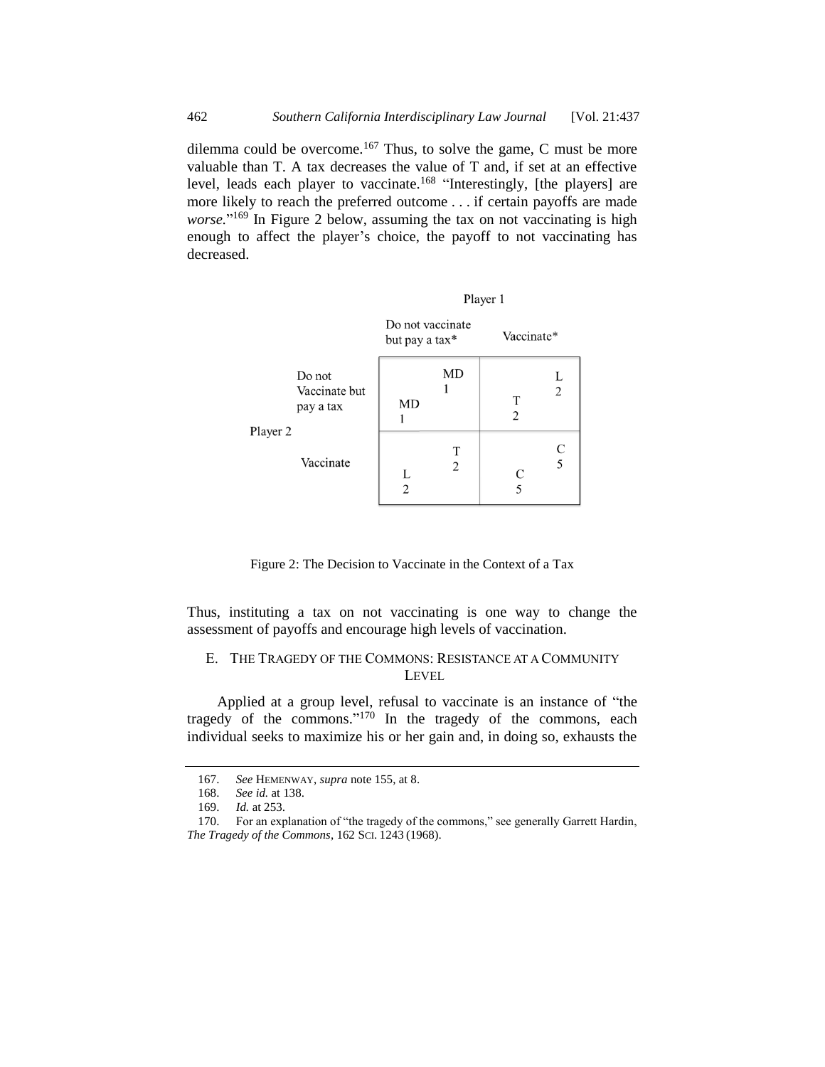dilemma could be overcome.[167] Thus, to solve the game, C must be more valuable than T. A tax decreases the value of T and, if set at an effective level, leads each player to vaccinate.[168] "Interestingly, [the players] are more likely to reach the preferred outcome . . . if certain payoffs are made *worse*."[169] In Figure 2 below, assuming the tax on not vaccinating is high enough to affect the player's choice, the payoff to not vaccinating has decreased.

| | | Player 1 | |
|---|---|---|---|
| | | Do not vaccinate but pay a tax* | Vaccinate* |
| Player 2 | Do not Vaccinate but pay a tax | MD 1 / MD 1 | L 2 / T 2 |
| | Vaccinate | T 2 / L 2 | C 5 / C 5 |

Figure 2: The Decision to Vaccinate in the Context of a Tax

Thus, instituting a tax on not vaccinating is one way to change the assessment of payoffs and encourage high levels of vaccination.

### E. THE TRAGEDY OF THE COMMONS: RESISTANCE AT A COMMUNITY LEVEL

Applied at a group level, refusal to vaccinate is an instance of "the tragedy of the commons."[170] In the tragedy of the commons, each individual seeks to maximize his or her gain and, in doing so, exhausts the

---

167. *See* HEMENWAY, *supra* note 155, at 8.

168. *See id.* at 138.

169. *Id.* at 253.

170. For an explanation of "the tragedy of the commons," see generally Garrett Hardin, *The Tragedy of the Commons*, 162 SCI. 1243 (1968).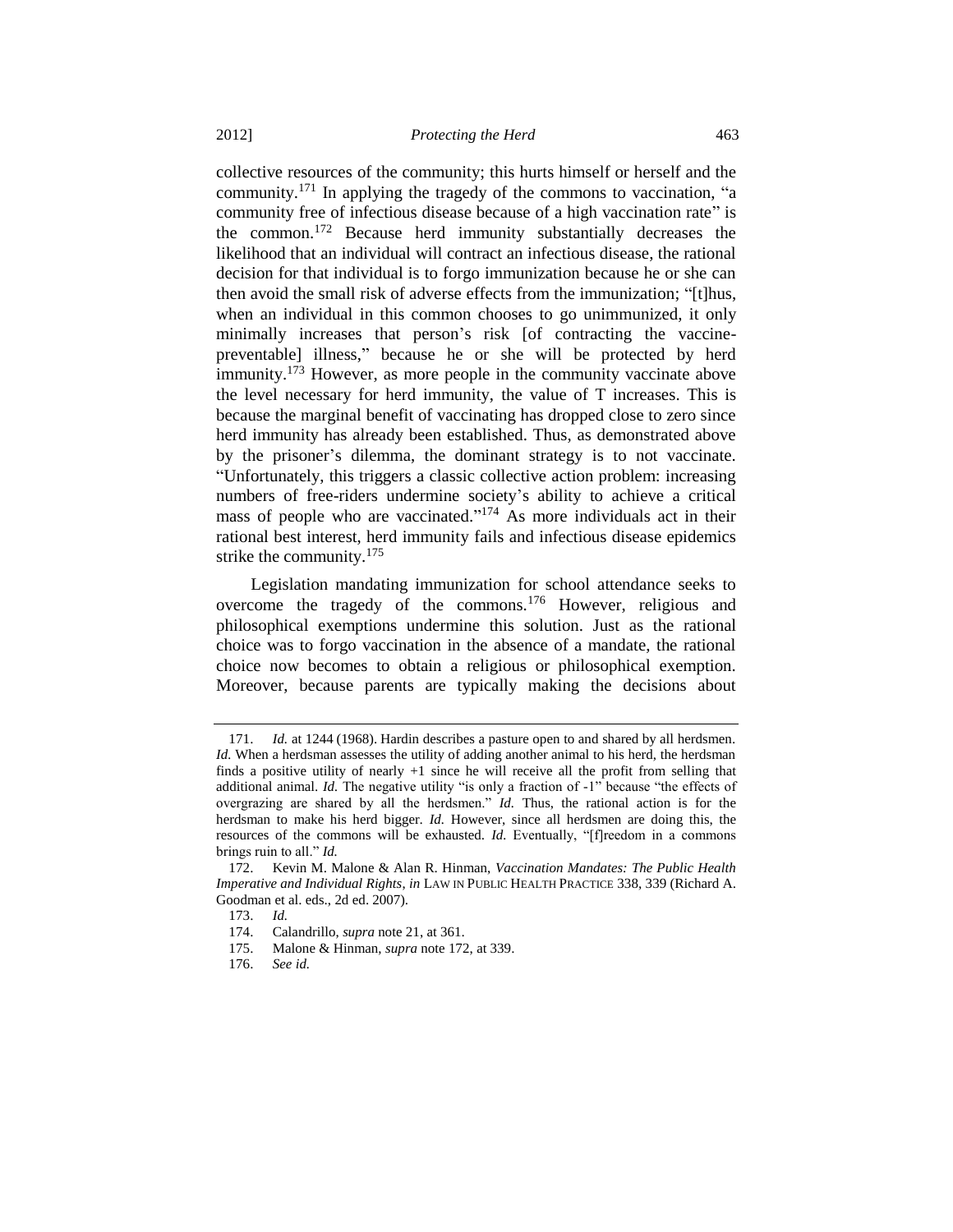collective resources of the community; this hurts himself or herself and the community.[171] In applying the tragedy of the commons to vaccination, "a community free of infectious disease because of a high vaccination rate" is the common.[172] Because herd immunity substantially decreases the likelihood that an individual will contract an infectious disease, the rational decision for that individual is to forgo immunization because he or she can then avoid the small risk of adverse effects from the immunization; "[t]hus, when an individual in this common chooses to go unimmunized, it only minimally increases that person's risk [of contracting the vaccine-preventable] illness," because he or she will be protected by herd immunity.[173] However, as more people in the community vaccinate above the level necessary for herd immunity, the value of T increases. This is because the marginal benefit of vaccinating has dropped close to zero since herd immunity has already been established. Thus, as demonstrated above by the prisoner's dilemma, the dominant strategy is to not vaccinate. "Unfortunately, this triggers a classic collective action problem: increasing numbers of free-riders undermine society's ability to achieve a critical mass of people who are vaccinated."[174] As more individuals act in their rational best interest, herd immunity fails and infectious disease epidemics strike the community.[175]

Legislation mandating immunization for school attendance seeks to overcome the tragedy of the commons.[176] However, religious and philosophical exemptions undermine this solution. Just as the rational choice was to forgo vaccination in the absence of a mandate, the rational choice now becomes to obtain a religious or philosophical exemption. Moreover, because parents are typically making the decisions about

---

171. *Id.* at 1244 (1968). Hardin describes a pasture open to and shared by all herdsmen. *Id.* When a herdsman assesses the utility of adding another animal to his herd, the herdsman finds a positive utility of nearly +1 since he will receive all the profit from selling that additional animal. *Id.* The negative utility "is only a fraction of -1" because "the effects of overgrazing are shared by all the herdsmen." *Id.* Thus, the rational action is for the herdsman to make his herd bigger. *Id.* However, since all herdsmen are doing this, the resources of the commons will be exhausted. *Id.* Eventually, "[f]reedom in a commons brings ruin to all." *Id.*

172. Kevin M. Malone & Alan R. Hinman, *Vaccination Mandates: The Public Health Imperative and Individual Rights*, *in* LAW IN PUBLIC HEALTH PRACTICE 338, 339 (Richard A. Goodman et al. eds., 2d ed. 2007).

173. *Id.*

174. Calandrillo, *supra* note 21, at 361.

175. Malone & Hinman, *supra* note 172, at 339.

176. *See id.*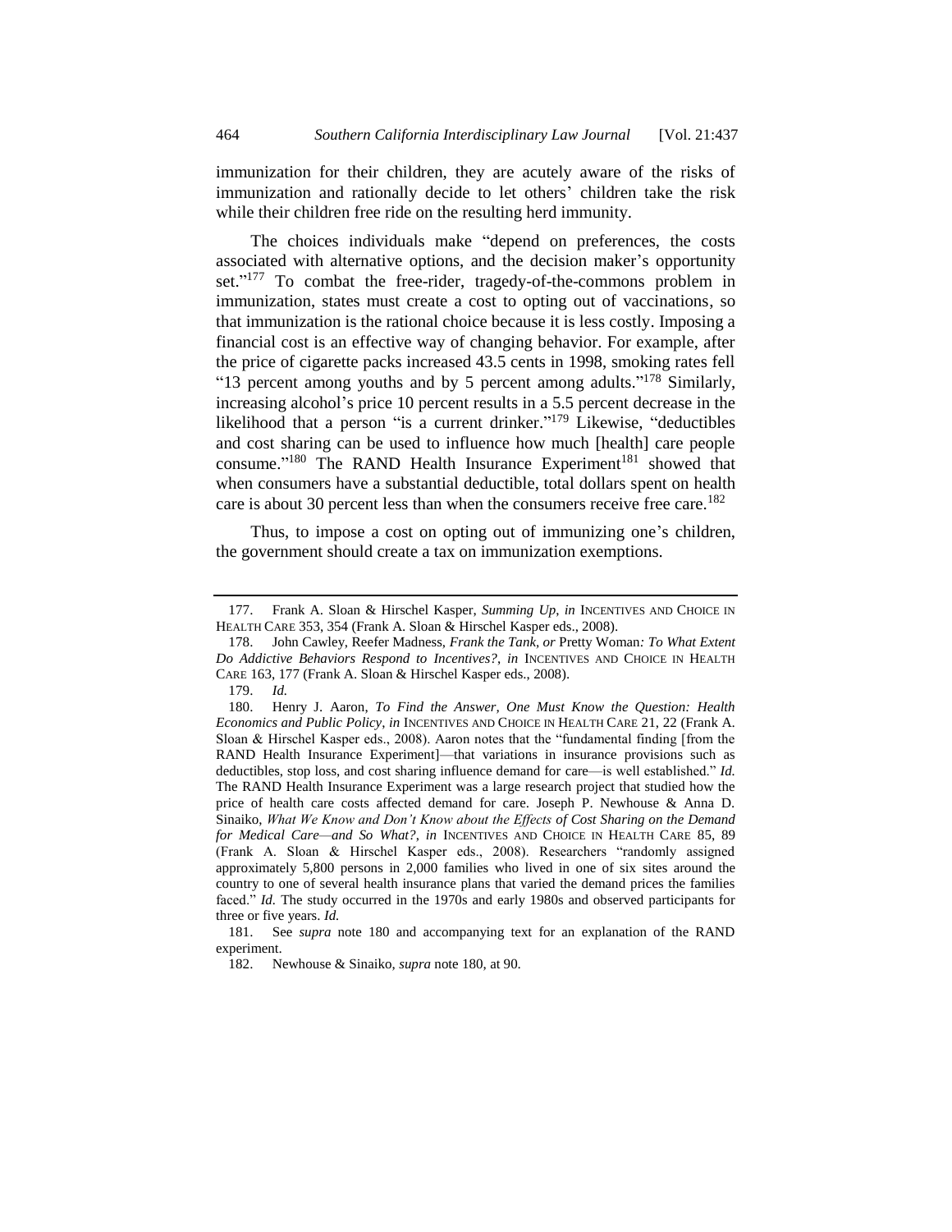immunization for their children, they are acutely aware of the risks of immunization and rationally decide to let others' children take the risk while their children free ride on the resulting herd immunity.

The choices individuals make "depend on preferences, the costs associated with alternative options, and the decision maker's opportunity set."[177] To combat the free-rider, tragedy-of-the-commons problem in immunization, states must create a cost to opting out of vaccinations, so that immunization is the rational choice because it is less costly. Imposing a financial cost is an effective way of changing behavior. For example, after the price of cigarette packs increased 43.5 cents in 1998, smoking rates fell "13 percent among youths and by 5 percent among adults."[178] Similarly, increasing alcohol's price 10 percent results in a 5.5 percent decrease in the likelihood that a person "is a current drinker."[179] Likewise, "deductibles and cost sharing can be used to influence how much [health] care people consume."[180] The RAND Health Insurance Experiment[181] showed that when consumers have a substantial deductible, total dollars spent on health care is about 30 percent less than when the consumers receive free care.[182]

Thus, to impose a cost on opting out of immunizing one's children, the government should create a tax on immunization exemptions.

---

177. Frank A. Sloan & Hirschel Kasper, *Summing Up*, *in* INCENTIVES AND CHOICE IN HEALTH CARE 353, 354 (Frank A. Sloan & Hirschel Kasper eds., 2008).

178. John Cawley, *Reefer Madness, Frank the Tank, or* Pretty Woman*: To What Extent Do Addictive Behaviors Respond to Incentives?*, *in* INCENTIVES AND CHOICE IN HEALTH CARE 163, 177 (Frank A. Sloan & Hirschel Kasper eds., 2008).

179. *Id.*

180. Henry J. Aaron, *To Find the Answer, One Must Know the Question: Health Economics and Public Policy*, *in* INCENTIVES AND CHOICE IN HEALTH CARE 21, 22 (Frank A. Sloan & Hirschel Kasper eds., 2008). Aaron notes that the "fundamental finding [from the RAND Health Insurance Experiment]—that variations in insurance provisions such as deductibles, stop loss, and cost sharing influence demand for care—is well established." *Id.* The RAND Health Insurance Experiment was a large research project that studied how the price of health care costs affected demand for care. Joseph P. Newhouse & Anna D. Sinaiko, *What We Know and Don't Know about the Effects of Cost Sharing on the Demand for Medical Care—and So What?*, *in* INCENTIVES AND CHOICE IN HEALTH CARE 85, 89 (Frank A. Sloan & Hirschel Kasper eds., 2008). Researchers "randomly assigned approximately 5,800 persons in 2,000 families who lived in one of six sites around the country to one of several health insurance plans that varied the demand prices the families faced." *Id.* The study occurred in the 1970s and early 1980s and observed participants for three or five years. *Id.*

181. See *supra* note 180 and accompanying text for an explanation of the RAND experiment.

182. Newhouse & Sinaiko, *supra* note 180, at 90.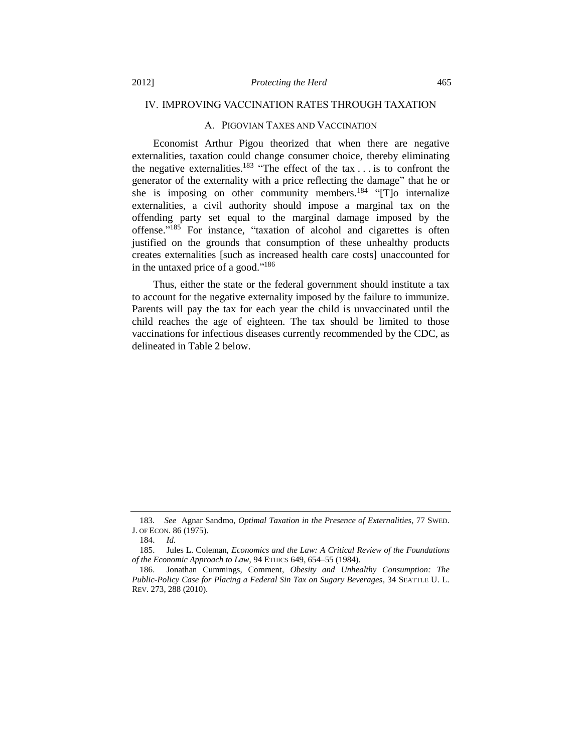## IV. IMPROVING VACCINATION RATES THROUGH TAXATION

### A. PIGOVIAN TAXES AND VACCINATION

Economist Arthur Pigou theorized that when there are negative externalities, taxation could change consumer choice, thereby eliminating the negative externalities.[183] "The effect of the tax . . . is to confront the generator of the externality with a price reflecting the damage" that he or she is imposing on other community members.[184] "[T]o internalize externalities, a civil authority should impose a marginal tax on the offending party set equal to the marginal damage imposed by the offense."[185] For instance, "taxation of alcohol and cigarettes is often justified on the grounds that consumption of these unhealthy products creates externalities [such as increased health care costs] unaccounted for in the untaxed price of a good."[186]

Thus, either the state or the federal government should institute a tax to account for the negative externality imposed by the failure to immunize. Parents will pay the tax for each year the child is unvaccinated until the child reaches the age of eighteen. The tax should be limited to those vaccinations for infectious diseases currently recommended by the CDC, as delineated in Table 2 below.

---

183. *See* Agnar Sandmo, *Optimal Taxation in the Presence of Externalities*, 77 SWED. J. OF ECON. 86 (1975).

184. *Id.*

185. Jules L. Coleman, *Economics and the Law: A Critical Review of the Foundations of the Economic Approach to Law*, 94 ETHICS 649, 654–55 (1984).

186. Jonathan Cummings, Comment, *Obesity and Unhealthy Consumption: The Public-Policy Case for Placing a Federal Sin Tax on Sugary Beverages*, 34 SEATTLE U. L. REV. 273, 288 (2010).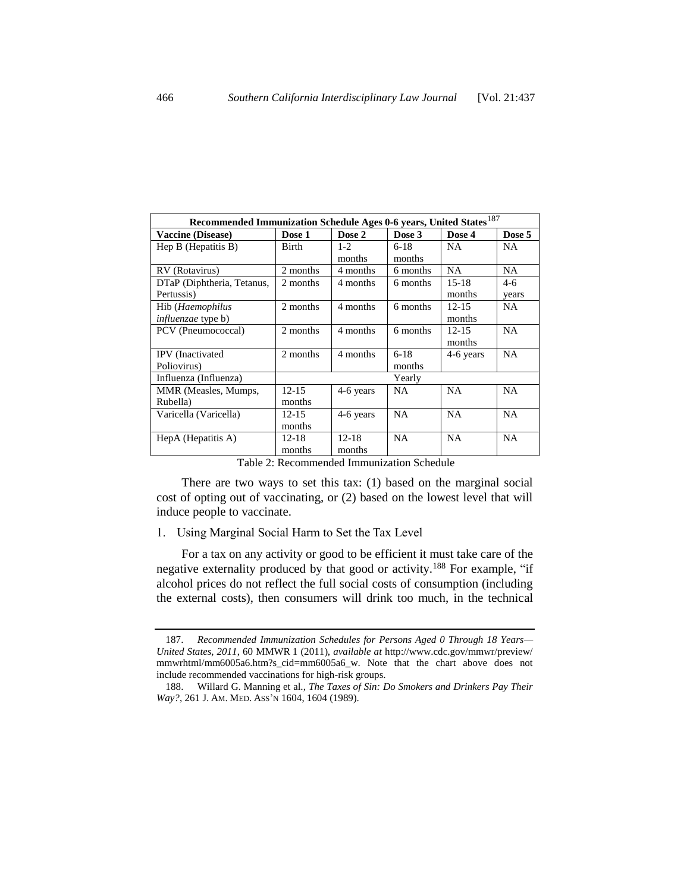| Recommended Immunization Schedule Ages 0-6 years, United States[187] | | | | | |
|---|---|---|---|---|---|
| **Vaccine (Disease)** | **Dose 1** | **Dose 2** | **Dose 3** | **Dose 4** | **Dose 5** |
| Hep B (Hepatitis B) | Birth | 1-2 months | 6-18 months | NA | NA |
| RV (Rotavirus) | 2 months | 4 months | 6 months | NA | NA |
| DTaP (Diphtheria, Tetanus, Pertussis) | 2 months | 4 months | 6 months | 15-18 months | 4-6 years |
| Hib (*Haemophilus influenzae* type b) | 2 months | 4 months | 6 months | 12-15 months | NA |
| PCV (Pneumococcal) | 2 months | 4 months | 6 months | 12-15 months | NA |
| IPV (Inactivated Poliovirus) | 2 months | 4 months | 6-18 months | 4-6 years | NA |
| Influenza (Influenza) | Yearly | | | | |
| MMR (Measles, Mumps, Rubella) | 12-15 months | 4-6 years | NA | NA | NA |
| Varicella (Varicella) | 12-15 months | 4-6 years | NA | NA | NA |
| HepA (Hepatitis A) | 12-18 months | 12-18 months | NA | NA | NA |

Table 2: Recommended Immunization Schedule

There are two ways to set this tax: (1) based on the marginal social cost of opting out of vaccinating, or (2) based on the lowest level that will induce people to vaccinate.

1. Using Marginal Social Harm to Set the Tax Level

For a tax on any activity or good to be efficient it must take care of the negative externality produced by that good or activity.[188] For example, "if alcohol prices do not reflect the full social costs of consumption (including the external costs), then consumers will drink too much, in the technical

---

187. *Recommended Immunization Schedules for Persons Aged 0 Through 18 Years—United States, 2011*, 60 MMWR 1 (2011), *available at* http://www.cdc.gov/mmwr/preview/mmwrhtml/mm6005a6.htm?s_cid=mm6005a6_w. Note that the chart above does not include recommended vaccinations for high-risk groups.

188. Willard G. Manning et al., *The Taxes of Sin: Do Smokers and Drinkers Pay Their Way?*, 261 J. AM. MED. ASS'N 1604, 1604 (1989).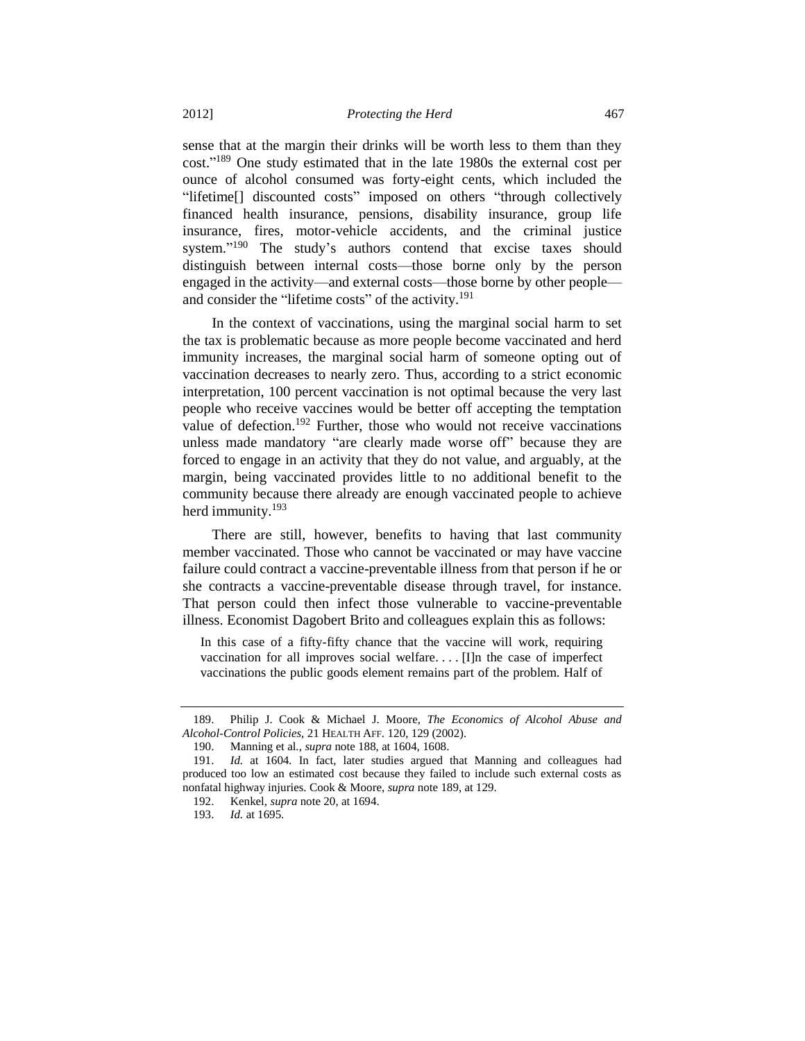sense that at the margin their drinks will be worth less to them than they cost."[189] One study estimated that in the late 1980s the external cost per ounce of alcohol consumed was forty-eight cents, which included the "lifetime[] discounted costs" imposed on others "through collectively financed health insurance, pensions, disability insurance, group life insurance, fires, motor-vehicle accidents, and the criminal justice system."[190] The study's authors contend that excise taxes should distinguish between internal costs—those borne only by the person engaged in the activity—and external costs—those borne by other people—and consider the "lifetime costs" of the activity.[191]

In the context of vaccinations, using the marginal social harm to set the tax is problematic because as more people become vaccinated and herd immunity increases, the marginal social harm of someone opting out of vaccination decreases to nearly zero. Thus, according to a strict economic interpretation, 100 percent vaccination is not optimal because the very last people who receive vaccines would be better off accepting the temptation value of defection.[192] Further, those who would not receive vaccinations unless made mandatory "are clearly made worse off" because they are forced to engage in an activity that they do not value, and arguably, at the margin, being vaccinated provides little to no additional benefit to the community because there already are enough vaccinated people to achieve herd immunity.[193]

There are still, however, benefits to having that last community member vaccinated. Those who cannot be vaccinated or may have vaccine failure could contract a vaccine-preventable illness from that person if he or she contracts a vaccine-preventable disease through travel, for instance. That person could then infect those vulnerable to vaccine-preventable illness. Economist Dagobert Brito and colleagues explain this as follows:

> In this case of a fifty-fifty chance that the vaccine will work, requiring vaccination for all improves social welfare. . . . [I]n the case of imperfect vaccinations the public goods element remains part of the problem. Half of

---

189. Philip J. Cook & Michael J. Moore, *The Economics of Alcohol Abuse and Alcohol-Control Policies*, 21 HEALTH AFF. 120, 129 (2002).

190. Manning et al., *supra* note 188, at 1604, 1608.

191. *Id.* at 1604. In fact, later studies argued that Manning and colleagues had produced too low an estimated cost because they failed to include such external costs as nonfatal highway injuries. Cook & Moore, *supra* note 189, at 129.

192. Kenkel, *supra* note 20, at 1694.

193. *Id.* at 1695.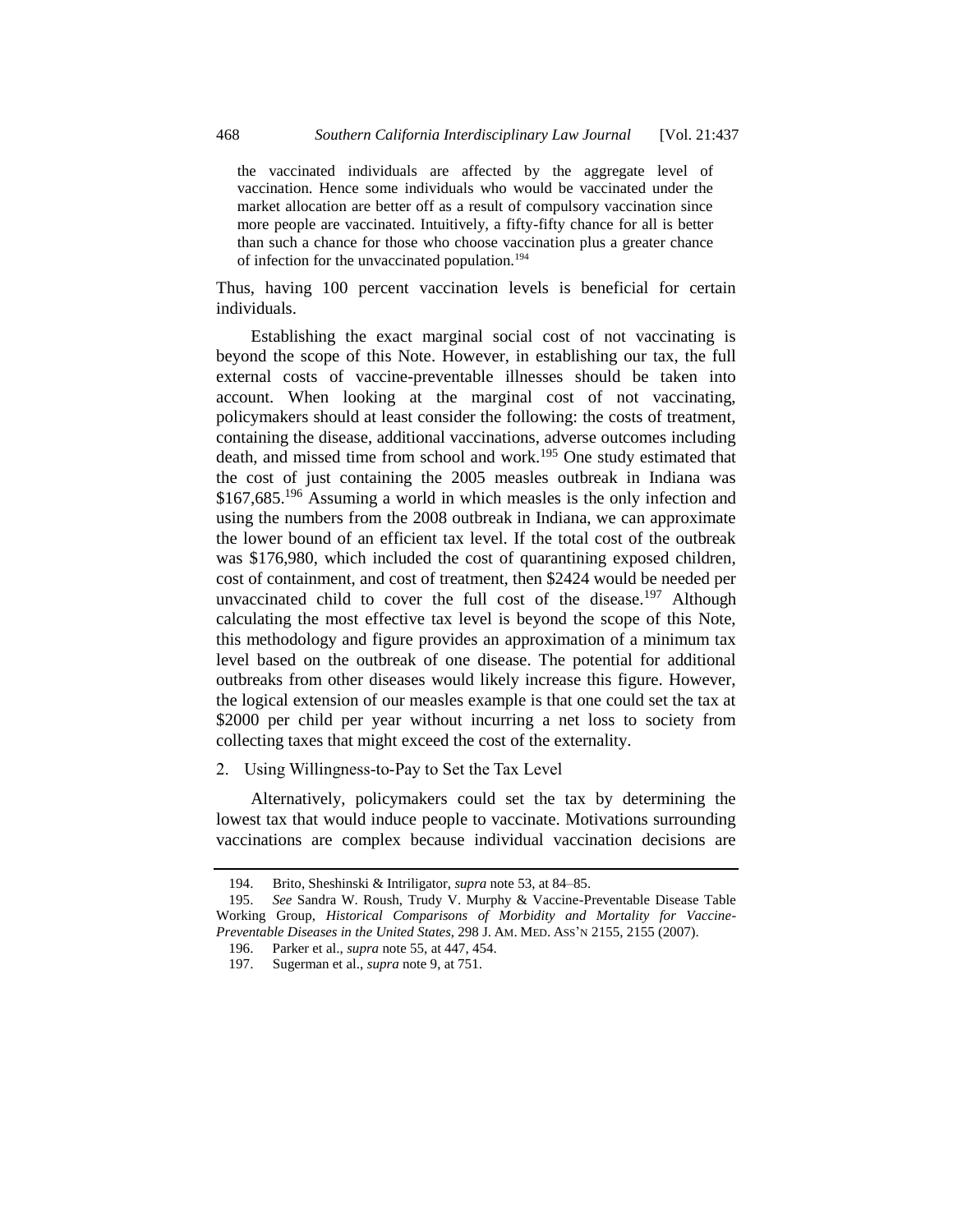> the vaccinated individuals are affected by the aggregate level of vaccination. Hence some individuals who would be vaccinated under the market allocation are better off as a result of compulsory vaccination since more people are vaccinated. Intuitively, a fifty-fifty chance for all is better than such a chance for those who choose vaccination plus a greater chance of infection for the unvaccinated population.[194]

Thus, having 100 percent vaccination levels is beneficial for certain individuals.

Establishing the exact marginal social cost of not vaccinating is beyond the scope of this Note. However, in establishing our tax, the full external costs of vaccine-preventable illnesses should be taken into account. When looking at the marginal cost of not vaccinating, policymakers should at least consider the following: the costs of treatment, containing the disease, additional vaccinations, adverse outcomes including death, and missed time from school and work.[195] One study estimated that the cost of just containing the 2005 measles outbreak in Indiana was $167,685.[196] Assuming a world in which measles is the only infection and using the numbers from the 2008 outbreak in Indiana, we can approximate the lower bound of an efficient tax level. If the total cost of the outbreak was $176,980, which included the cost of quarantining exposed children, cost of containment, and cost of treatment, then $2424 would be needed per unvaccinated child to cover the full cost of the disease.[197] Although calculating the most effective tax level is beyond the scope of this Note, this methodology and figure provides an approximation of a minimum tax level based on the outbreak of one disease. The potential for additional outbreaks from other diseases would likely increase this figure. However, the logical extension of our measles example is that one could set the tax at $2000 per child per year without incurring a net loss to society from collecting taxes that might exceed the cost of the externality.

2. Using Willingness-to-Pay to Set the Tax Level

Alternatively, policymakers could set the tax by determining the lowest tax that would induce people to vaccinate. Motivations surrounding vaccinations are complex because individual vaccination decisions are

---

194. Brito, Sheshinski & Intriligator, *supra* note 53, at 84–85.

195. *See* Sandra W. Roush, Trudy V. Murphy & Vaccine-Preventable Disease Table Working Group, *Historical Comparisons of Morbidity and Mortality for Vaccine-Preventable Diseases in the United States*, 298 J. AM. MED. ASS'N 2155, 2155 (2007).

196. Parker et al., *supra* note 55, at 447, 454.

197. Sugerman et al., *supra* note 9, at 751.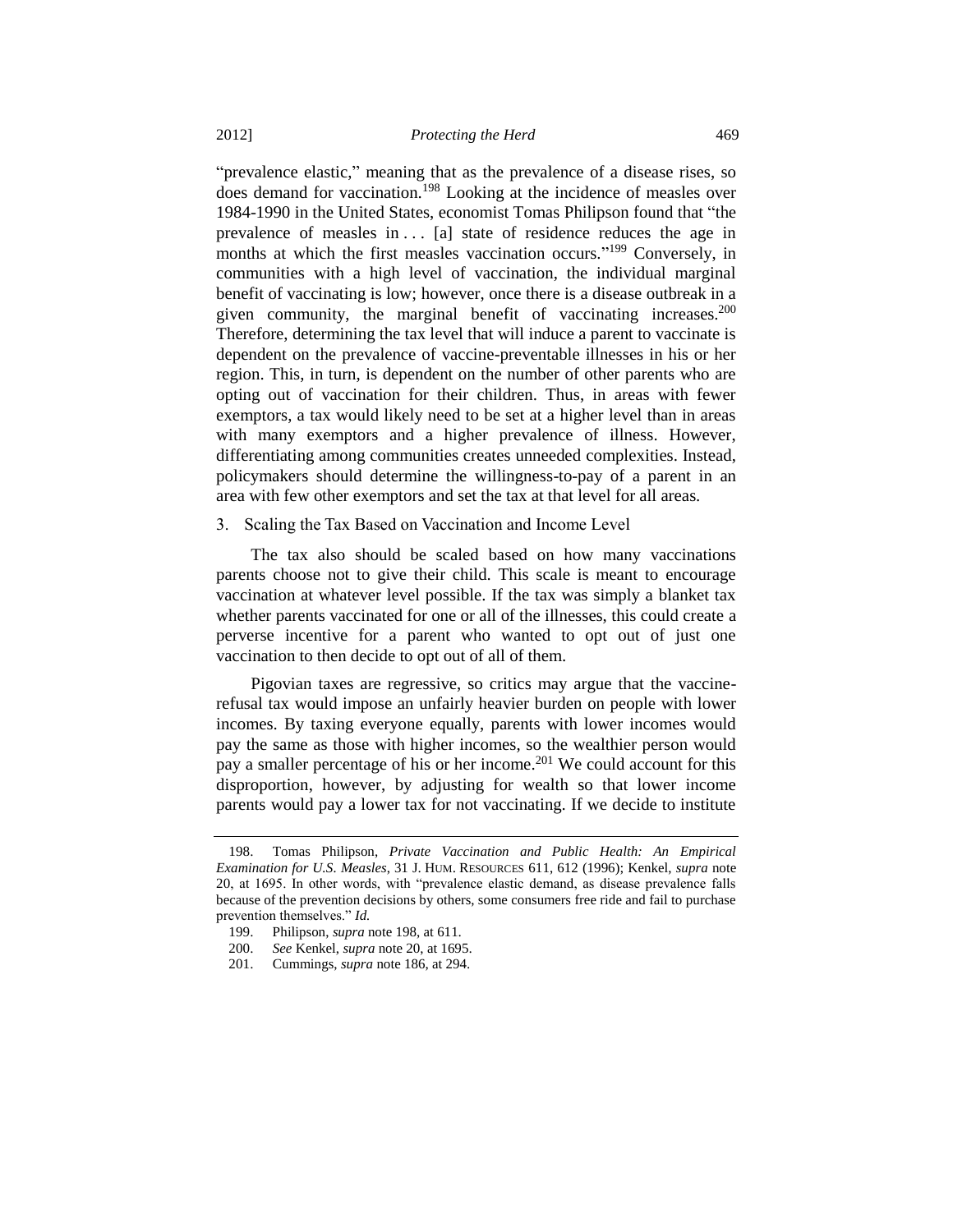"prevalence elastic," meaning that as the prevalence of a disease rises, so does demand for vaccination.[198] Looking at the incidence of measles over 1984-1990 in the United States, economist Tomas Philipson found that "the prevalence of measles in . . . [a] state of residence reduces the age in months at which the first measles vaccination occurs."[199] Conversely, in communities with a high level of vaccination, the individual marginal benefit of vaccinating is low; however, once there is a disease outbreak in a given community, the marginal benefit of vaccinating increases.[200] Therefore, determining the tax level that will induce a parent to vaccinate is dependent on the prevalence of vaccine-preventable illnesses in his or her region. This, in turn, is dependent on the number of other parents who are opting out of vaccination for their children. Thus, in areas with fewer exemptors, a tax would likely need to be set at a higher level than in areas with many exemptors and a higher prevalence of illness. However, differentiating among communities creates unneeded complexities. Instead, policymakers should determine the willingness-to-pay of a parent in an area with few other exemptors and set the tax at that level for all areas.

### 3. Scaling the Tax Based on Vaccination and Income Level

The tax also should be scaled based on how many vaccinations parents choose not to give their child. This scale is meant to encourage vaccination at whatever level possible. If the tax was simply a blanket tax whether parents vaccinated for one or all of the illnesses, this could create a perverse incentive for a parent who wanted to opt out of just one vaccination to then decide to opt out of all of them.

Pigovian taxes are regressive, so critics may argue that the vaccine-refusal tax would impose an unfairly heavier burden on people with lower incomes. By taxing everyone equally, parents with lower incomes would pay the same as those with higher incomes, so the wealthier person would pay a smaller percentage of his or her income.[201] We could account for this disproportion, however, by adjusting for wealth so that lower income parents would pay a lower tax for not vaccinating. If we decide to institute

---

198. Tomas Philipson, *Private Vaccination and Public Health: An Empirical Examination for U.S. Measles*, 31 J. HUM. RESOURCES 611, 612 (1996); Kenkel, *supra* note 20, at 1695. In other words, with "prevalence elastic demand, as disease prevalence falls because of the prevention decisions by others, some consumers free ride and fail to purchase prevention themselves." *Id.*

199. Philipson, *supra* note 198, at 611.

200. *See* Kenkel, *supra* note 20, at 1695.

201. Cummings, *supra* note 186, at 294.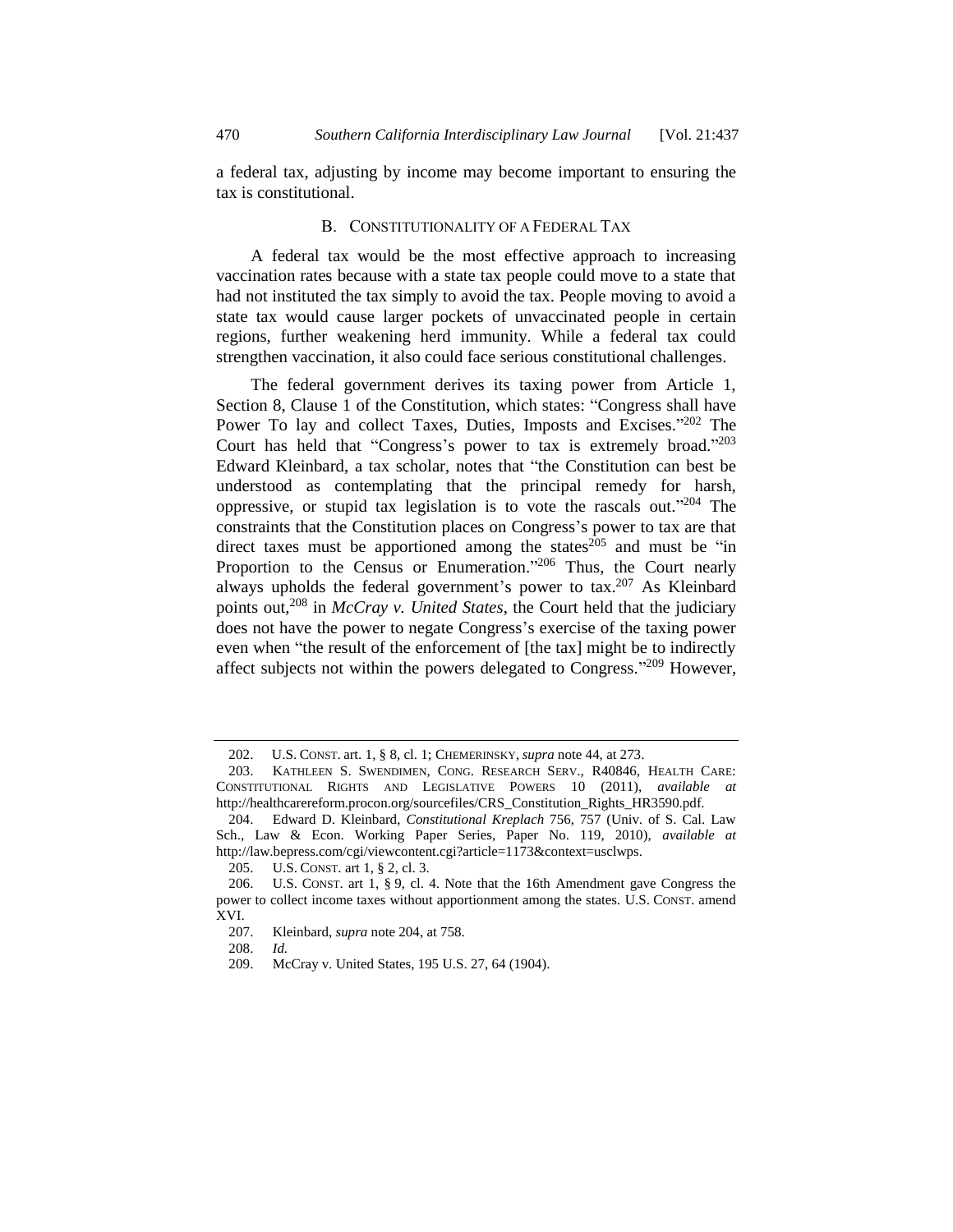a federal tax, adjusting by income may become important to ensuring the tax is constitutional.

### B. CONSTITUTIONALITY OF A FEDERAL TAX

A federal tax would be the most effective approach to increasing vaccination rates because with a state tax people could move to a state that had not instituted the tax simply to avoid the tax. People moving to avoid a state tax would cause larger pockets of unvaccinated people in certain regions, further weakening herd immunity. While a federal tax could strengthen vaccination, it also could face serious constitutional challenges.

The federal government derives its taxing power from Article 1, Section 8, Clause 1 of the Constitution, which states: "Congress shall have Power To lay and collect Taxes, Duties, Imposts and Excises."[202] The Court has held that "Congress's power to tax is extremely broad."[203] Edward Kleinbard, a tax scholar, notes that "the Constitution can best be understood as contemplating that the principal remedy for harsh, oppressive, or stupid tax legislation is to vote the rascals out."[204] The constraints that the Constitution places on Congress's power to tax are that direct taxes must be apportioned among the states[205] and must be "in Proportion to the Census or Enumeration."[206] Thus, the Court nearly always upholds the federal government's power to tax.[207] As Kleinbard points out,[208] in *McCray v. United States*, the Court held that the judiciary does not have the power to negate Congress's exercise of the taxing power even when "the result of the enforcement of [the tax] might be to indirectly affect subjects not within the powers delegated to Congress."[209] However,

---

202. U.S. CONST. art. 1, § 8, cl. 1; CHEMERINSKY, *supra* note 44, at 273.

203. KATHLEEN S. SWENDIMEN, CONG. RESEARCH SERV., R40846, HEALTH CARE: CONSTITUTIONAL RIGHTS AND LEGISLATIVE POWERS 10 (2011), *available at* http://healthcarereform.procon.org/sourcefiles/CRS_Constitution_Rights_HR3590.pdf.

204. Edward D. Kleinbard, *Constitutional Kreplach* 756, 757 (Univ. of S. Cal. Law Sch., Law & Econ. Working Paper Series, Paper No. 119, 2010), *available at* http://law.bepress.com/cgi/viewcontent.cgi?article=1173&context=usclwps.

205. U.S. CONST. art 1, § 2, cl. 3.

206. U.S. CONST. art 1, § 9, cl. 4. Note that the 16th Amendment gave Congress the power to collect income taxes without apportionment among the states. U.S. CONST. amend XVI.

207. Kleinbard, *supra* note 204, at 758.

208. *Id.*

209. McCray v. United States, 195 U.S. 27, 64 (1904).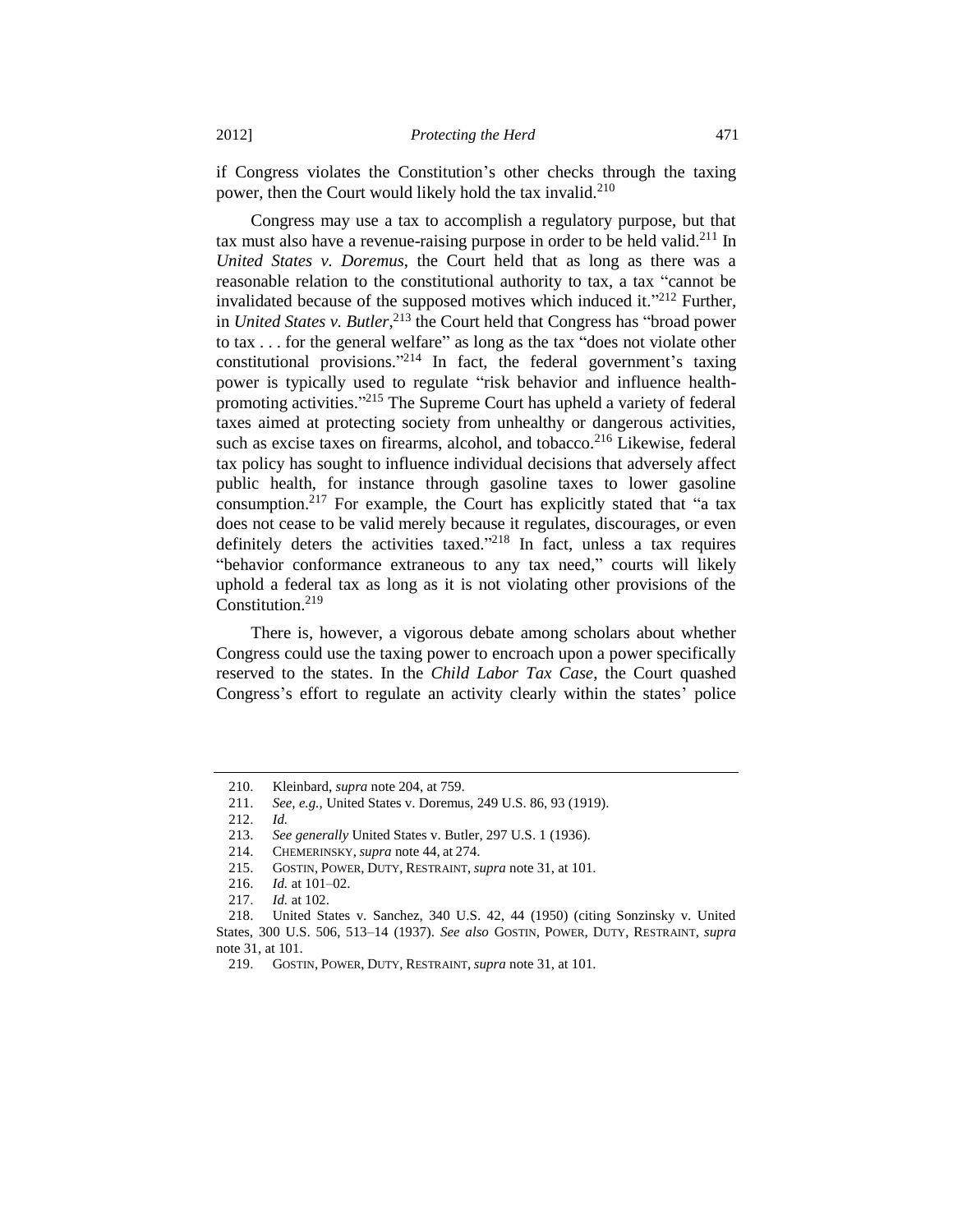if Congress violates the Constitution's other checks through the taxing power, then the Court would likely hold the tax invalid.[210]

Congress may use a tax to accomplish a regulatory purpose, but that tax must also have a revenue-raising purpose in order to be held valid.[211] In *United States v. Doremus*, the Court held that as long as there was a reasonable relation to the constitutional authority to tax, a tax "cannot be invalidated because of the supposed motives which induced it."[212] Further, in *United States v. Butler*,[213] the Court held that Congress has "broad power to tax . . . for the general welfare" as long as the tax "does not violate other constitutional provisions."[214] In fact, the federal government's taxing power is typically used to regulate "risk behavior and influence health-promoting activities."[215] The Supreme Court has upheld a variety of federal taxes aimed at protecting society from unhealthy or dangerous activities, such as excise taxes on firearms, alcohol, and tobacco.[216] Likewise, federal tax policy has sought to influence individual decisions that adversely affect public health, for instance through gasoline taxes to lower gasoline consumption.[217] For example, the Court has explicitly stated that "a tax does not cease to be valid merely because it regulates, discourages, or even definitely deters the activities taxed."[218] In fact, unless a tax requires "behavior conformance extraneous to any tax need," courts will likely uphold a federal tax as long as it is not violating other provisions of the Constitution.[219]

There is, however, a vigorous debate among scholars about whether Congress could use the taxing power to encroach upon a power specifically reserved to the states. In the *Child Labor Tax Case*, the Court quashed Congress's effort to regulate an activity clearly within the states' police

---

210. Kleinbard, *supra* note 204, at 759.

211. *See, e.g.*, United States v. Doremus, 249 U.S. 86, 93 (1919).

212. *Id.*

213. *See generally* United States v. Butler, 297 U.S. 1 (1936).

214. CHEMERINSKY, *supra* note 44, at 274.

215. GOSTIN, POWER, DUTY, RESTRAINT, *supra* note 31, at 101.

216. *Id.* at 101–02.

217. *Id.* at 102.

218. United States v. Sanchez, 340 U.S. 42, 44 (1950) (citing Sonzinsky v. United States, 300 U.S. 506, 513–14 (1937). *See also* GOSTIN, POWER, DUTY, RESTRAINT, *supra* note 31, at 101.

219. GOSTIN, POWER, DUTY, RESTRAINT, *supra* note 31, at 101.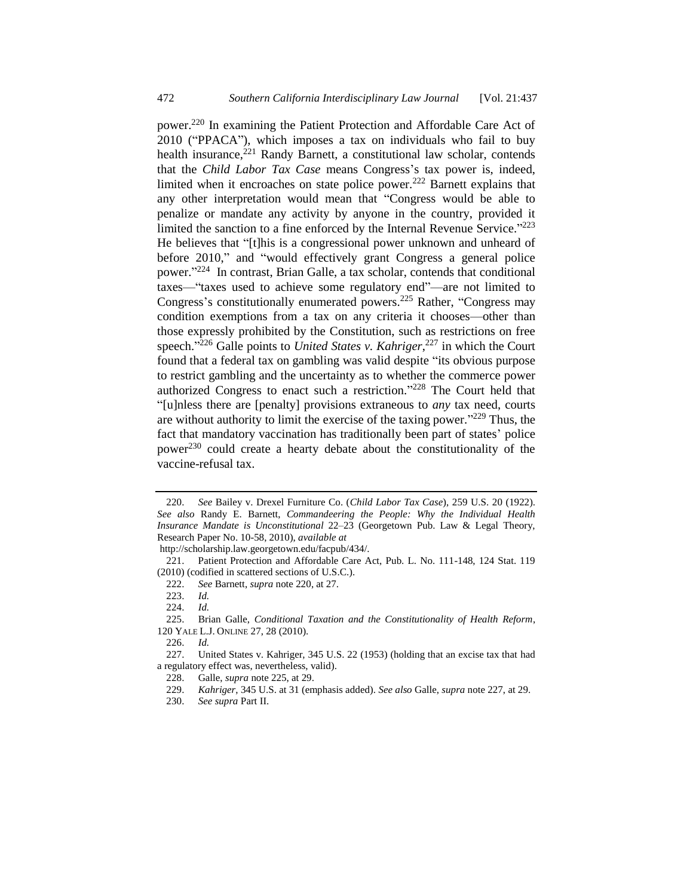power.[220] In examining the Patient Protection and Affordable Care Act of 2010 ("PPACA"), which imposes a tax on individuals who fail to buy health insurance,[221] Randy Barnett, a constitutional law scholar, contends that the *Child Labor Tax Case* means Congress's tax power is, indeed, limited when it encroaches on state police power.[222] Barnett explains that any other interpretation would mean that "Congress would be able to penalize or mandate any activity by anyone in the country, provided it limited the sanction to a fine enforced by the Internal Revenue Service."[223] He believes that "[t]his is a congressional power unknown and unheard of before 2010," and "would effectively grant Congress a general police power."[224] In contrast, Brian Galle, a tax scholar, contends that conditional taxes—"taxes used to achieve some regulatory end"—are not limited to Congress's constitutionally enumerated powers.[225] Rather, "Congress may condition exemptions from a tax on any criteria it chooses—other than those expressly prohibited by the Constitution, such as restrictions on free speech."[226] Galle points to *United States v. Kahriger*,[227] in which the Court found that a federal tax on gambling was valid despite "its obvious purpose to restrict gambling and the uncertainty as to whether the commerce power authorized Congress to enact such a restriction."[228] The Court held that "[u]nless there are [penalty] provisions extraneous to *any* tax need, courts are without authority to limit the exercise of the taxing power."[229] Thus, the fact that mandatory vaccination has traditionally been part of states' police power[230] could create a hearty debate about the constitutionality of the vaccine-refusal tax.

---

220. *See* Bailey v. Drexel Furniture Co. (*Child Labor Tax Case*), 259 U.S. 20 (1922). *See also* Randy E. Barnett, *Commandeering the People: Why the Individual Health Insurance Mandate is Unconstitutional* 22–23 (Georgetown Pub. Law & Legal Theory, Research Paper No. 10-58, 2010), *available at* http://scholarship.law.georgetown.edu/facpub/434/.

221. Patient Protection and Affordable Care Act, Pub. L. No. 111-148, 124 Stat. 119 (2010) (codified in scattered sections of U.S.C.).

222. *See* Barnett, *supra* note 220, at 27.

223. *Id.*

224. *Id.*

225. Brian Galle, *Conditional Taxation and the Constitutionality of Health Reform*, 120 YALE L.J. ONLINE 27, 28 (2010).

226. *Id.*

227. United States v. Kahriger, 345 U.S. 22 (1953) (holding that an excise tax that had a regulatory effect was, nevertheless, valid).

228. Galle, *supra* note 225, at 29.

229. *Kahriger*, 345 U.S. at 31 (emphasis added). *See also* Galle, *supra* note 227, at 29.

230. *See supra* Part II.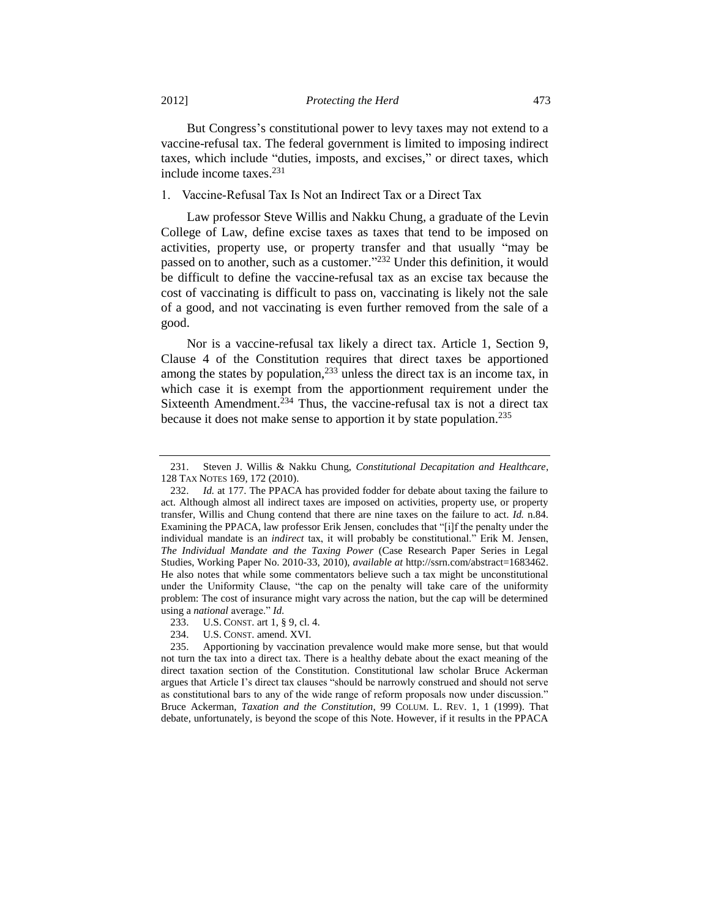But Congress's constitutional power to levy taxes may not extend to a vaccine-refusal tax. The federal government is limited to imposing indirect taxes, which include "duties, imposts, and excises," or direct taxes, which include income taxes.[231]

### 1. Vaccine-Refusal Tax Is Not an Indirect Tax or a Direct Tax

Law professor Steve Willis and Nakku Chung, a graduate of the Levin College of Law, define excise taxes as taxes that tend to be imposed on activities, property use, or property transfer and that usually "may be passed on to another, such as a customer."[232] Under this definition, it would be difficult to define the vaccine-refusal tax as an excise tax because the cost of vaccinating is difficult to pass on, vaccinating is likely not the sale of a good, and not vaccinating is even further removed from the sale of a good.

Nor is a vaccine-refusal tax likely a direct tax. Article 1, Section 9, Clause 4 of the Constitution requires that direct taxes be apportioned among the states by population,[233] unless the direct tax is an income tax, in which case it is exempt from the apportionment requirement under the Sixteenth Amendment.[234] Thus, the vaccine-refusal tax is not a direct tax because it does not make sense to apportion it by state population.[235]

---

231. Steven J. Willis & Nakku Chung, *Constitutional Decapitation and Healthcare*, 128 TAX NOTES 169, 172 (2010).

232. *Id.* at 177. The PPACA has provided fodder for debate about taxing the failure to act. Although almost all indirect taxes are imposed on activities, property use, or property transfer, Willis and Chung contend that there are nine taxes on the failure to act. *Id.* n.84. Examining the PPACA, law professor Erik Jensen, concludes that "[i]f the penalty under the individual mandate is an *indirect* tax, it will probably be constitutional." Erik M. Jensen, *The Individual Mandate and the Taxing Power* (Case Research Paper Series in Legal Studies, Working Paper No. 2010-33, 2010), *available at* http://ssrn.com/abstract=1683462. He also notes that while some commentators believe such a tax might be unconstitutional under the Uniformity Clause, "the cap on the penalty will take care of the uniformity problem: The cost of insurance might vary across the nation, but the cap will be determined using a *national* average." *Id.*

233. U.S. CONST. art 1, § 9, cl. 4.

234. U.S. CONST. amend. XVI.

235. Apportioning by vaccination prevalence would make more sense, but that would not turn the tax into a direct tax. There is a healthy debate about the exact meaning of the direct taxation section of the Constitution. Constitutional law scholar Bruce Ackerman argues that Article I's direct tax clauses "should be narrowly construed and should not serve as constitutional bars to any of the wide range of reform proposals now under discussion." Bruce Ackerman, *Taxation and the Constitution*, 99 COLUM. L. REV. 1, 1 (1999). That debate, unfortunately, is beyond the scope of this Note. However, if it results in the PPACA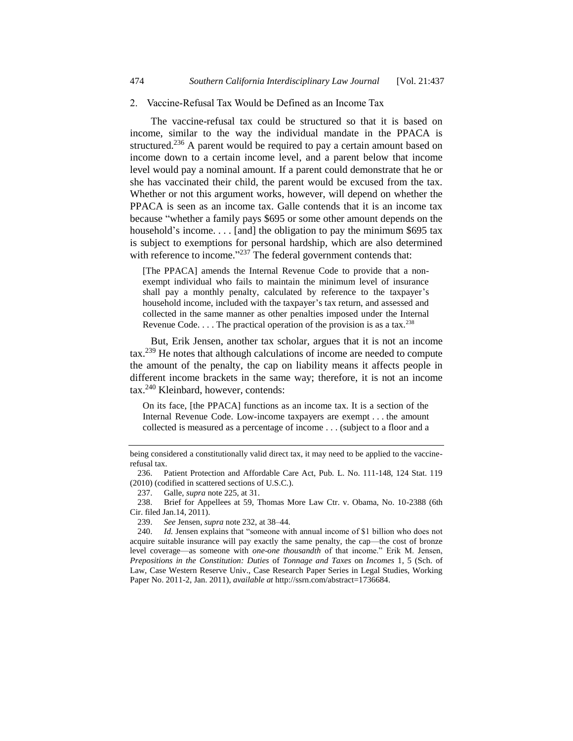### 2. Vaccine-Refusal Tax Would be Defined as an Income Tax

The vaccine-refusal tax could be structured so that it is based on income, similar to the way the individual mandate in the PPACA is structured.[236] A parent would be required to pay a certain amount based on income down to a certain income level, and a parent below that income level would pay a nominal amount. If a parent could demonstrate that he or she has vaccinated their child, the parent would be excused from the tax. Whether or not this argument works, however, will depend on whether the PPACA is seen as an income tax. Galle contends that it is an income tax because "whether a family pays $695 or some other amount depends on the household's income. . . . [and] the obligation to pay the minimum $695 tax is subject to exemptions for personal hardship, which are also determined with reference to income."[237] The federal government contends that:

> [The PPACA] amends the Internal Revenue Code to provide that a non-exempt individual who fails to maintain the minimum level of insurance shall pay a monthly penalty, calculated by reference to the taxpayer's household income, included with the taxpayer's tax return, and assessed and collected in the same manner as other penalties imposed under the Internal Revenue Code. . . . The practical operation of the provision is as a tax.[238]

But, Erik Jensen, another tax scholar, argues that it is not an income tax.[239] He notes that although calculations of income are needed to compute the amount of the penalty, the cap on liability means it affects people in different income brackets in the same way; therefore, it is not an income tax.[240] Kleinbard, however, contends:

> On its face, [the PPACA] functions as an income tax. It is a section of the Internal Revenue Code. Low-income taxpayers are exempt . . . the amount collected is measured as a percentage of income . . . (subject to a floor and a

---

being considered a constitutionally valid direct tax, it may need to be applied to the vaccine-refusal tax.

236. Patient Protection and Affordable Care Act, Pub. L. No. 111-148, 124 Stat. 119 (2010) (codified in scattered sections of U.S.C.).

237. Galle, *supra* note 225, at 31.

238. Brief for Appellees at 59, Thomas More Law Ctr. v. Obama, No. 10-2388 (6th Cir. filed Jan.14, 2011).

239. *See* Jensen, *supra* note 232, at 38–44.

240. *Id.* Jensen explains that "someone with annual income of $1 billion who does not acquire suitable insurance will pay exactly the same penalty, the cap—the cost of bronze level coverage—as someone with *one-one thousandth* of that income." Erik M. Jensen, *Prepositions in the Constitution: Duties* of *Tonnage and Taxes* on *Incomes* 1, 5 (Sch. of Law, Case Western Reserve Univ., Case Research Paper Series in Legal Studies, Working Paper No. 2011-2, Jan. 2011), *available at* http://ssrn.com/abstract=1736684.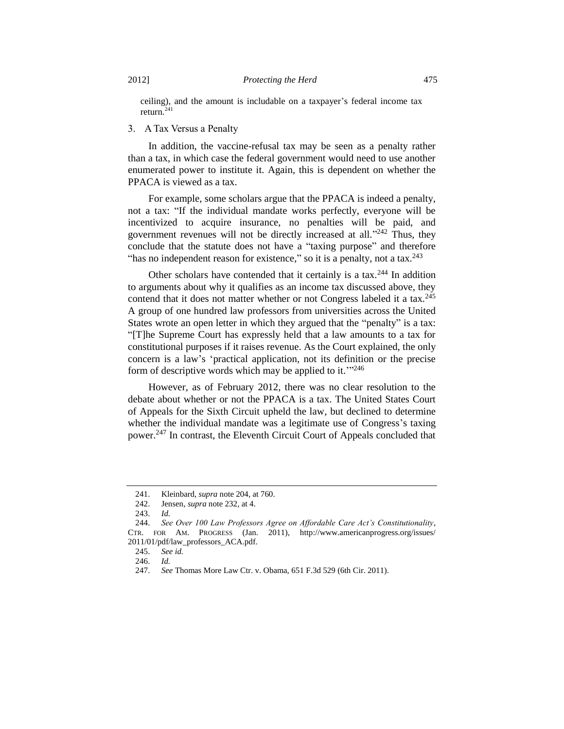ceiling), and the amount is includable on a taxpayer's federal income tax return.[241]

### 3. A Tax Versus a Penalty

In addition, the vaccine-refusal tax may be seen as a penalty rather than a tax, in which case the federal government would need to use another enumerated power to institute it. Again, this is dependent on whether the PPACA is viewed as a tax.

For example, some scholars argue that the PPACA is indeed a penalty, not a tax: "If the individual mandate works perfectly, everyone will be incentivized to acquire insurance, no penalties will be paid, and government revenues will not be directly increased at all."[242] Thus, they conclude that the statute does not have a "taxing purpose" and therefore "has no independent reason for existence," so it is a penalty, not a tax.[243]

Other scholars have contended that it certainly is a tax.[244] In addition to arguments about why it qualifies as an income tax discussed above, they contend that it does not matter whether or not Congress labeled it a tax.[245] A group of one hundred law professors from universities across the United States wrote an open letter in which they argued that the "penalty" is a tax: "[T]he Supreme Court has expressly held that a law amounts to a tax for constitutional purposes if it raises revenue. As the Court explained, the only concern is a law's 'practical application, not its definition or the precise form of descriptive words which may be applied to it.'"[246]

However, as of February 2012, there was no clear resolution to the debate about whether or not the PPACA is a tax. The United States Court of Appeals for the Sixth Circuit upheld the law, but declined to determine whether the individual mandate was a legitimate use of Congress's taxing power.[247] In contrast, the Eleventh Circuit Court of Appeals concluded that

---

241. Kleinbard, *supra* note 204, at 760.

242. Jensen, *supra* note 232, at 4.

243. *Id.*

244. *See Over 100 Law Professors Agree on Affordable Care Act's Constitutionality*, CTR. FOR AM. PROGRESS (Jan. 2011), http://www.americanprogress.org/issues/2011/01/pdf/law_professors_ACA.pdf.

245. *See id.*

246. *Id.*

247. *See* Thomas More Law Ctr. v. Obama, 651 F.3d 529 (6th Cir. 2011).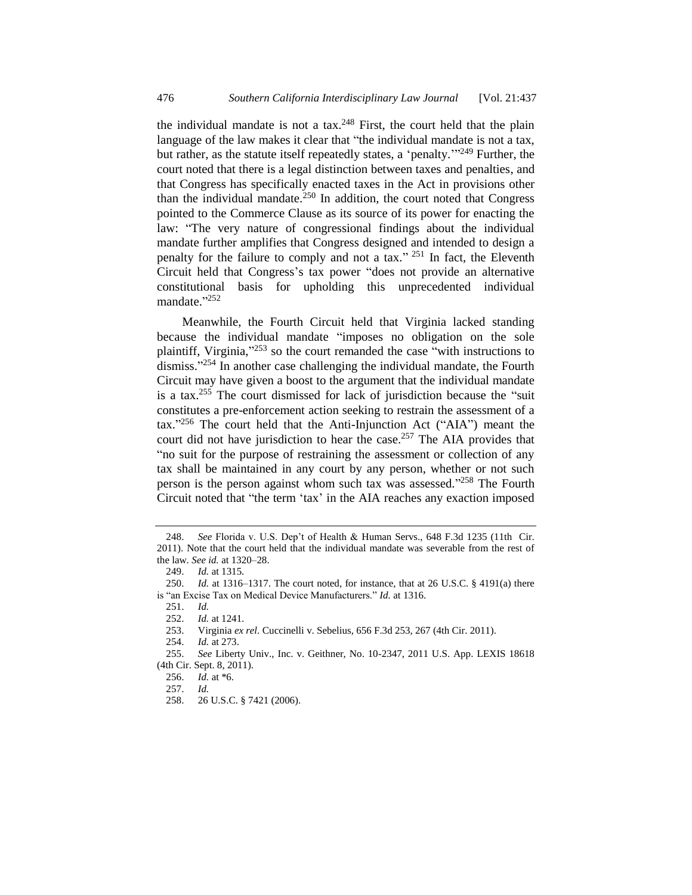the individual mandate is not a tax.[248] First, the court held that the plain language of the law makes it clear that "the individual mandate is not a tax, but rather, as the statute itself repeatedly states, a 'penalty.'"[249] Further, the court noted that there is a legal distinction between taxes and penalties, and that Congress has specifically enacted taxes in the Act in provisions other than the individual mandate.[250] In addition, the court noted that Congress pointed to the Commerce Clause as its source of its power for enacting the law: "The very nature of congressional findings about the individual mandate further amplifies that Congress designed and intended to design a penalty for the failure to comply and not a tax." [251] In fact, the Eleventh Circuit held that Congress's tax power "does not provide an alternative constitutional basis for upholding this unprecedented individual mandate."[252]

Meanwhile, the Fourth Circuit held that Virginia lacked standing because the individual mandate "imposes no obligation on the sole plaintiff, Virginia,"[253] so the court remanded the case "with instructions to dismiss."[254] In another case challenging the individual mandate, the Fourth Circuit may have given a boost to the argument that the individual mandate is a tax.[255] The court dismissed for lack of jurisdiction because the "suit constitutes a pre-enforcement action seeking to restrain the assessment of a tax."[256] The court held that the Anti-Injunction Act ("AIA") meant the court did not have jurisdiction to hear the case.[257] The AIA provides that "no suit for the purpose of restraining the assessment or collection of any tax shall be maintained in any court by any person, whether or not such person is the person against whom such tax was assessed."[258] The Fourth Circuit noted that "the term 'tax' in the AIA reaches any exaction imposed

---

248. *See* Florida v. U.S. Dep't of Health & Human Servs., 648 F.3d 1235 (11th Cir. 2011). Note that the court held that the individual mandate was severable from the rest of the law. *See id.* at 1320–28.

249. *Id.* at 1315.

250. *Id.* at 1316–1317. The court noted, for instance, that at 26 U.S.C. § 4191(a) there is "an Excise Tax on Medical Device Manufacturers." *Id.* at 1316.

251. *Id.*

252. *Id.* at 1241.

253. Virginia *ex rel.* Cuccinelli v. Sebelius, 656 F.3d 253, 267 (4th Cir. 2011).

254. *Id.* at 273.

255. *See* Liberty Univ., Inc. v. Geithner, No. 10-2347, 2011 U.S. App. LEXIS 18618 (4th Cir. Sept. 8, 2011).

256. *Id.* at *6.

257. *Id.*

258. 26 U.S.C. § 7421 (2006).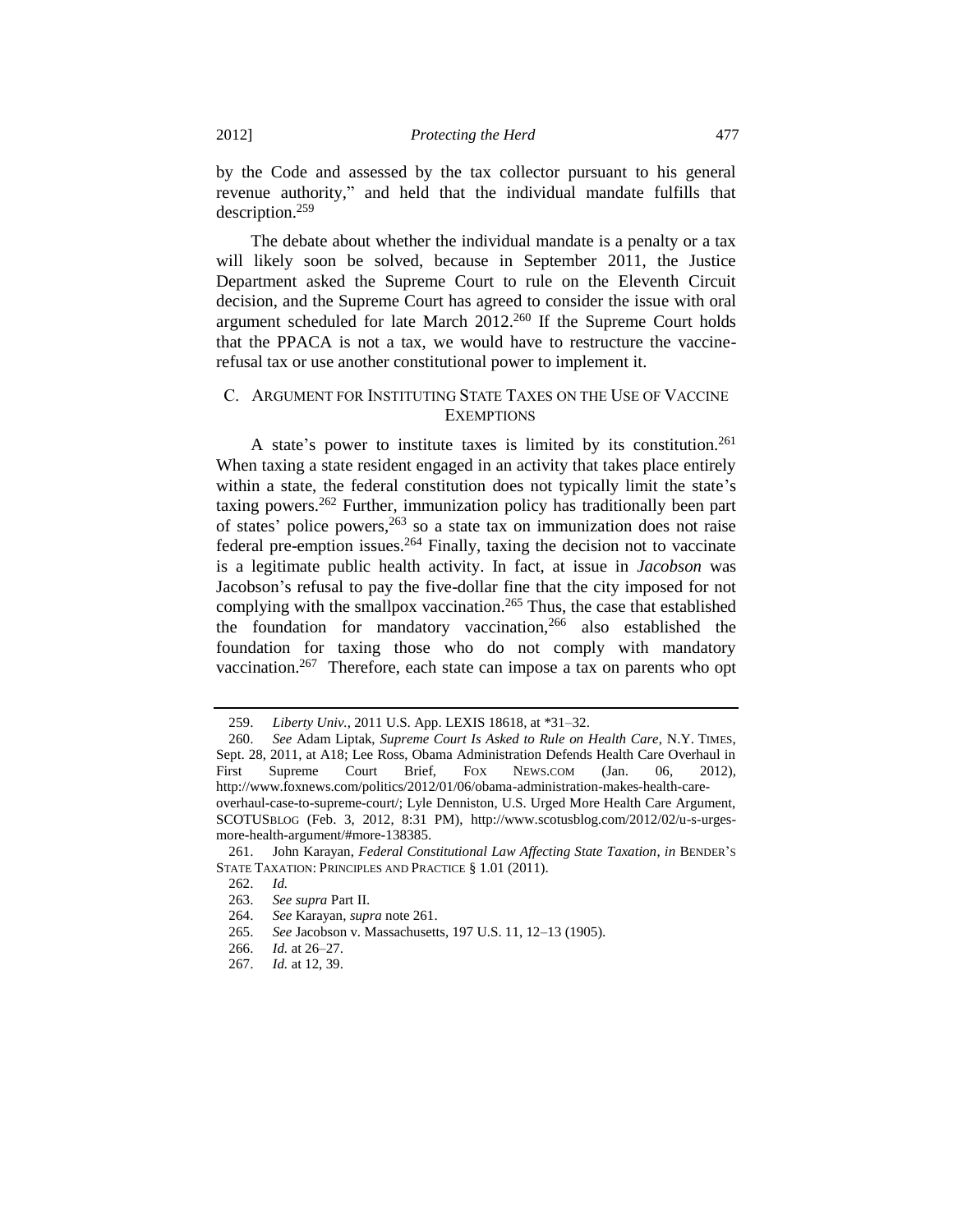by the Code and assessed by the tax collector pursuant to his general revenue authority," and held that the individual mandate fulfills that description.[259]

The debate about whether the individual mandate is a penalty or a tax will likely soon be solved, because in September 2011, the Justice Department asked the Supreme Court to rule on the Eleventh Circuit decision, and the Supreme Court has agreed to consider the issue with oral argument scheduled for late March 2012.[260] If the Supreme Court holds that the PPACA is not a tax, we would have to restructure the vaccine-refusal tax or use another constitutional power to implement it.

### C. Argument for Instituting State Taxes on the Use of Vaccine Exemptions

A state's power to institute taxes is limited by its constitution.[261] When taxing a state resident engaged in an activity that takes place entirely within a state, the federal constitution does not typically limit the state's taxing powers.[262] Further, immunization policy has traditionally been part of states' police powers,[263] so a state tax on immunization does not raise federal pre-emption issues.[264] Finally, taxing the decision not to vaccinate is a legitimate public health activity. In fact, at issue in ***Jacobson*** was Jacobson's refusal to pay the five-dollar fine that the city imposed for not complying with the smallpox vaccination.[265] Thus, the case that established the foundation for mandatory vaccination,[266] also established the foundation for taxing those who do not comply with mandatory vaccination.[267] Therefore, each state can impose a tax on parents who opt

---

259. *Liberty Univ.*, 2011 U.S. App. LEXIS 18618, at *31–32.

260. *See* Adam Liptak, *Supreme Court Is Asked to Rule on Health Care*, N.Y. TIMES, Sept. 28, 2011, at A18; Lee Ross, Obama Administration Defends Health Care Overhaul in First Supreme Court Brief, FOX NEWS.COM (Jan. 06, 2012), http://www.foxnews.com/politics/2012/01/06/obama-administration-makes-health-care-overhaul-case-to-supreme-court/; Lyle Denniston, U.S. Urged More Health Care Argument, SCOTUSBLOG (Feb. 3, 2012, 8:31 PM), http://www.scotusblog.com/2012/02/u-s-urges-more-health-argument/#more-138385.

261. John Karayan, *Federal Constitutional Law Affecting State Taxation*, *in* BENDER'S STATE TAXATION: PRINCIPLES AND PRACTICE § 1.01 (2011).

262. *Id.*

263. *See supra* Part II.

264. *See* Karayan, *supra* note 261.

265. *See* Jacobson v. Massachusetts, 197 U.S. 11, 12–13 (1905).

266. *Id.* at 26–27.

267. *Id.* at 12, 39.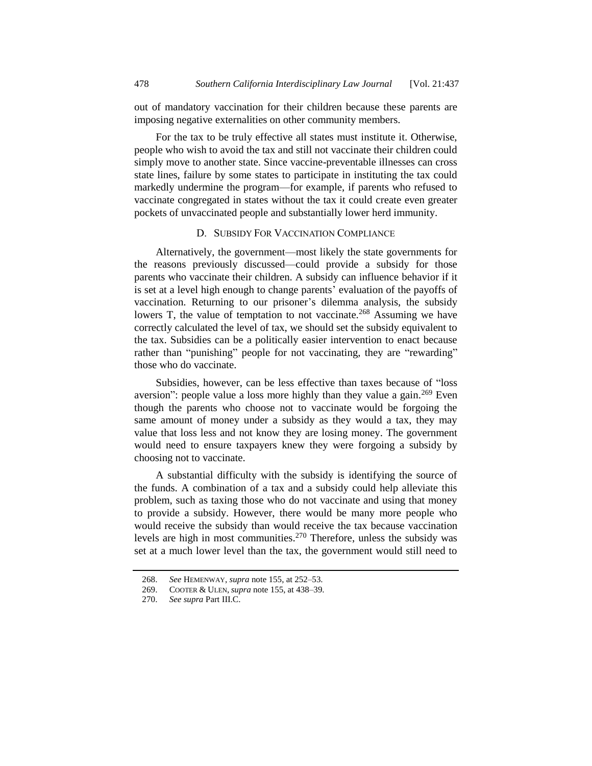out of mandatory vaccination for their children because these parents are imposing negative externalities on other community members.

For the tax to be truly effective all states must institute it. Otherwise, people who wish to avoid the tax and still not vaccinate their children could simply move to another state. Since vaccine-preventable illnesses can cross state lines, failure by some states to participate in instituting the tax could markedly undermine the program—for example, if parents who refused to vaccinate congregated in states without the tax it could create even greater pockets of unvaccinated people and substantially lower herd immunity.

### D. SUBSIDY FOR VACCINATION COMPLIANCE

Alternatively, the government—most likely the state governments for the reasons previously discussed—could provide a subsidy for those parents who vaccinate their children. A subsidy can influence behavior if it is set at a level high enough to change parents' evaluation of the payoffs of vaccination. Returning to our prisoner's dilemma analysis, the subsidy lowers T, the value of temptation to not vaccinate.[268] Assuming we have correctly calculated the level of tax, we should set the subsidy equivalent to the tax. Subsidies can be a politically easier intervention to enact because rather than "punishing" people for not vaccinating, they are "rewarding" those who do vaccinate.

Subsidies, however, can be less effective than taxes because of "loss aversion": people value a loss more highly than they value a gain.[269] Even though the parents who choose not to vaccinate would be forgoing the same amount of money under a subsidy as they would a tax, they may value that loss less and not know they are losing money. The government would need to ensure taxpayers knew they were forgoing a subsidy by choosing not to vaccinate.

A substantial difficulty with the subsidy is identifying the source of the funds. A combination of a tax and a subsidy could help alleviate this problem, such as taxing those who do not vaccinate and using that money to provide a subsidy. However, there would be many more people who would receive the subsidy than would receive the tax because vaccination levels are high in most communities.[270] Therefore, unless the subsidy was set at a much lower level than the tax, the government would still need to

---

268. *See* HEMENWAY, *supra* note 155, at 252–53.

269. COOTER & ULEN, *supra* note 155, at 438–39.

270. *See supra* Part III.C.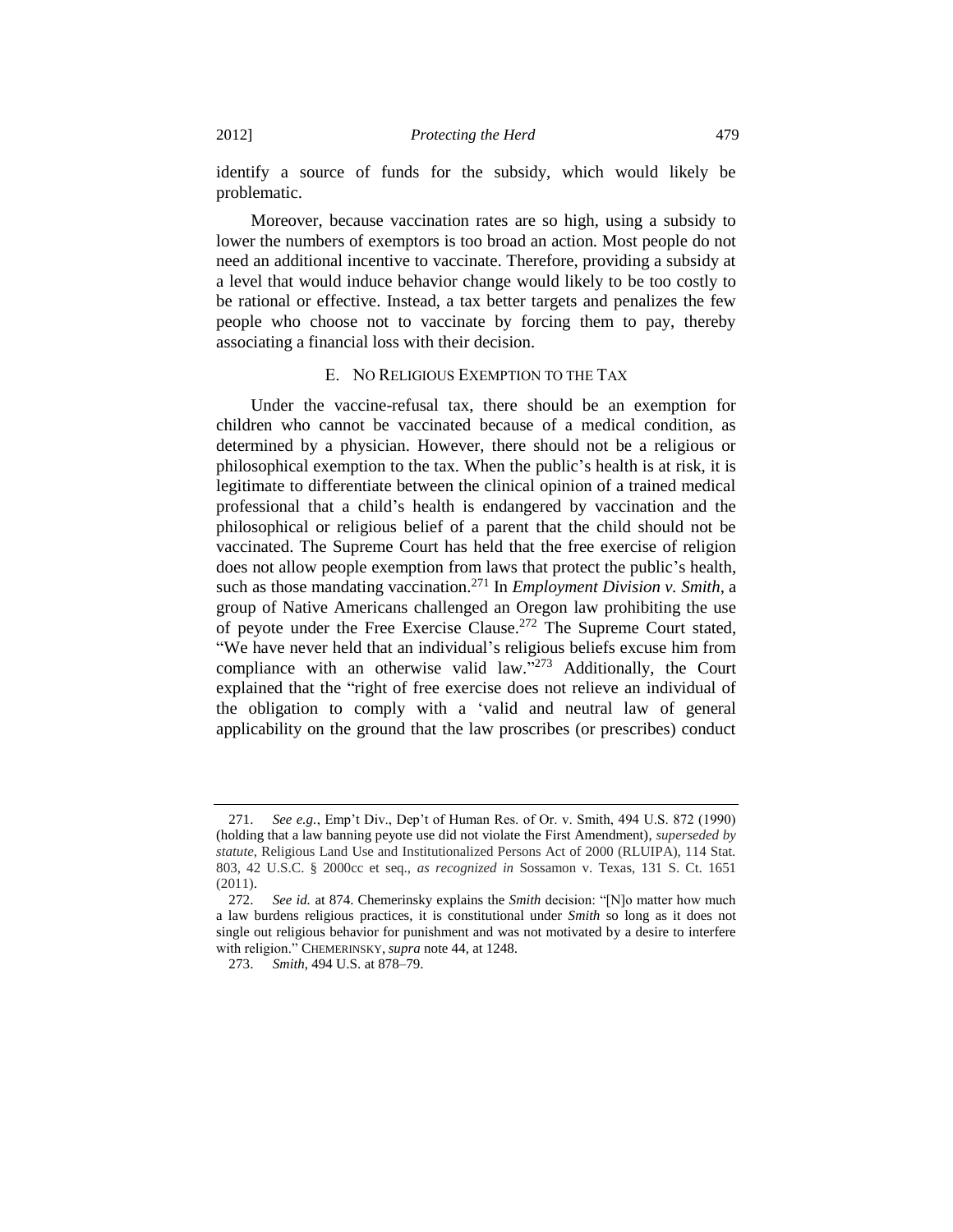identify a source of funds for the subsidy, which would likely be problematic.

Moreover, because vaccination rates are so high, using a subsidy to lower the numbers of exemptors is too broad an action. Most people do not need an additional incentive to vaccinate. Therefore, providing a subsidy at a level that would induce behavior change would likely to be too costly to be rational or effective. Instead, a tax better targets and penalizes the few people who choose not to vaccinate by forcing them to pay, thereby associating a financial loss with their decision.

### E. No Religious Exemption to the Tax

Under the vaccine-refusal tax, there should be an exemption for children who cannot be vaccinated because of a medical condition, as determined by a physician. However, there should not be a religious or philosophical exemption to the tax. When the public's health is at risk, it is legitimate to differentiate between the clinical opinion of a trained medical professional that a child's health is endangered by vaccination and the philosophical or religious belief of a parent that the child should not be vaccinated. The Supreme Court has held that the free exercise of religion does not allow people exemption from laws that protect the public's health, such as those mandating vaccination.[271] In *Employment Division v. Smith*, a group of Native Americans challenged an Oregon law prohibiting the use of peyote under the Free Exercise Clause.[272] The Supreme Court stated, "We have never held that an individual's religious beliefs excuse him from compliance with an otherwise valid law."[273] Additionally, the Court explained that the "right of free exercise does not relieve an individual of the obligation to comply with a 'valid and neutral law of general applicability on the ground that the law proscribes (or prescribes) conduct

---

271. *See e.g.*, Emp't Div., Dep't of Human Res. of Or. v. Smith, 494 U.S. 872 (1990) (holding that a law banning peyote use did not violate the First Amendment), *superseded by statute*, Religious Land Use and Institutionalized Persons Act of 2000 (RLUIPA), 114 Stat. 803, 42 U.S.C. § 2000cc et seq., *as recognized in* Sossamon v. Texas, 131 S. Ct. 1651 (2011).

272. *See id.* at 874. Chemerinsky explains the *Smith* decision: "[N]o matter how much a law burdens religious practices, it is constitutional under *Smith* so long as it does not single out religious behavior for punishment and was not motivated by a desire to interfere with religion." CHEMERINSKY, *supra* note 44, at 1248.

273. *Smith*, 494 U.S. at 878–79.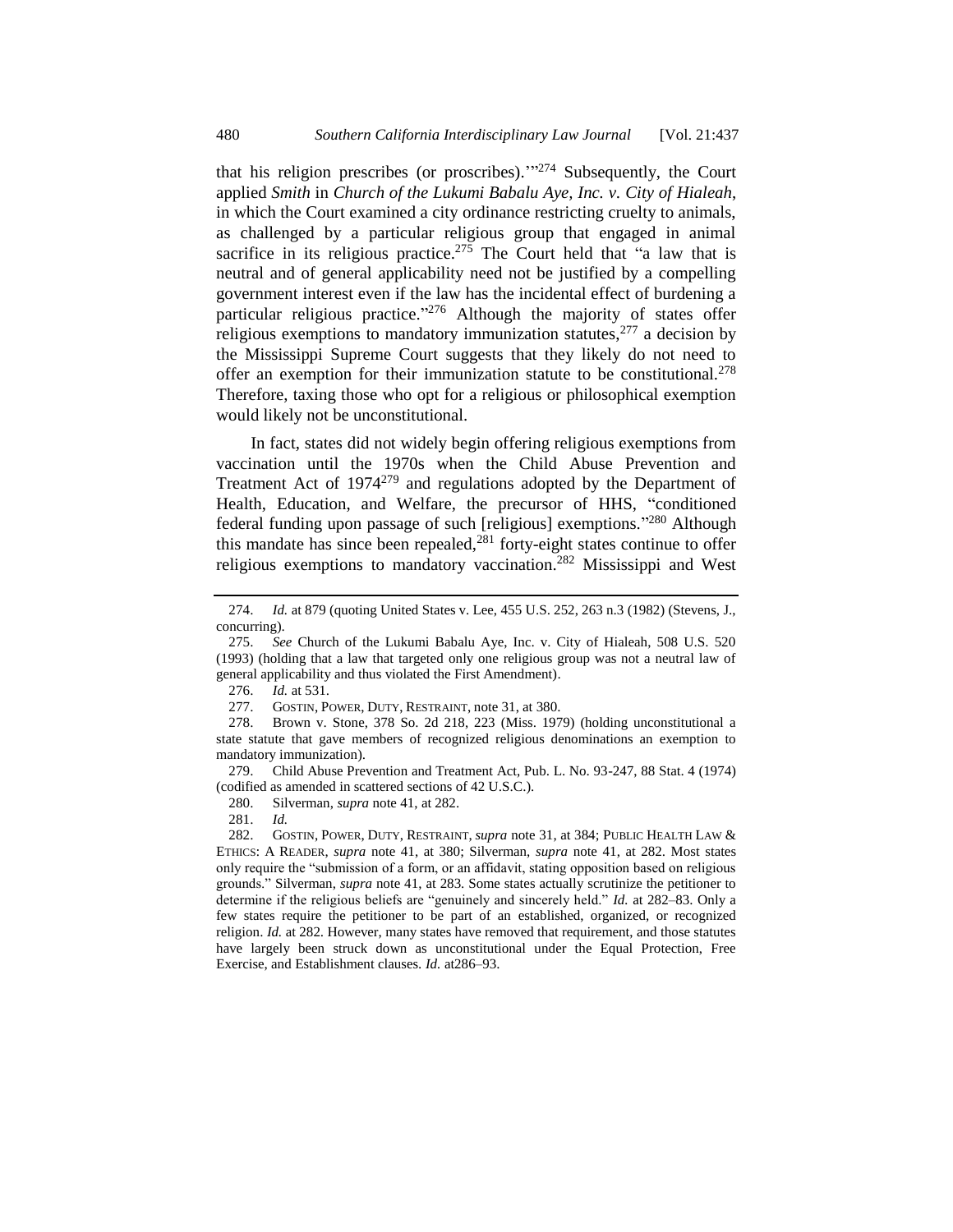that his religion prescribes (or proscribes).'"[274] Subsequently, the Court applied *Smith* in *Church of the Lukumi Babalu Aye, Inc. v. City of Hialeah*, in which the Court examined a city ordinance restricting cruelty to animals, as challenged by a particular religious group that engaged in animal sacrifice in its religious practice.[275] The Court held that "a law that is neutral and of general applicability need not be justified by a compelling government interest even if the law has the incidental effect of burdening a particular religious practice."[276] Although the majority of states offer religious exemptions to mandatory immunization statutes,[277] a decision by the Mississippi Supreme Court suggests that they likely do not need to offer an exemption for their immunization statute to be constitutional.[278] Therefore, taxing those who opt for a religious or philosophical exemption would likely not be unconstitutional.

In fact, states did not widely begin offering religious exemptions from vaccination until the 1970s when the Child Abuse Prevention and Treatment Act of 1974[279] and regulations adopted by the Department of Health, Education, and Welfare, the precursor of HHS, "conditioned federal funding upon passage of such [religious] exemptions."[280] Although this mandate has since been repealed,[281] forty-eight states continue to offer religious exemptions to mandatory vaccination.[282] Mississippi and West

---

274. *Id.* at 879 (quoting United States v. Lee, 455 U.S. 252, 263 n.3 (1982) (Stevens, J., concurring).

275. *See* Church of the Lukumi Babalu Aye, Inc. v. City of Hialeah, 508 U.S. 520 (1993) (holding that a law that targeted only one religious group was not a neutral law of general applicability and thus violated the First Amendment).

276. *Id.* at 531.

277. GOSTIN, POWER, DUTY, RESTRAINT, note 31, at 380.

278. Brown v. Stone, 378 So. 2d 218, 223 (Miss. 1979) (holding unconstitutional a state statute that gave members of recognized religious denominations an exemption to mandatory immunization).

279. Child Abuse Prevention and Treatment Act, Pub. L. No. 93-247, 88 Stat. 4 (1974) (codified as amended in scattered sections of 42 U.S.C.).

280. Silverman, *supra* note 41, at 282.

281. *Id.*

282. GOSTIN, POWER, DUTY, RESTRAINT, *supra* note 31, at 384; PUBLIC HEALTH LAW & ETHICS: A READER, *supra* note 41, at 380; Silverman, *supra* note 41, at 282. Most states only require the "submission of a form, or an affidavit, stating opposition based on religious grounds." Silverman, *supra* note 41, at 283. Some states actually scrutinize the petitioner to determine if the religious beliefs are "genuinely and sincerely held." *Id.* at 282–83. Only a few states require the petitioner to be part of an established, organized, or recognized religion. *Id.* at 282. However, many states have removed that requirement, and those statutes have largely been struck down as unconstitutional under the Equal Protection, Free Exercise, and Establishment clauses. *Id.* at286–93.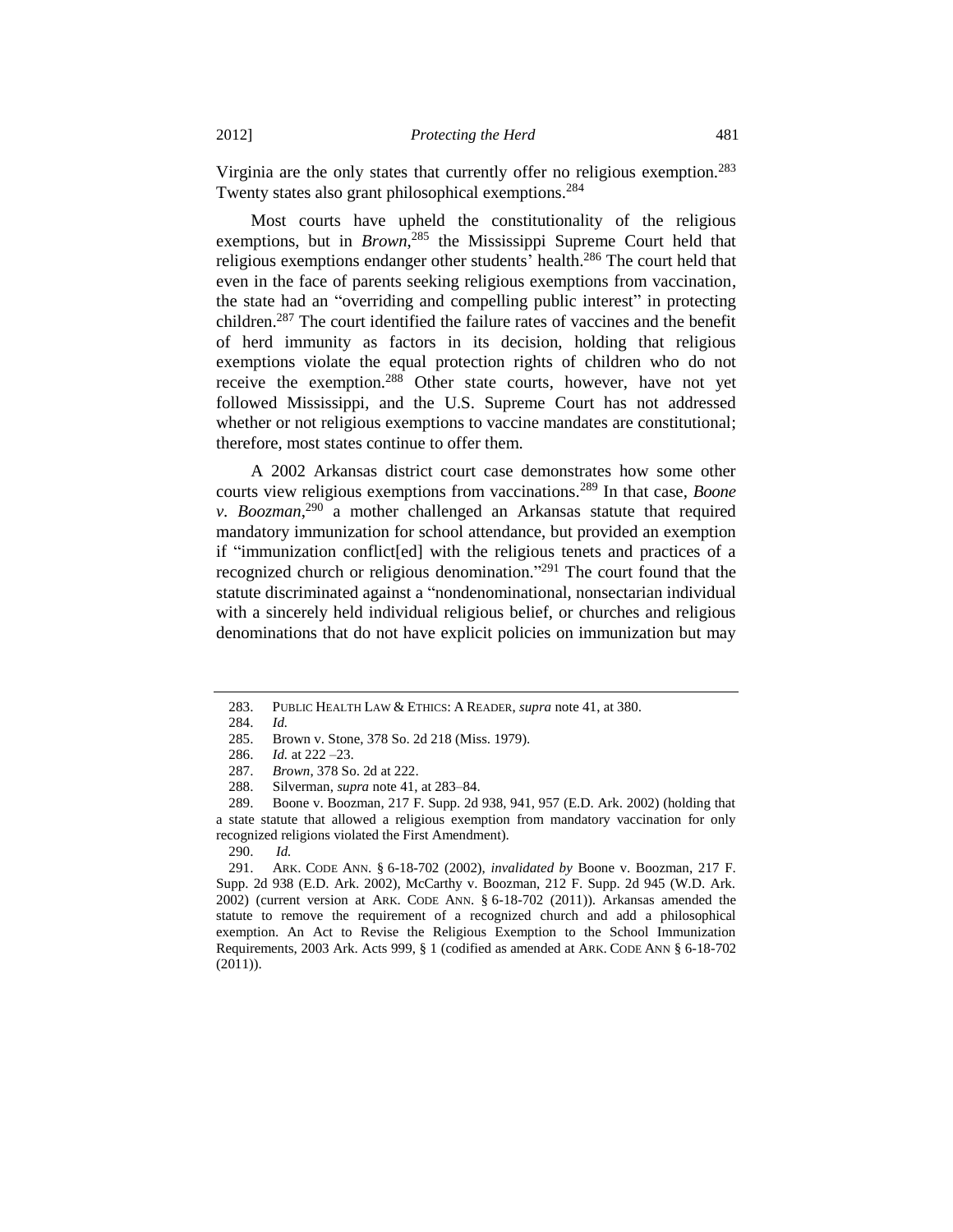Virginia are the only states that currently offer no religious exemption.[283] Twenty states also grant philosophical exemptions.[284]

Most courts have upheld the constitutionality of the religious exemptions, but in *Brown*,[285] the Mississippi Supreme Court held that religious exemptions endanger other students' health.[286] The court held that even in the face of parents seeking religious exemptions from vaccination, the state had an "overriding and compelling public interest" in protecting children.[287] The court identified the failure rates of vaccines and the benefit of herd immunity as factors in its decision, holding that religious exemptions violate the equal protection rights of children who do not receive the exemption.[288] Other state courts, however, have not yet followed Mississippi, and the U.S. Supreme Court has not addressed whether or not religious exemptions to vaccine mandates are constitutional; therefore, most states continue to offer them.

A 2002 Arkansas district court case demonstrates how some other courts view religious exemptions from vaccinations.[289] In that case, *Boone v. Boozman*,[290] a mother challenged an Arkansas statute that required mandatory immunization for school attendance, but provided an exemption if "immunization conflict[ed] with the religious tenets and practices of a recognized church or religious denomination."[291] The court found that the statute discriminated against a "nondenominational, nonsectarian individual with a sincerely held individual religious belief, or churches and religious denominations that do not have explicit policies on immunization but may

---

283. PUBLIC HEALTH LAW & ETHICS: A READER, *supra* note 41, at 380.

284. *Id.*

285. Brown v. Stone, 378 So. 2d 218 (Miss. 1979).

286. *Id.* at 222 –23.

287. *Brown*, 378 So. 2d at 222.

288. Silverman, *supra* note 41, at 283–84.

289. Boone v. Boozman, 217 F. Supp. 2d 938, 941, 957 (E.D. Ark. 2002) (holding that a state statute that allowed a religious exemption from mandatory vaccination for only recognized religions violated the First Amendment).

290. *Id.*

291. ARK. CODE ANN. § 6-18-702 (2002), *invalidated by* Boone v. Boozman, 217 F. Supp. 2d 938 (E.D. Ark. 2002), McCarthy v. Boozman, 212 F. Supp. 2d 945 (W.D. Ark. 2002) (current version at ARK. CODE ANN. § 6-18-702 (2011)). Arkansas amended the statute to remove the requirement of a recognized church and add a philosophical exemption. An Act to Revise the Religious Exemption to the School Immunization Requirements, 2003 Ark. Acts 999, § 1 (codified as amended at ARK. CODE ANN § 6-18-702 (2011)).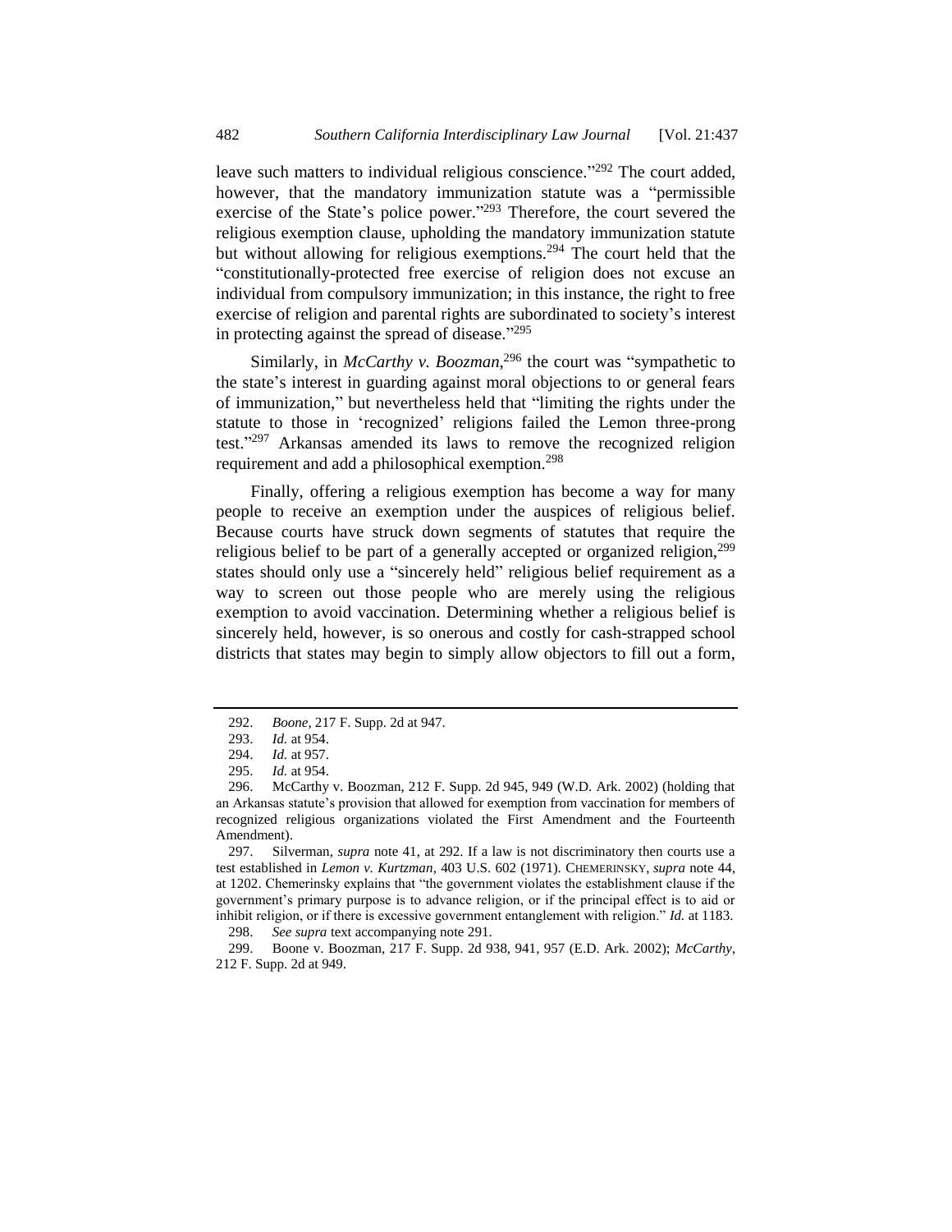leave such matters to individual religious conscience."[292] The court added, however, that the mandatory immunization statute was a "permissible exercise of the State's police power."[293] Therefore, the court severed the religious exemption clause, upholding the mandatory immunization statute but without allowing for religious exemptions.[294] The court held that the "constitutionally-protected free exercise of religion does not excuse an individual from compulsory immunization; in this instance, the right to free exercise of religion and parental rights are subordinated to society's interest in protecting against the spread of disease."[295]

Similarly, in *McCarthy v. Boozman*,[296] the court was "sympathetic to the state's interest in guarding against moral objections to or general fears of immunization," but nevertheless held that "limiting the rights under the statute to those in 'recognized' religions failed the Lemon three-prong test."[297] Arkansas amended its laws to remove the recognized religion requirement and add a philosophical exemption.[298]

Finally, offering a religious exemption has become a way for many people to receive an exemption under the auspices of religious belief. Because courts have struck down segments of statutes that require the religious belief to be part of a generally accepted or organized religion,[299] states should only use a "sincerely held" religious belief requirement as a way to screen out those people who are merely using the religious exemption to avoid vaccination. Determining whether a religious belief is sincerely held, however, is so onerous and costly for cash-strapped school districts that states may begin to simply allow objectors to fill out a form,

---

292. *Boone*, 217 F. Supp. 2d at 947.

293. *Id.* at 954.

294. *Id.* at 957.

295. *Id.* at 954.

296. McCarthy v. Boozman, 212 F. Supp. 2d 945, 949 (W.D. Ark. 2002) (holding that an Arkansas statute's provision that allowed for exemption from vaccination for members of recognized religious organizations violated the First Amendment and the Fourteenth Amendment).

297. Silverman, *supra* note 41, at 292. If a law is not discriminatory then courts use a test established in *Lemon v. Kurtzman*, 403 U.S. 602 (1971). CHEMERINSKY, *supra* note 44, at 1202. Chemerinsky explains that "the government violates the establishment clause if the government's primary purpose is to advance religion, or if the principal effect is to aid or inhibit religion, or if there is excessive government entanglement with religion." *Id.* at 1183.

298. *See supra* text accompanying note 291.

299. Boone v. Boozman, 217 F. Supp. 2d 938, 941, 957 (E.D. Ark. 2002); *McCarthy*, 212 F. Supp. 2d at 949.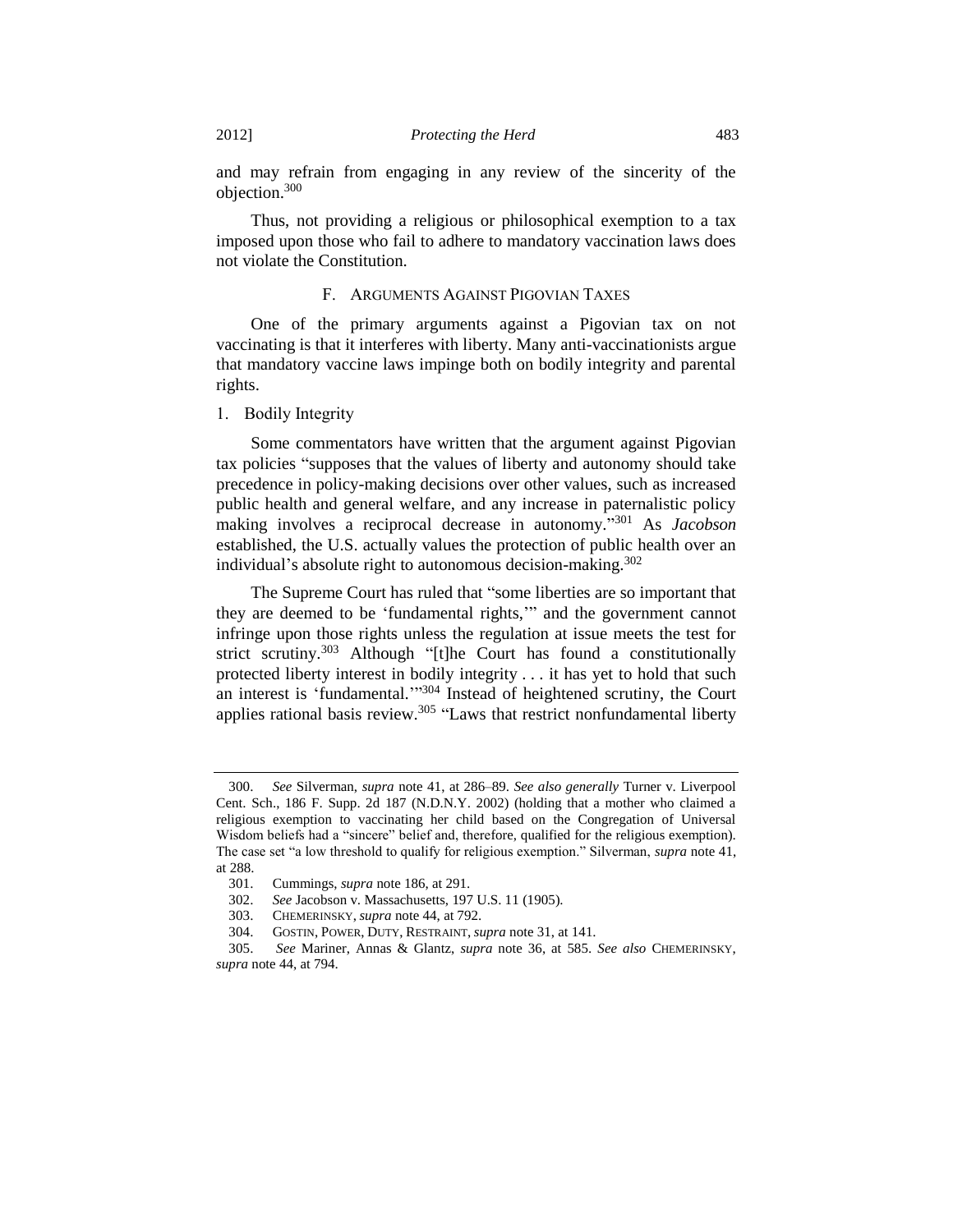and may refrain from engaging in any review of the sincerity of the objection.[300]

Thus, not providing a religious or philosophical exemption to a tax imposed upon those who fail to adhere to mandatory vaccination laws does not violate the Constitution.

### F. Arguments Against Pigovian Taxes

One of the primary arguments against a Pigovian tax on not vaccinating is that it interferes with liberty. Many anti-vaccinationists argue that mandatory vaccine laws impinge both on bodily integrity and parental rights.

#### 1. Bodily Integrity

Some commentators have written that the argument against Pigovian tax policies "supposes that the values of liberty and autonomy should take precedence in policy-making decisions over other values, such as increased public health and general welfare, and any increase in paternalistic policy making involves a reciprocal decrease in autonomy."[301] As *Jacobson* established, the U.S. actually values the protection of public health over an individual's absolute right to autonomous decision-making.[302]

The Supreme Court has ruled that "some liberties are so important that they are deemed to be 'fundamental rights,'" and the government cannot infringe upon those rights unless the regulation at issue meets the test for strict scrutiny.[303] Although "[t]he Court has found a constitutionally protected liberty interest in bodily integrity . . . it has yet to hold that such an interest is 'fundamental.'"[304] Instead of heightened scrutiny, the Court applies rational basis review.[305] "Laws that restrict nonfundamental liberty

---

300. *See* Silverman, *supra* note 41, at 286–89. *See also generally* Turner v. Liverpool Cent. Sch., 186 F. Supp. 2d 187 (N.D.N.Y. 2002) (holding that a mother who claimed a religious exemption to vaccinating her child based on the Congregation of Universal Wisdom beliefs had a "sincere" belief and, therefore, qualified for the religious exemption). The case set "a low threshold to qualify for religious exemption." Silverman, *supra* note 41, at 288.

301. Cummings, *supra* note 186, at 291.

302. *See* Jacobson v. Massachusetts, 197 U.S. 11 (1905).

303. CHEMERINSKY, *supra* note 44, at 792.

304. GOSTIN, POWER, DUTY, RESTRAINT, *supra* note 31, at 141.

305. *See* Mariner, Annas & Glantz, *supra* note 36, at 585. *See also* CHEMERINSKY, *supra* note 44, at 794.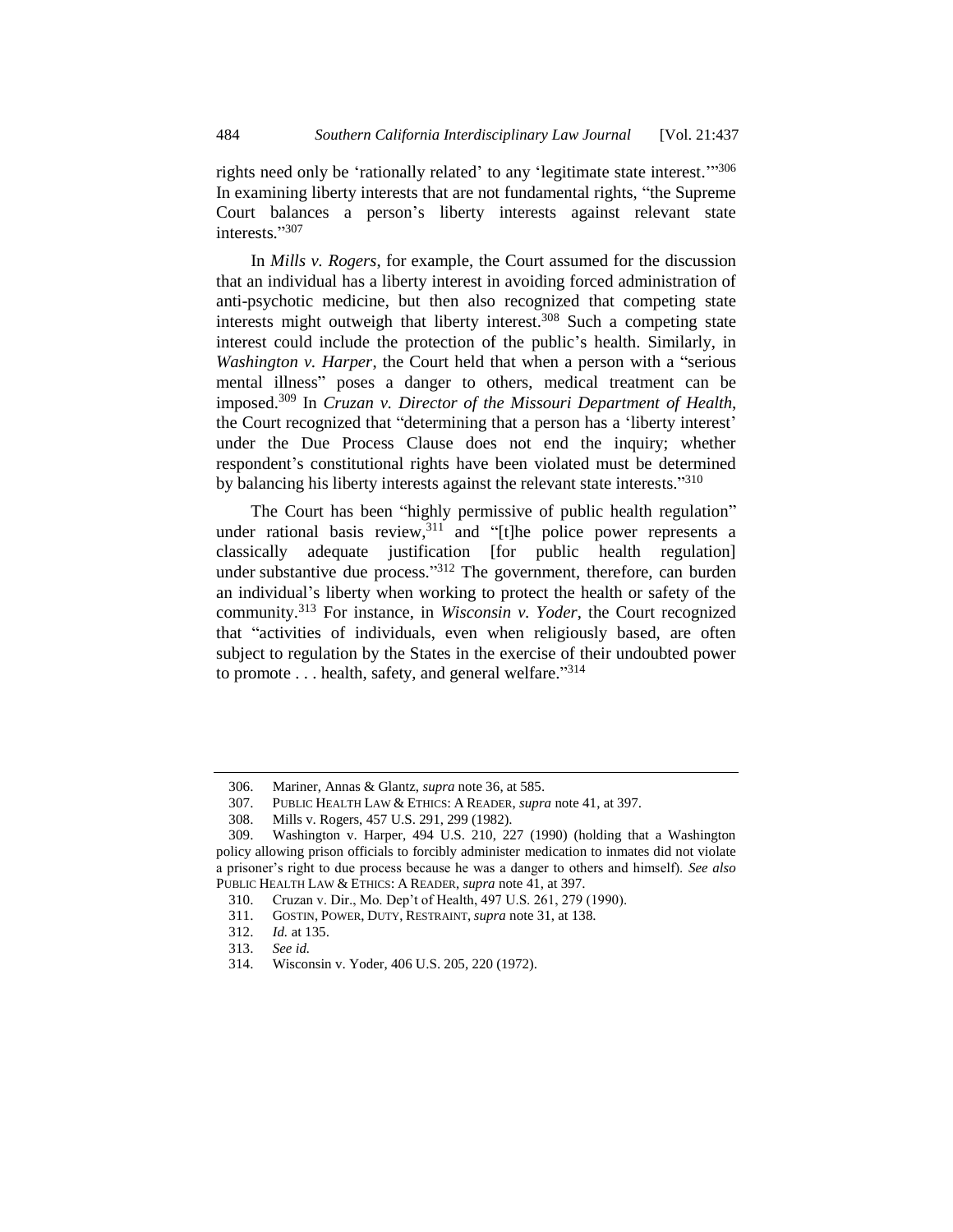rights need only be 'rationally related' to any 'legitimate state interest.'"[306] In examining liberty interests that are not fundamental rights, "the Supreme Court balances a person's liberty interests against relevant state interests."[307]

In *Mills v. Rogers*, for example, the Court assumed for the discussion that an individual has a liberty interest in avoiding forced administration of anti-psychotic medicine, but then also recognized that competing state interests might outweigh that liberty interest.[308] Such a competing state interest could include the protection of the public's health. Similarly, in *Washington v. Harper*, the Court held that when a person with a "serious mental illness" poses a danger to others, medical treatment can be imposed.[309] In *Cruzan v. Director of the Missouri Department of Health*, the Court recognized that "determining that a person has a 'liberty interest' under the Due Process Clause does not end the inquiry; whether respondent's constitutional rights have been violated must be determined by balancing his liberty interests against the relevant state interests."[310]

The Court has been "highly permissive of public health regulation" under rational basis review,[311] and "[t]he police power represents a classically adequate justification [for public health regulation] under substantive due process."[312] The government, therefore, can burden an individual's liberty when working to protect the health or safety of the community.[313] For instance, in *Wisconsin v. Yoder*, the Court recognized that "activities of individuals, even when religiously based, are often subject to regulation by the States in the exercise of their undoubted power to promote . . . health, safety, and general welfare."[314]

---

306. Mariner, Annas & Glantz, *supra* note 36, at 585.

307. PUBLIC HEALTH LAW & ETHICS: A READER, *supra* note 41, at 397.

308. Mills v. Rogers, 457 U.S. 291, 299 (1982).

309. Washington v. Harper, 494 U.S. 210, 227 (1990) (holding that a Washington policy allowing prison officials to forcibly administer medication to inmates did not violate a prisoner's right to due process because he was a danger to others and himself). *See also* PUBLIC HEALTH LAW & ETHICS: A READER, *supra* note 41, at 397.

310. Cruzan v. Dir., Mo. Dep't of Health, 497 U.S. 261, 279 (1990).

311. GOSTIN, POWER, DUTY, RESTRAINT, *supra* note 31, at 138.

312. *Id.* at 135.

313. *See id.*

314. Wisconsin v. Yoder, 406 U.S. 205, 220 (1972).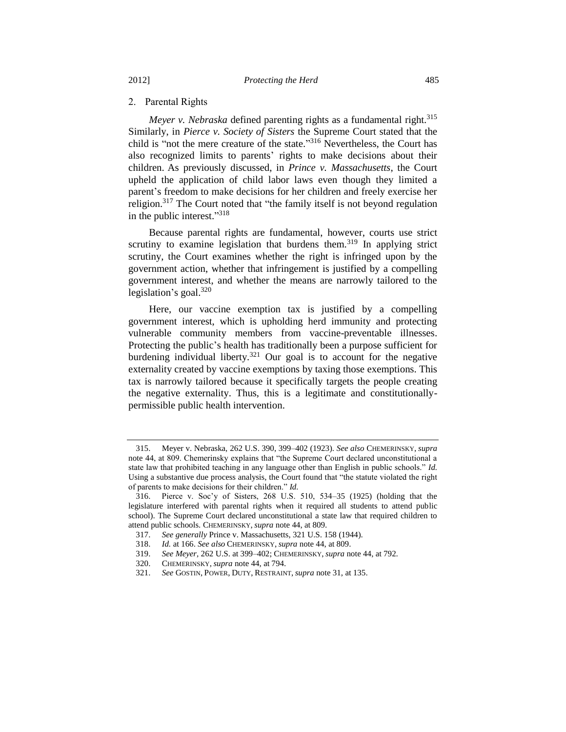### 2. Parental Rights

*Meyer v. Nebraska* defined parenting rights as a fundamental right.[315] Similarly, in *Pierce v. Society of Sisters* the Supreme Court stated that the child is "not the mere creature of the state."[316] Nevertheless, the Court has also recognized limits to parents' rights to make decisions about their children. As previously discussed, in *Prince v. Massachusetts*, the Court upheld the application of child labor laws even though they limited a parent's freedom to make decisions for her children and freely exercise her religion.[317] The Court noted that "the family itself is not beyond regulation in the public interest."[318]

Because parental rights are fundamental, however, courts use strict scrutiny to examine legislation that burdens them.[319] In applying strict scrutiny, the Court examines whether the right is infringed upon by the government action, whether that infringement is justified by a compelling government interest, and whether the means are narrowly tailored to the legislation's goal.[320]

Here, our vaccine exemption tax is justified by a compelling government interest, which is upholding herd immunity and protecting vulnerable community members from vaccine-preventable illnesses. Protecting the public's health has traditionally been a purpose sufficient for burdening individual liberty.[321] Our goal is to account for the negative externality created by vaccine exemptions by taxing those exemptions. This tax is narrowly tailored because it specifically targets the people creating the negative externality. Thus, this is a legitimate and constitutionally-permissible public health intervention.

---

315. Meyer v. Nebraska, 262 U.S. 390, 399–402 (1923). *See also* CHEMERINSKY, *supra* note 44, at 809. Chemerinsky explains that "the Supreme Court declared unconstitutional a state law that prohibited teaching in any language other than English in public schools." *Id.* Using a substantive due process analysis, the Court found that "the statute violated the right of parents to make decisions for their children." *Id.*

316. Pierce v. Soc'y of Sisters, 268 U.S. 510, 534–35 (1925) (holding that the legislature interfered with parental rights when it required all students to attend public school). The Supreme Court declared unconstitutional a state law that required children to attend public schools. CHEMERINSKY, *supra* note 44, at 809.

317. *See generally* Prince v. Massachusetts, 321 U.S. 158 (1944).

318. *Id.* at 166. *See also* CHEMERINSKY, *supra* note 44, at 809.

319. *See Meyer*, 262 U.S. at 399–402; CHEMERINSKY, *supra* note 44, at 792.

320. CHEMERINSKY, *supra* note 44, at 794.

321. *See* GOSTIN, POWER, DUTY, RESTRAINT, *supra* note 31, at 135.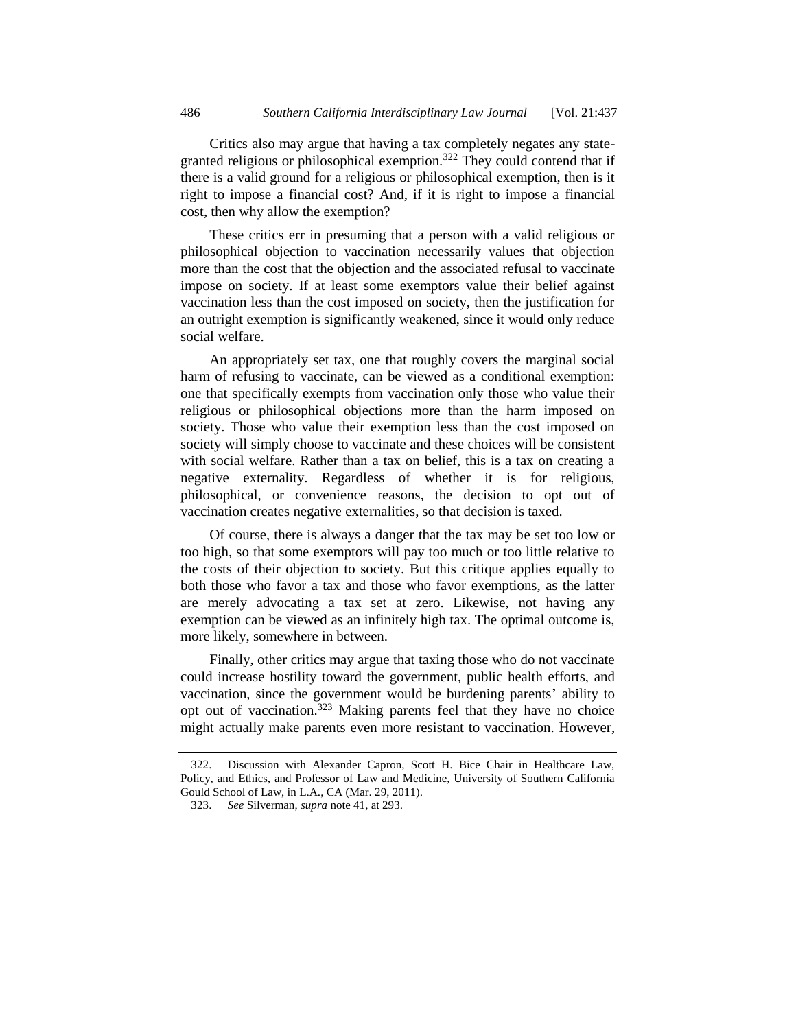Critics also may argue that having a tax completely negates any state-granted religious or philosophical exemption.[322] They could contend that if there is a valid ground for a religious or philosophical exemption, then is it right to impose a financial cost? And, if it is right to impose a financial cost, then why allow the exemption?

These critics err in presuming that a person with a valid religious or philosophical objection to vaccination necessarily values that objection more than the cost that the objection and the associated refusal to vaccinate impose on society. If at least some exemptors value their belief against vaccination less than the cost imposed on society, then the justification for an outright exemption is significantly weakened, since it would only reduce social welfare.

An appropriately set tax, one that roughly covers the marginal social harm of refusing to vaccinate, can be viewed as a conditional exemption: one that specifically exempts from vaccination only those who value their religious or philosophical objections more than the harm imposed on society. Those who value their exemption less than the cost imposed on society will simply choose to vaccinate and these choices will be consistent with social welfare. Rather than a tax on belief, this is a tax on creating a negative externality. Regardless of whether it is for religious, philosophical, or convenience reasons, the decision to opt out of vaccination creates negative externalities, so that decision is taxed.

Of course, there is always a danger that the tax may be set too low or too high, so that some exemptors will pay too much or too little relative to the costs of their objection to society. But this critique applies equally to both those who favor a tax and those who favor exemptions, as the latter are merely advocating a tax set at zero. Likewise, not having any exemption can be viewed as an infinitely high tax. The optimal outcome is, more likely, somewhere in between.

Finally, other critics may argue that taxing those who do not vaccinate could increase hostility toward the government, public health efforts, and vaccination, since the government would be burdening parents' ability to opt out of vaccination.[323] Making parents feel that they have no choice might actually make parents even more resistant to vaccination. However,

---

322. Discussion with Alexander Capron, Scott H. Bice Chair in Healthcare Law, Policy, and Ethics, and Professor of Law and Medicine, University of Southern California Gould School of Law, in L.A., CA (Mar. 29, 2011).

323. *See* Silverman, *supra* note 41, at 293.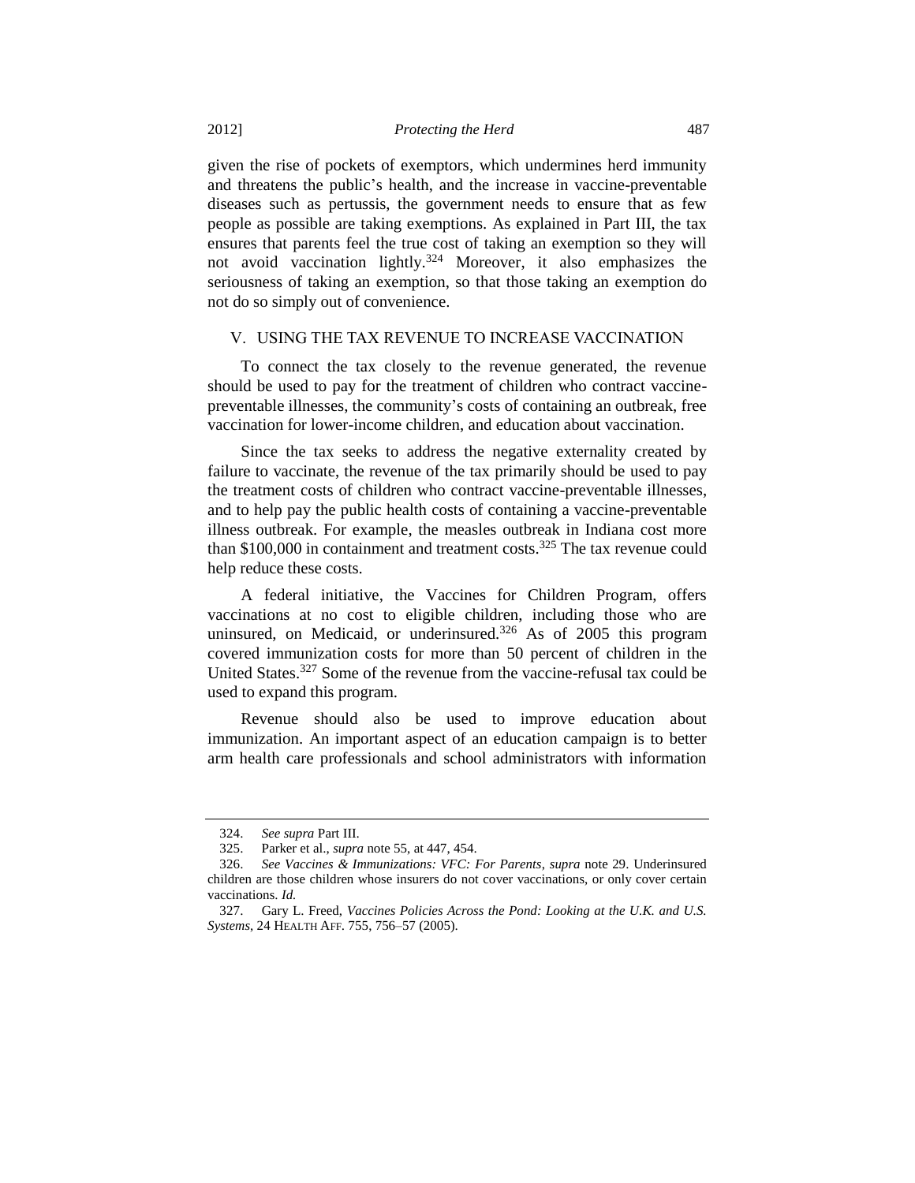given the rise of pockets of exemptors, which undermines herd immunity and threatens the public's health, and the increase in vaccine-preventable diseases such as pertussis, the government needs to ensure that as few people as possible are taking exemptions. As explained in Part III, the tax ensures that parents feel the true cost of taking an exemption so they will not avoid vaccination lightly.[324] Moreover, it also emphasizes the seriousness of taking an exemption, so that those taking an exemption do not do so simply out of convenience.

## V. USING THE TAX REVENUE TO INCREASE VACCINATION

To connect the tax closely to the revenue generated, the revenue should be used to pay for the treatment of children who contract vaccine-preventable illnesses, the community's costs of containing an outbreak, free vaccination for lower-income children, and education about vaccination.

Since the tax seeks to address the negative externality created by failure to vaccinate, the revenue of the tax primarily should be used to pay the treatment costs of children who contract vaccine-preventable illnesses, and to help pay the public health costs of containing a vaccine-preventable illness outbreak. For example, the measles outbreak in Indiana cost more than $100,000 in containment and treatment costs.[325] The tax revenue could help reduce these costs.

A federal initiative, the Vaccines for Children Program, offers vaccinations at no cost to eligible children, including those who are uninsured, on Medicaid, or underinsured.[326] As of 2005 this program covered immunization costs for more than 50 percent of children in the United States.[327] Some of the revenue from the vaccine-refusal tax could be used to expand this program.

Revenue should also be used to improve education about immunization. An important aspect of an education campaign is to better arm health care professionals and school administrators with information

---

324. *See supra* Part III.

325. Parker et al., *supra* note 55, at 447, 454.

326. *See Vaccines & Immunizations: VFC: For Parents*, *supra* note 29. Underinsured children are those children whose insurers do not cover vaccinations, or only cover certain vaccinations. *Id.*

327. Gary L. Freed, *Vaccines Policies Across the Pond: Looking at the U.K. and U.S. Systems*, 24 HEALTH AFF. 755, 756–57 (2005).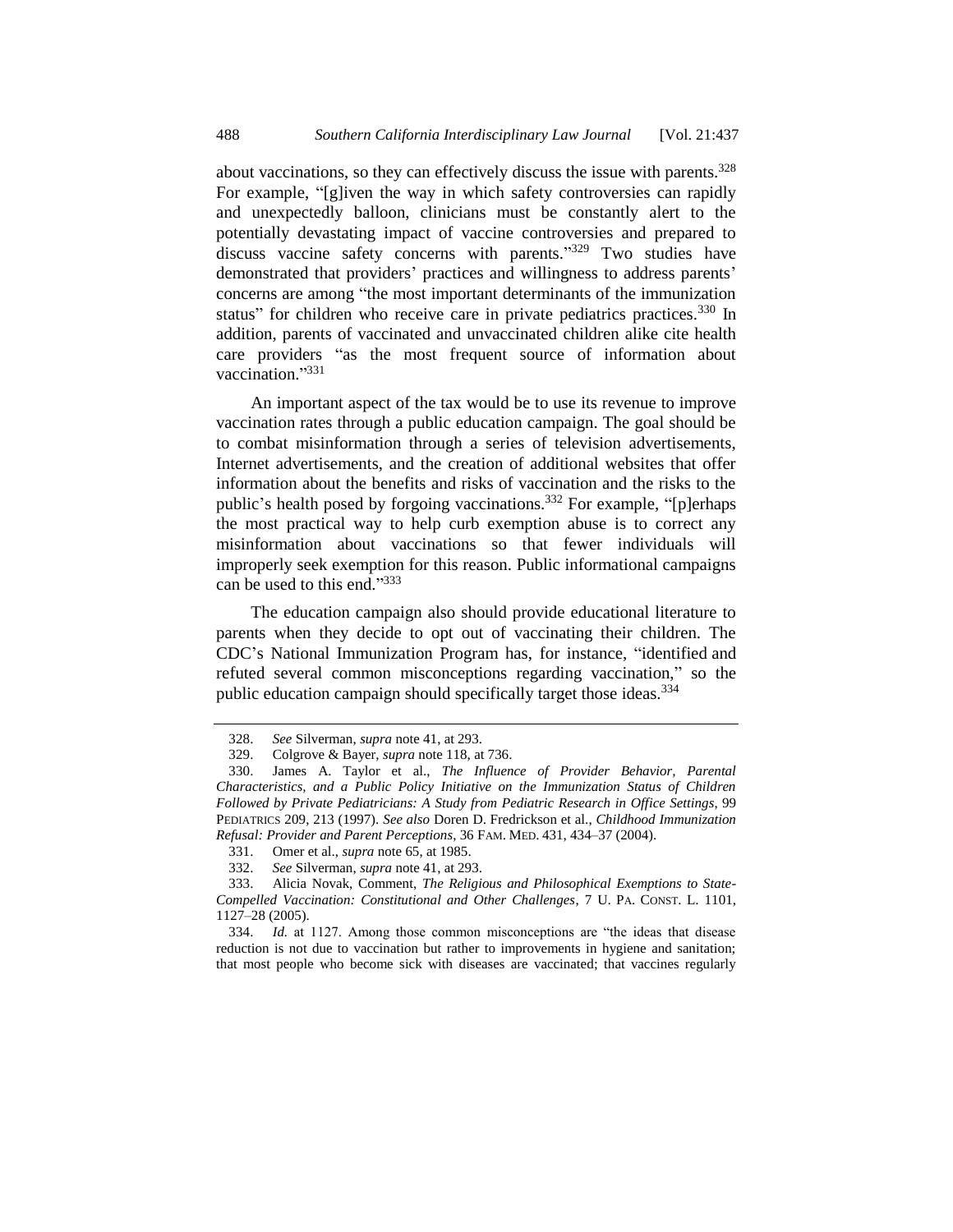about vaccinations, so they can effectively discuss the issue with parents.[328] For example, "[g]iven the way in which safety controversies can rapidly and unexpectedly balloon, clinicians must be constantly alert to the potentially devastating impact of vaccine controversies and prepared to discuss vaccine safety concerns with parents."[329] Two studies have demonstrated that providers' practices and willingness to address parents' concerns are among "the most important determinants of the immunization status" for children who receive care in private pediatrics practices.[330] In addition, parents of vaccinated and unvaccinated children alike cite health care providers "as the most frequent source of information about vaccination."[331]

An important aspect of the tax would be to use its revenue to improve vaccination rates through a public education campaign. The goal should be to combat misinformation through a series of television advertisements, Internet advertisements, and the creation of additional websites that offer information about the benefits and risks of vaccination and the risks to the public's health posed by forgoing vaccinations.[332] For example, "[p]erhaps the most practical way to help curb exemption abuse is to correct any misinformation about vaccinations so that fewer individuals will improperly seek exemption for this reason. Public informational campaigns can be used to this end."[333]

The education campaign also should provide educational literature to parents when they decide to opt out of vaccinating their children. The CDC's National Immunization Program has, for instance, "identified and refuted several common misconceptions regarding vaccination," so the public education campaign should specifically target those ideas.[334]

---

328. *See* Silverman, *supra* note 41, at 293.

329. Colgrove & Bayer, *supra* note 118, at 736.

330. James A. Taylor et al., *The Influence of Provider Behavior, Parental Characteristics, and a Public Policy Initiative on the Immunization Status of Children Followed by Private Pediatricians: A Study from Pediatric Research in Office Settings*, 99 PEDIATRICS 209, 213 (1997). *See also* Doren D. Fredrickson et al., *Childhood Immunization Refusal: Provider and Parent Perceptions*, 36 FAM. MED. 431, 434–37 (2004).

331. Omer et al., *supra* note 65, at 1985.

332. *See* Silverman, *supra* note 41, at 293.

333. Alicia Novak, Comment, *The Religious and Philosophical Exemptions to State-Compelled Vaccination: Constitutional and Other Challenges*, 7 U. PA. CONST. L. 1101, 1127–28 (2005).

334. *Id.* at 1127. Among those common misconceptions are "the ideas that disease reduction is not due to vaccination but rather to improvements in hygiene and sanitation; that most people who become sick with diseases are vaccinated; that vaccines regularly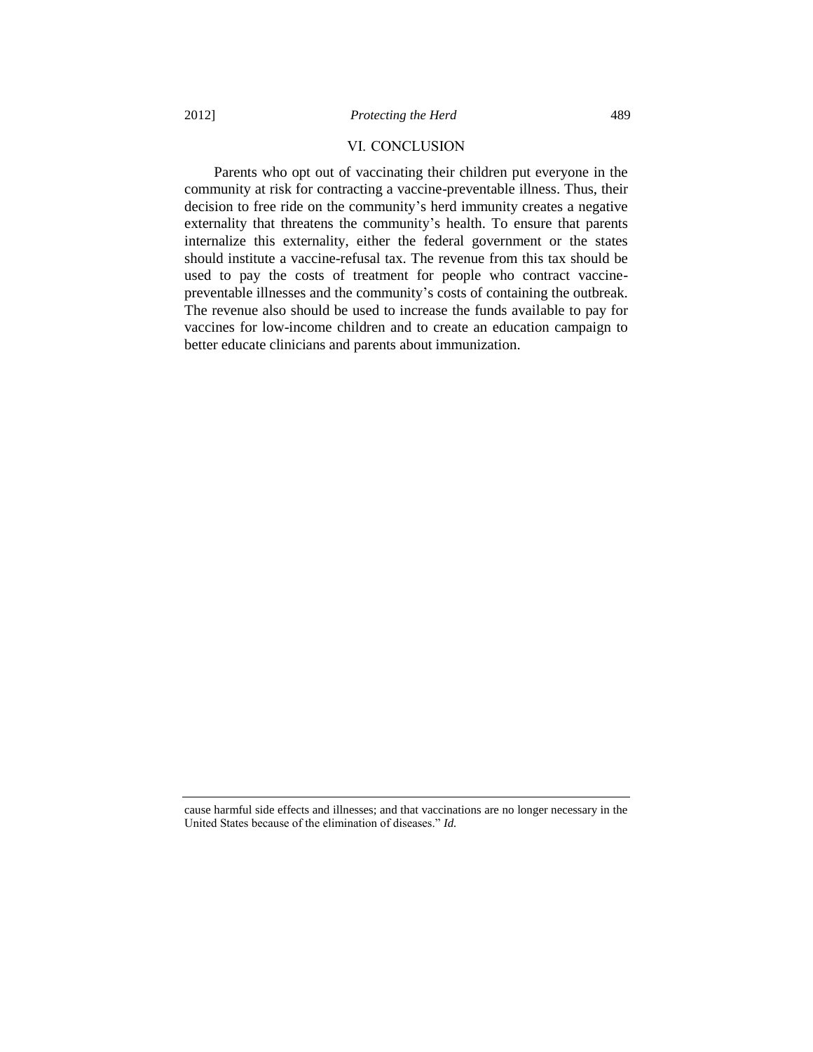## VI. CONCLUSION

Parents who opt out of vaccinating their children put everyone in the community at risk for contracting a vaccine-preventable illness. Thus, their decision to free ride on the community's herd immunity creates a negative externality that threatens the community's health. To ensure that parents internalize this externality, either the federal government or the states should institute a vaccine-refusal tax. The revenue from this tax should be used to pay the costs of treatment for people who contract vaccine-preventable illnesses and the community's costs of containing the outbreak. The revenue also should be used to increase the funds available to pay for vaccines for low-income children and to create an education campaign to better educate clinicians and parents about immunization.

---

cause harmful side effects and illnesses; and that vaccinations are no longer necessary in the United States because of the elimination of diseases." *Id.*